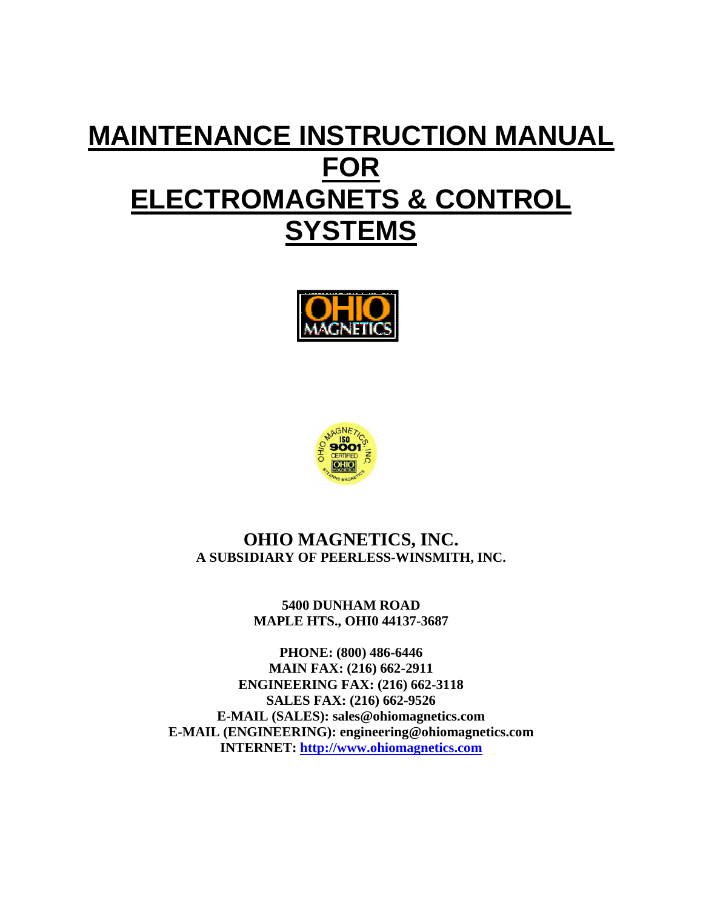# MAINTENANCE INSTRUCTION MANUAL FOR ELECTROMAGNETS & CONTROL SYSTEMS

**OHIO MAGNETICS, INC.**
**A SUBSIDIARY OF PEERLESS-WINSMITH, INC.**

**5400 DUNHAM ROAD**
**MAPLE HTS., OHI0 44137-3687**

**PHONE: (800) 486-6446**
**MAIN FAX: (216) 662-2911**
**ENGINEERING FAX: (216) 662-3118**
**SALES FAX: (216) 662-9526**
**E-MAIL (SALES): sales@ohiomagnetics.com**
**E-MAIL (ENGINEERING): engineering@ohiomagnetics.com**
**INTERNET: http://www.ohiomagnetics.com**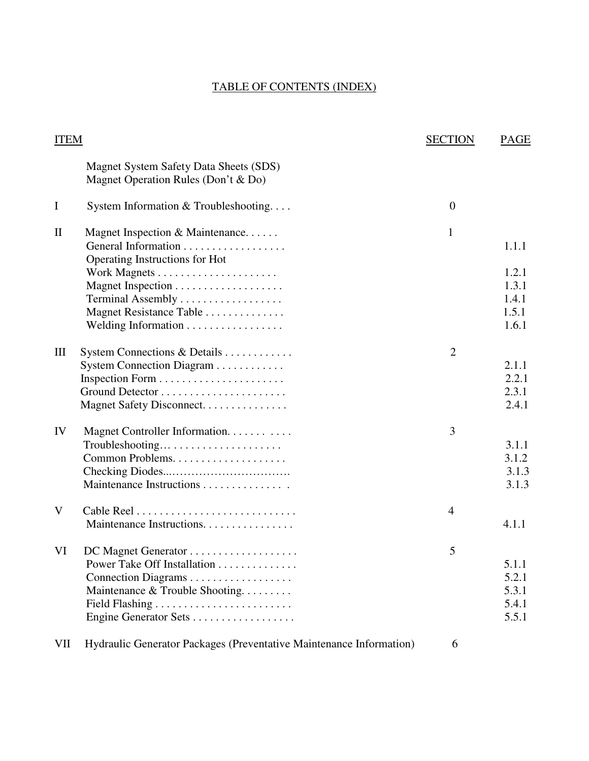# TABLE OF CONTENTS (INDEX)

| ITEM | | SECTION | PAGE |
|---|---|---|---|
| | Magnet System Safety Data Sheets (SDS) | | |
| | Magnet Operation Rules (Don't & Do) | | |
| I | System Information & Troubleshooting. . . . | 0 | |
| II | Magnet Inspection & Maintenance. . . . . . | 1 | |
| | General Information . . . . . . . . . . . . . . . . . . | | 1.1.1 |
| | Operating Instructions for Hot Work Magnets . . . . . . . . . . . . . . . . . . . . . | | 1.2.1 |
| | Magnet Inspection . . . . . . . . . . . . . . . . . . . | | 1.3.1 |
| | Terminal Assembly . . . . . . . . . . . . . . . . . . | | 1.4.1 |
| | Magnet Resistance Table . . . . . . . . . . . . . . | | 1.5.1 |
| | Welding Information . . . . . . . . . . . . . . . . . | | 1.6.1 |
| III | System Connections & Details . . . . . . . . . . . . | 2 | |
| | System Connection Diagram . . . . . . . . . . . . | | 2.1.1 |
| | Inspection Form . . . . . . . . . . . . . . . . . . . . . . | | 2.2.1 |
| | Ground Detector . . . . . . . . . . . . . . . . . . . . . . | | 2.3.1 |
| | Magnet Safety Disconnect. . . . . . . . . . . . . . . | | 2.4.1 |
| IV | Magnet Controller Information. . . . . . . . . . . . | 3 | |
| | Troubleshooting… . . . . . . . . . . . . . . . . . . . . | | 3.1.1 |
| | Common Problems. . . . . . . . . . . . . . . . . . . . | | 3.1.2 |
| | Checking Diodes...…………………………. | | 3.1.3 |
| | Maintenance Instructions . . . . . . . . . . . . . . . | | 3.1.3 |
| V | Cable Reel . . . . . . . . . . . . . . . . . . . . . . . . . . . . | 4 | |
| | Maintenance Instructions. . . . . . . . . . . . . . . . | | 4.1.1 |
| VI | DC Magnet Generator . . . . . . . . . . . . . . . . . . . | 5 | |
| | Power Take Off Installation . . . . . . . . . . . . . . | | 5.1.1 |
| | Connection Diagrams . . . . . . . . . . . . . . . . . . | | 5.2.1 |
| | Maintenance & Trouble Shooting. . . . . . . . . | | 5.3.1 |
| | Field Flashing . . . . . . . . . . . . . . . . . . . . . . . . | | 5.4.1 |
| | Engine Generator Sets . . . . . . . . . . . . . . . . . . | | 5.5.1 |
| VII | Hydraulic Generator Packages (Preventative Maintenance Information) | 6 | |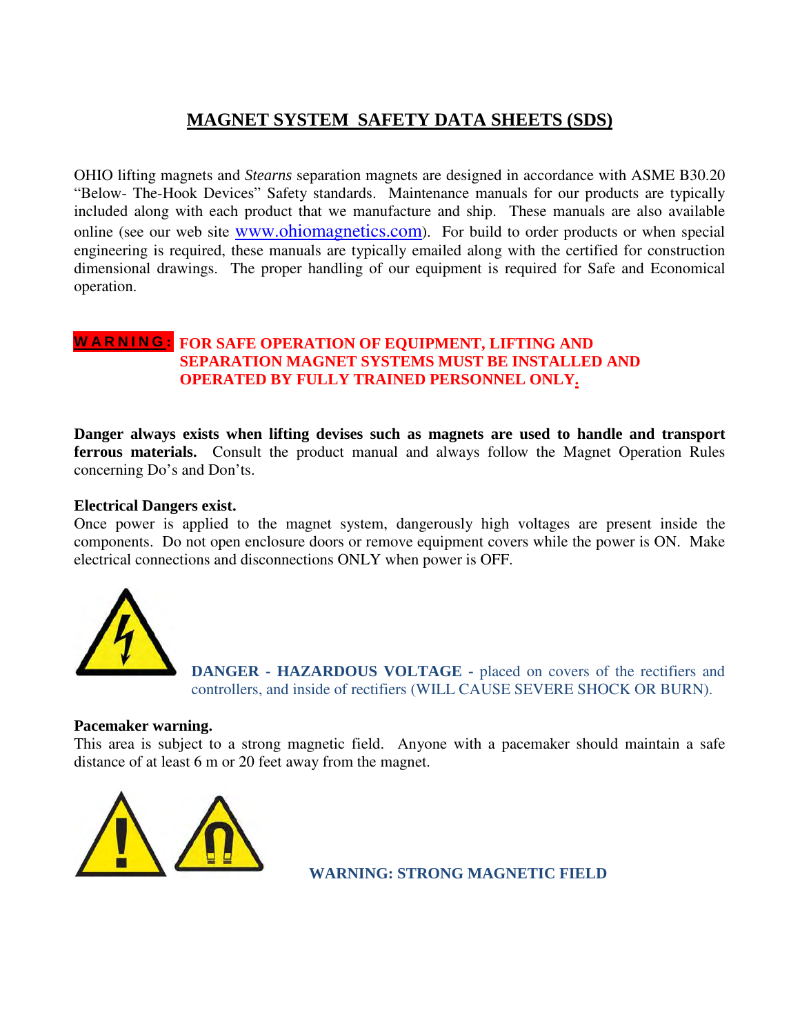# MAGNET SYSTEM SAFETY DATA SHEETS (SDS)

OHIO lifting magnets and *Stearns* separation magnets are designed in accordance with ASME B30.20 “Below- The-Hook Devices” Safety standards. Maintenance manuals for our products are typically included along with each product that we manufacture and ship. These manuals are also available online (see our web site www.ohiomagnetics.com). For build to order products or when special engineering is required, these manuals are typically emailed along with the certified for construction dimensional drawings. The proper handling of our equipment is required for Safe and Economical operation.

**WARNING: FOR SAFE OPERATION OF EQUIPMENT, LIFTING AND SEPARATION MAGNET SYSTEMS MUST BE INSTALLED AND OPERATED BY FULLY TRAINED PERSONNEL ONLY.**

**Danger always exists when lifting devises such as magnets are used to handle and transport ferrous materials.** Consult the product manual and always follow the Magnet Operation Rules concerning Do’s and Don’ts.

**Electrical Dangers exist.**
Once power is applied to the magnet system, dangerously high voltages are present inside the components. Do not open enclosure doors or remove equipment covers while the power is ON. Make electrical connections and disconnections ONLY when power is OFF.

**DANGER - HAZARDOUS VOLTAGE** - placed on covers of the rectifiers and controllers, and inside of rectifiers (WILL CAUSE SEVERE SHOCK OR BURN).

**Pacemaker warning.**
This area is subject to a strong magnetic field. Anyone with a pacemaker should maintain a safe distance of at least 6 m or 20 feet away from the magnet.

**WARNING: STRONG MAGNETIC FIELD**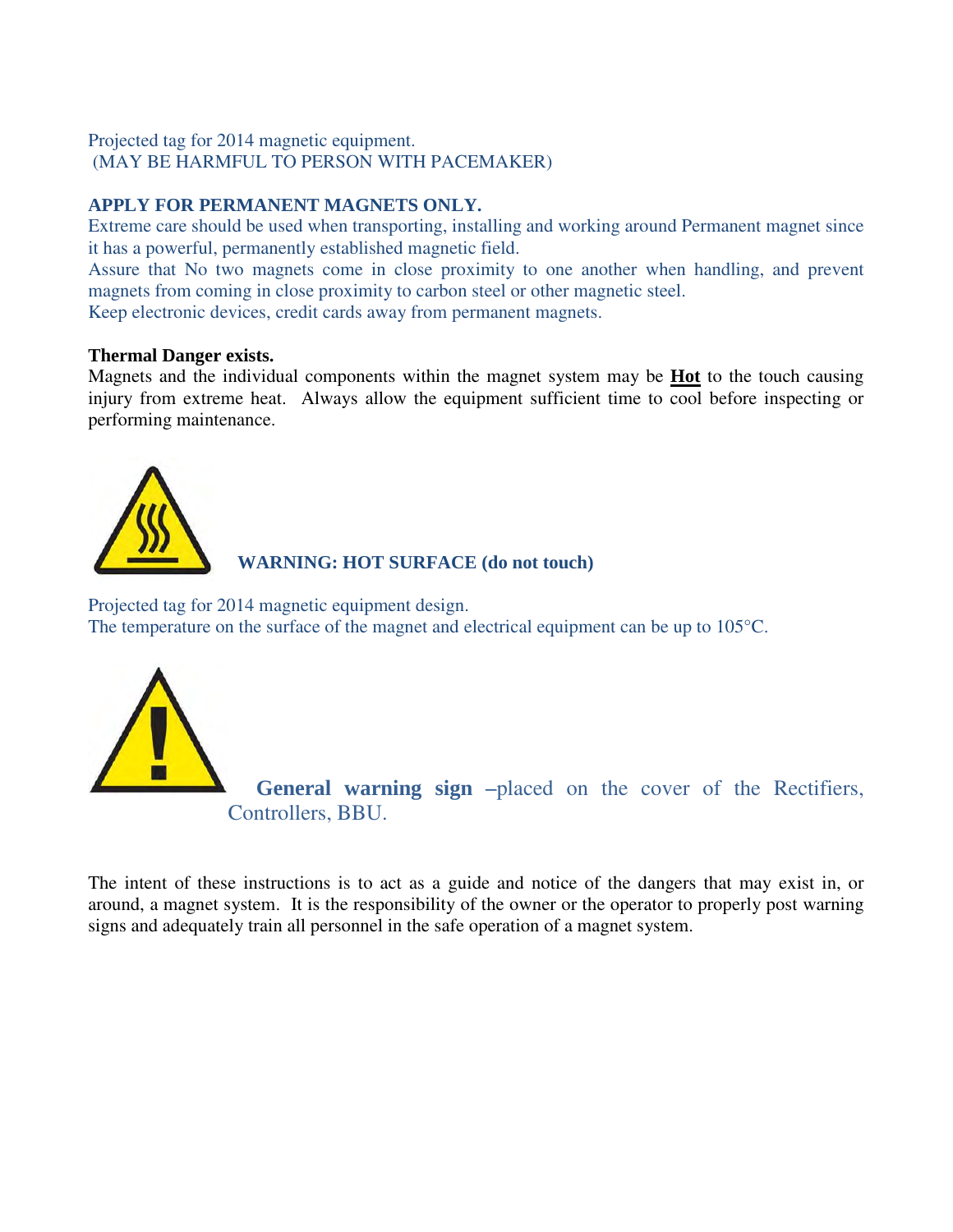Projected tag for 2014 magnetic equipment.
(MAY BE HARMFUL TO PERSON WITH PACEMAKER)

**APPLY FOR PERMANENT MAGNETS ONLY.**

Extreme care should be used when transporting, installing and working around Permanent magnet since it has a powerful, permanently established magnetic field.

Assure that No two magnets come in close proximity to one another when handling, and prevent magnets from coming in close proximity to carbon steel or other magnetic steel.

Keep electronic devices, credit cards away from permanent magnets.

**Thermal Danger exists.**

Magnets and the individual components within the magnet system may be **Hot** to the touch causing injury from extreme heat. Always allow the equipment sufficient time to cool before inspecting or performing maintenance.

**WARNING: HOT SURFACE (do not touch)**

Projected tag for 2014 magnetic equipment design.
The temperature on the surface of the magnet and electrical equipment can be up to 105°C.

**General warning sign** –placed on the cover of the Rectifiers, Controllers, BBU.

The intent of these instructions is to act as a guide and notice of the dangers that may exist in, or around, a magnet system. It is the responsibility of the owner or the operator to properly post warning signs and adequately train all personnel in the safe operation of a magnet system.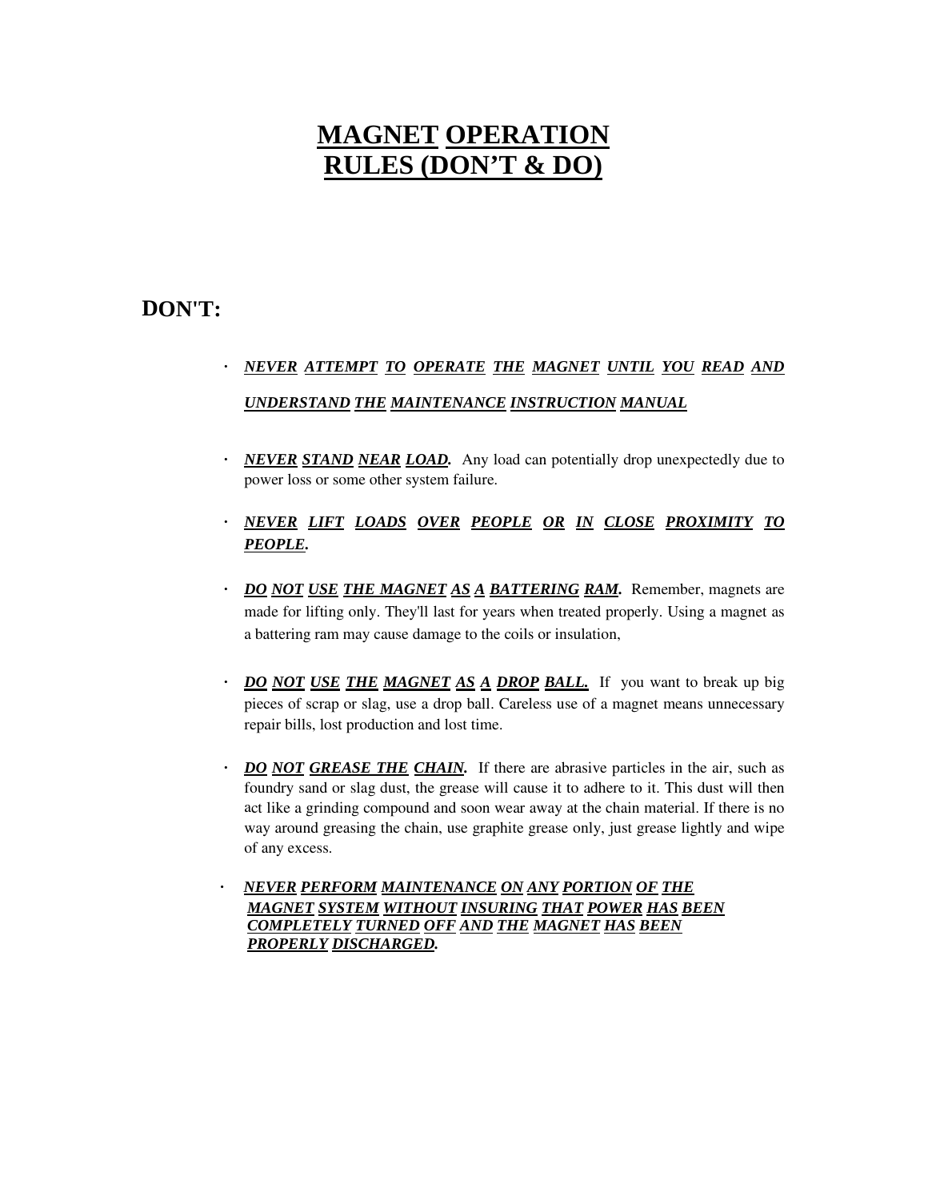# MAGNET OPERATION RULES (DON'T & DO)

## DON'T:

- ***NEVER ATTEMPT TO OPERATE THE MAGNET UNTIL YOU READ AND UNDERSTAND THE MAINTENANCE INSTRUCTION MANUAL***

- ***NEVER STAND NEAR LOAD.*** Any load can potentially drop unexpectedly due to power loss or some other system failure.

- ***NEVER LIFT LOADS OVER PEOPLE OR IN CLOSE PROXIMITY TO PEOPLE.***

- ***DO NOT USE THE MAGNET AS A BATTERING RAM.*** Remember, magnets are made for lifting only. They'll last for years when treated properly. Using a magnet as a battering ram may cause damage to the coils or insulation,

- ***DO NOT USE THE MAGNET AS A DROP BALL.*** If you want to break up big pieces of scrap or slag, use a drop ball. Careless use of a magnet means unnecessary repair bills, lost production and lost time.

- ***DO NOT GREASE THE CHAIN.*** If there are abrasive particles in the air, such as foundry sand or slag dust, the grease will cause it to adhere to it. This dust will then act like a grinding compound and soon wear away at the chain material. If there is no way around greasing the chain, use graphite grease only, just grease lightly and wipe of any excess.

- ***NEVER PERFORM MAINTENANCE ON ANY PORTION OF THE MAGNET SYSTEM WITHOUT INSURING THAT POWER HAS BEEN COMPLETELY TURNED OFF AND THE MAGNET HAS BEEN PROPERLY DISCHARGED.***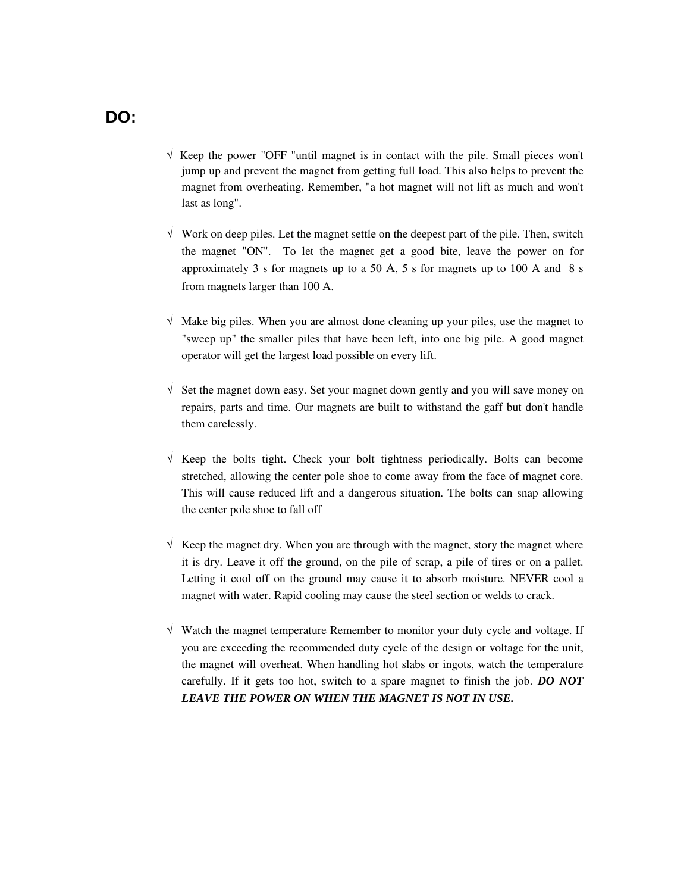## DO:

- √ Keep the power "OFF "until magnet is in contact with the pile. Small pieces won't jump up and prevent the magnet from getting full load. This also helps to prevent the magnet from overheating. Remember, "a hot magnet will not lift as much and won't last as long".

- √ Work on deep piles. Let the magnet settle on the deepest part of the pile. Then, switch the magnet "ON". To let the magnet get a good bite, leave the power on for approximately 3 s for magnets up to a 50 A, 5 s for magnets up to 100 A and 8 s from magnets larger than 100 A.

- √ Make big piles. When you are almost done cleaning up your piles, use the magnet to "sweep up" the smaller piles that have been left, into one big pile. A good magnet operator will get the largest load possible on every lift.

- √ Set the magnet down easy. Set your magnet down gently and you will save money on repairs, parts and time. Our magnets are built to withstand the gaff but don't handle them carelessly.

- √ Keep the bolts tight. Check your bolt tightness periodically. Bolts can become stretched, allowing the center pole shoe to come away from the face of magnet core. This will cause reduced lift and a dangerous situation. The bolts can snap allowing the center pole shoe to fall off

- √ Keep the magnet dry. When you are through with the magnet, story the magnet where it is dry. Leave it off the ground, on the pile of scrap, a pile of tires or on a pallet. Letting it cool off on the ground may cause it to absorb moisture. NEVER cool a magnet with water. Rapid cooling may cause the steel section or welds to crack.

- √ Watch the magnet temperature Remember to monitor your duty cycle and voltage. If you are exceeding the recommended duty cycle of the design or voltage for the unit, the magnet will overheat. When handling hot slabs or ingots, watch the temperature carefully. If it gets too hot, switch to a spare magnet to finish the job. ***DO NOT LEAVE THE POWER ON WHEN THE MAGNET IS NOT IN USE.***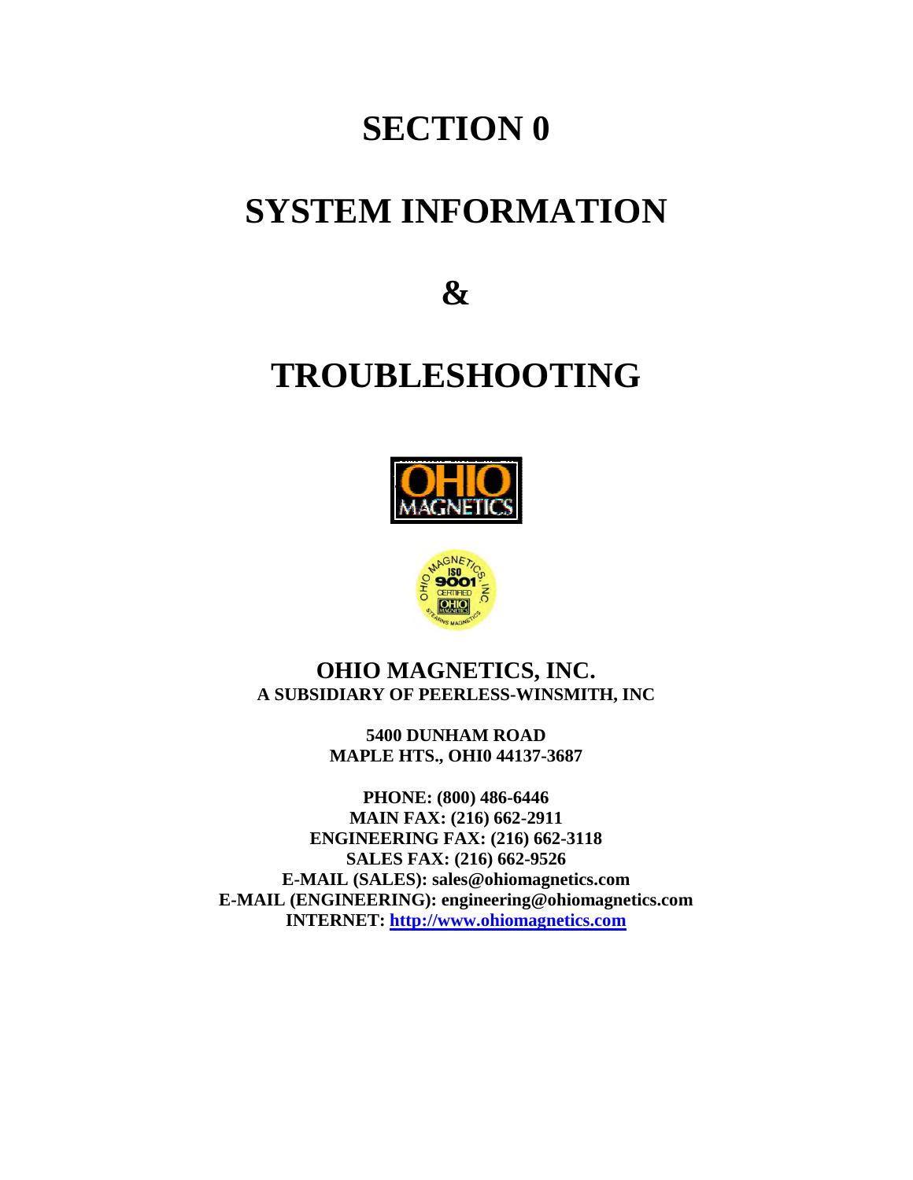# SECTION 0

# SYSTEM INFORMATION

# &

# TROUBLESHOOTING

**OHIO MAGNETICS, INC.**
**A SUBSIDIARY OF PEERLESS-WINSMITH, INC**

**5400 DUNHAM ROAD**
**MAPLE HTS., OHI0 44137-3687**

**PHONE: (800) 486-6446**
**MAIN FAX: (216) 662-2911**
**ENGINEERING FAX: (216) 662-3118**
**SALES FAX: (216) 662-9526**
**E-MAIL (SALES): sales@ohiomagnetics.com**
**E-MAIL (ENGINEERING): engineering@ohiomagnetics.com**
**INTERNET: http://www.ohiomagnetics.com**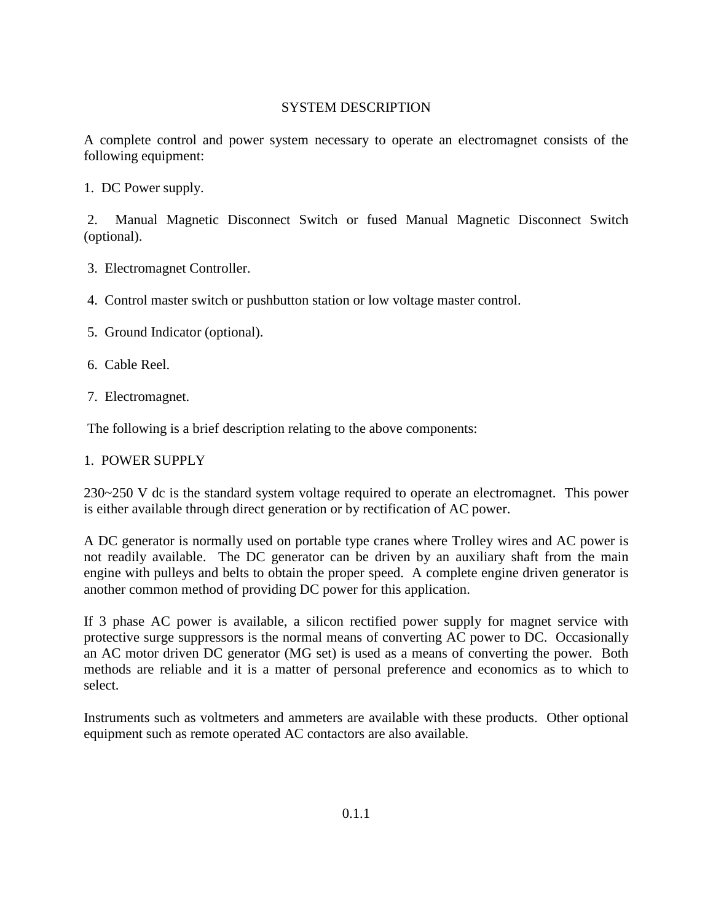# SYSTEM DESCRIPTION

A complete control and power system necessary to operate an electromagnet consists of the following equipment:

1. DC Power supply.
2. Manual Magnetic Disconnect Switch or fused Manual Magnetic Disconnect Switch (optional).
3. Electromagnet Controller.
4. Control master switch or pushbutton station or low voltage master control.
5. Ground Indicator (optional).
6. Cable Reel.
7. Electromagnet.

The following is a brief description relating to the above components:

## 1. POWER SUPPLY

230~250 V dc is the standard system voltage required to operate an electromagnet. This power is either available through direct generation or by rectification of AC power.

A DC generator is normally used on portable type cranes where Trolley wires and AC power is not readily available. The DC generator can be driven by an auxiliary shaft from the main engine with pulleys and belts to obtain the proper speed. A complete engine driven generator is another common method of providing DC power for this application.

If 3 phase AC power is available, a silicon rectified power supply for magnet service with protective surge suppressors is the normal means of converting AC power to DC. Occasionally an AC motor driven DC generator (MG set) is used as a means of converting the power. Both methods are reliable and it is a matter of personal preference and economics as to which to select.

Instruments such as voltmeters and ammeters are available with these products. Other optional equipment such as remote operated AC contactors are also available.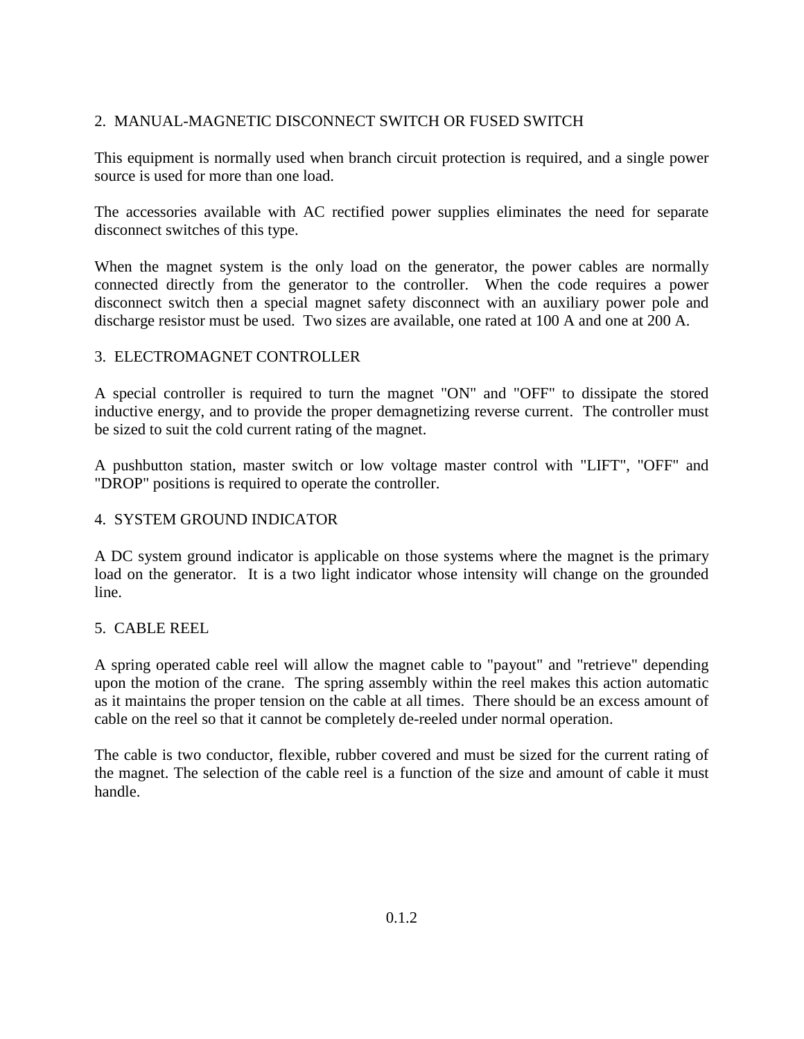## 2. MANUAL-MAGNETIC DISCONNECT SWITCH OR FUSED SWITCH

This equipment is normally used when branch circuit protection is required, and a single power source is used for more than one load.

The accessories available with AC rectified power supplies eliminates the need for separate disconnect switches of this type.

When the magnet system is the only load on the generator, the power cables are normally connected directly from the generator to the controller. When the code requires a power disconnect switch then a special magnet safety disconnect with an auxiliary power pole and discharge resistor must be used. Two sizes are available, one rated at 100 A and one at 200 A.

## 3. ELECTROMAGNET CONTROLLER

A special controller is required to turn the magnet "ON" and "OFF" to dissipate the stored inductive energy, and to provide the proper demagnetizing reverse current. The controller must be sized to suit the cold current rating of the magnet.

A pushbutton station, master switch or low voltage master control with "LIFT", "OFF" and "DROP" positions is required to operate the controller.

## 4. SYSTEM GROUND INDICATOR

A DC system ground indicator is applicable on those systems where the magnet is the primary load on the generator. It is a two light indicator whose intensity will change on the grounded line.

## 5. CABLE REEL

A spring operated cable reel will allow the magnet cable to "payout" and "retrieve" depending upon the motion of the crane. The spring assembly within the reel makes this action automatic as it maintains the proper tension on the cable at all times. There should be an excess amount of cable on the reel so that it cannot be completely de-reeled under normal operation.

The cable is two conductor, flexible, rubber covered and must be sized for the current rating of the magnet. The selection of the cable reel is a function of the size and amount of cable it must handle.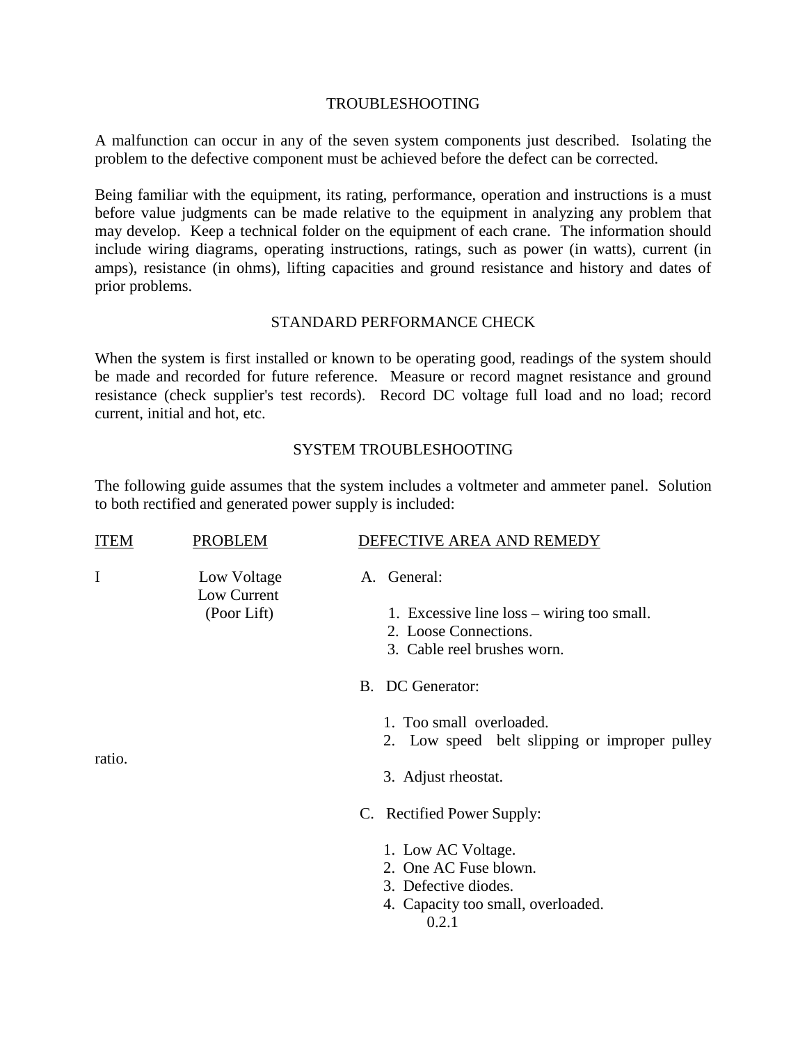## TROUBLESHOOTING

A malfunction can occur in any of the seven system components just described. Isolating the problem to the defective component must be achieved before the defect can be corrected.

Being familiar with the equipment, its rating, performance, operation and instructions is a must before value judgments can be made relative to the equipment in analyzing any problem that may develop. Keep a technical folder on the equipment of each crane. The information should include wiring diagrams, operating instructions, ratings, such as power (in watts), current (in amps), resistance (in ohms), lifting capacities and ground resistance and history and dates of prior problems.

## STANDARD PERFORMANCE CHECK

When the system is first installed or known to be operating good, readings of the system should be made and recorded for future reference. Measure or record magnet resistance and ground resistance (check supplier's test records). Record DC voltage full load and no load; record current, initial and hot, etc.

## SYSTEM TROUBLESHOOTING

The following guide assumes that the system includes a voltmeter and ammeter panel. Solution to both rectified and generated power supply is included:

| ITEM | PROBLEM | DEFECTIVE AREA AND REMEDY |
| --- | --- | --- |
| I | Low Voltage<br>Low Current<br>(Poor Lift) | A. General:<br>1. Excessive line loss – wiring too small.<br>2. Loose Connections.<br>3. Cable reel brushes worn.<br><br>B. DC Generator:<br>1. Too small overloaded.<br>2. Low speed belt slipping or improper pulley ratio.<br>3. Adjust rheostat.<br><br>C. Rectified Power Supply:<br>1. Low AC Voltage.<br>2. One AC Fuse blown.<br>3. Defective diodes.<br>4. Capacity too small, overloaded. |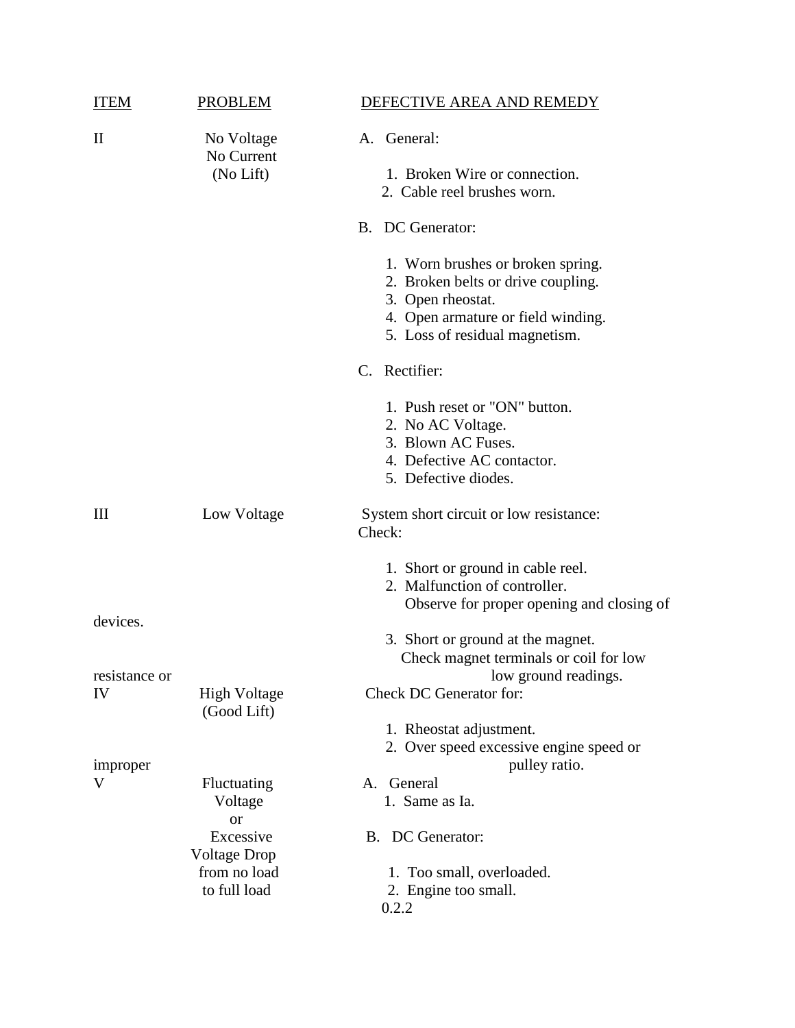| ITEM | PROBLEM | DEFECTIVE AREA AND REMEDY |
|---|---|---|
| II | No Voltage No Current (No Lift) | A. General:<br>1. Broken Wire or connection.<br>2. Cable reel brushes worn.<br><br>B. DC Generator:<br>1. Worn brushes or broken spring.<br>2. Broken belts or drive coupling.<br>3. Open rheostat.<br>4. Open armature or field winding.<br>5. Loss of residual magnetism.<br><br>C. Rectifier:<br>1. Push reset or "ON" button.<br>2. No AC Voltage.<br>3. Blown AC Fuses.<br>4. Defective AC contactor.<br>5. Defective diodes. |
| III | Low Voltage | System short circuit or low resistance:<br>Check:<br>1. Short or ground in cable reel.<br>2. Malfunction of controller. Observe for proper opening and closing of devices.<br>3. Short or ground at the magnet. Check magnet terminals or coil for low resistance or low ground readings. |
| IV | High Voltage (Good Lift) | Check DC Generator for:<br>1. Rheostat adjustment.<br>2. Over speed excessive engine speed or improper pulley ratio. |
| V | Fluctuating Voltage or Excessive Voltage Drop from no load to full load | A. General<br>1. Same as Ia.<br><br>B. DC Generator:<br>1. Too small, overloaded.<br>2. Engine too small. |

0.2.2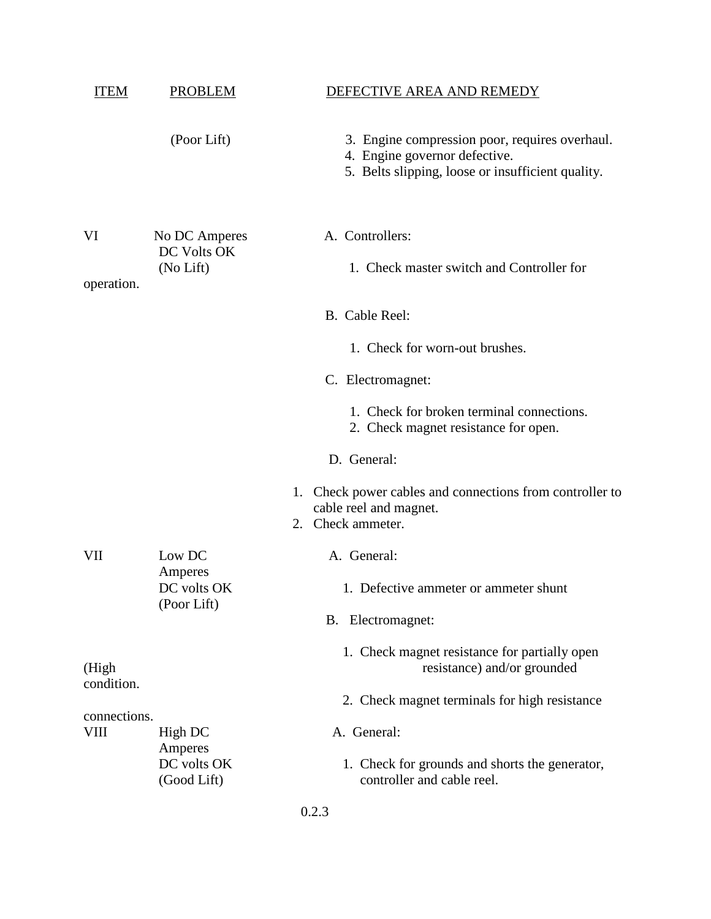| ITEM | PROBLEM | DEFECTIVE AREA AND REMEDY |
|---|---|---|
| | (Poor Lift) | 3. Engine compression poor, requires overhaul.<br>4. Engine governor defective.<br>5. Belts slipping, loose or insufficient quality. |
| VI | No DC Amperes<br>DC Volts OK<br>(No Lift) | A. Controllers:<br>1. Check master switch and Controller for operation.<br>B. Cable Reel:<br>1. Check for worn-out brushes.<br>C. Electromagnet:<br>1. Check for broken terminal connections.<br>2. Check magnet resistance for open.<br>D. General:<br>1. Check power cables and connections from controller to cable reel and magnet.<br>2. Check ammeter. |
| VII | Low DC Amperes<br>DC volts OK<br>(Poor Lift) | A. General:<br>1. Defective ammeter or ammeter shunt<br>B. Electromagnet:<br>1. Check magnet resistance for partially open (High resistance) and/or grounded condition.<br>2. Check magnet terminals for high resistance connections. |
| VIII | High DC Amperes<br>DC volts OK<br>(Good Lift) | A. General:<br>1. Check for grounds and shorts the generator, controller and cable reel. |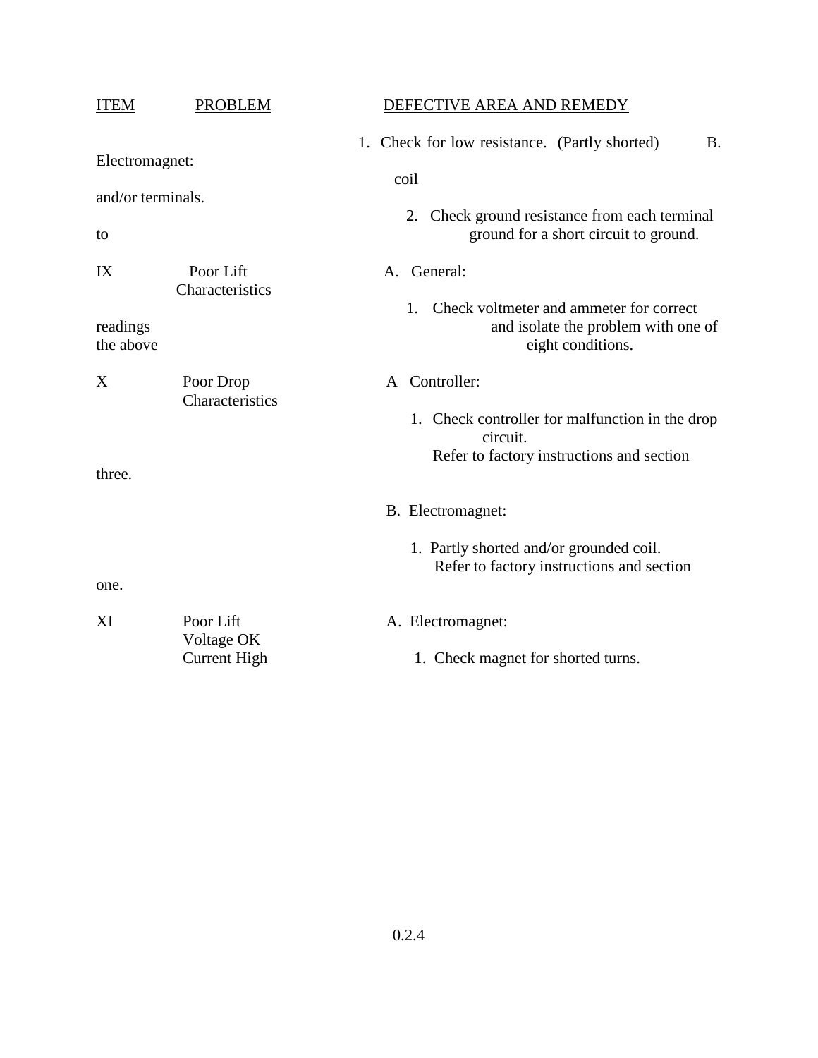| ITEM | PROBLEM | DEFECTIVE AREA AND REMEDY |
| --- | --- | --- |
| | | B. Electromagnet: |
| | | 1. Check for low resistance. (Partly shorted) coil and/or terminals. |
| | | 2. Check ground resistance from each terminal to ground for a short circuit to ground. |
| IX | Poor Lift Characteristics | A. General: |
| | | 1. Check voltmeter and ammeter for correct readings and isolate the problem with one of the above eight conditions. |
| X | Poor Drop Characteristics | A Controller: |
| | | 1. Check controller for malfunction in the drop circuit. Refer to factory instructions and section three. |
| | | B. Electromagnet: |
| | | 1. Partly shorted and/or grounded coil. Refer to factory instructions and section one. |
| XI | Poor Lift Voltage OK Current High | A. Electromagnet: |
| | | 1. Check magnet for shorted turns. |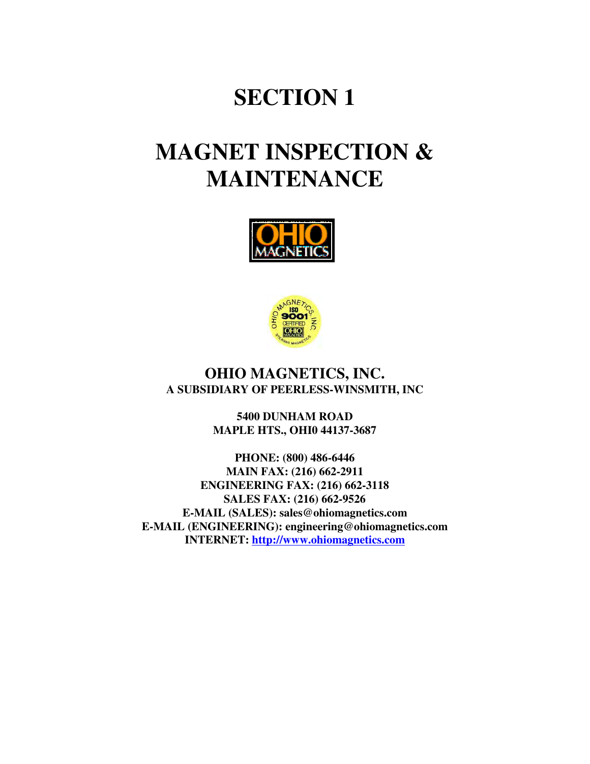# SECTION 1

# MAGNET INSPECTION & MAINTENANCE

**OHIO MAGNETICS, INC.**
**A SUBSIDIARY OF PEERLESS-WINSMITH, INC**

**5400 DUNHAM ROAD**
**MAPLE HTS., OHI0 44137-3687**

**PHONE: (800) 486-6446**
**MAIN FAX: (216) 662-2911**
**ENGINEERING FAX: (216) 662-3118**
**SALES FAX: (216) 662-9526**
**E-MAIL (SALES): sales@ohiomagnetics.com**
**E-MAIL (ENGINEERING): engineering@ohiomagnetics.com**
**INTERNET: http://www.ohiomagnetics.com**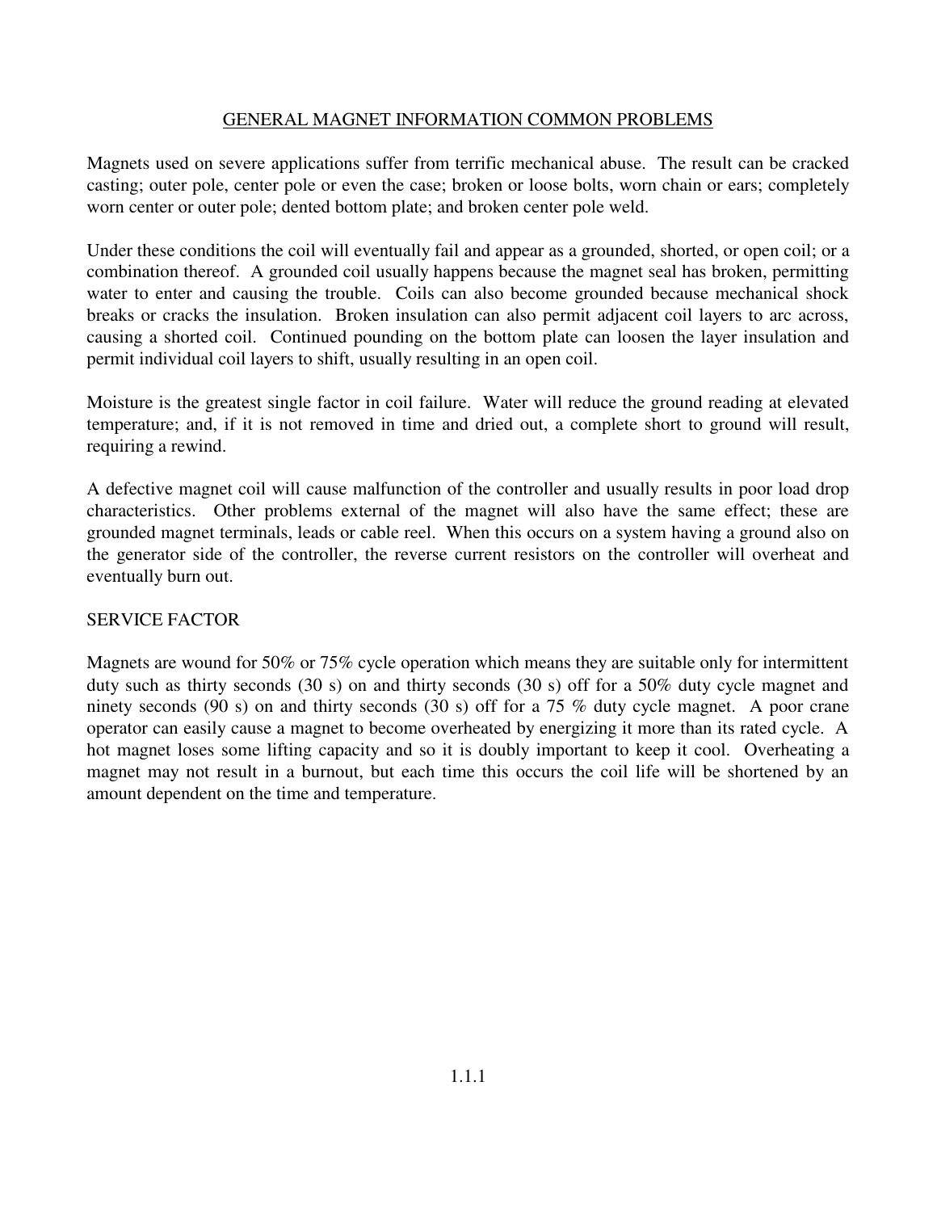## GENERAL MAGNET INFORMATION COMMON PROBLEMS

Magnets used on severe applications suffer from terrific mechanical abuse. The result can be cracked casting; outer pole, center pole or even the case; broken or loose bolts, worn chain or ears; completely worn center or outer pole; dented bottom plate; and broken center pole weld.

Under these conditions the coil will eventually fail and appear as a grounded, shorted, or open coil; or a combination thereof. A grounded coil usually happens because the magnet seal has broken, permitting water to enter and causing the trouble. Coils can also become grounded because mechanical shock breaks or cracks the insulation. Broken insulation can also permit adjacent coil layers to arc across, causing a shorted coil. Continued pounding on the bottom plate can loosen the layer insulation and permit individual coil layers to shift, usually resulting in an open coil.

Moisture is the greatest single factor in coil failure. Water will reduce the ground reading at elevated temperature; and, if it is not removed in time and dried out, a complete short to ground will result, requiring a rewind.

A defective magnet coil will cause malfunction of the controller and usually results in poor load drop characteristics. Other problems external of the magnet will also have the same effect; these are grounded magnet terminals, leads or cable reel. When this occurs on a system having a ground also on the generator side of the controller, the reverse current resistors on the controller will overheat and eventually burn out.

### SERVICE FACTOR

Magnets are wound for 50% or 75% cycle operation which means they are suitable only for intermittent duty such as thirty seconds (30 s) on and thirty seconds (30 s) off for a 50% duty cycle magnet and ninety seconds (90 s) on and thirty seconds (30 s) off for a 75 % duty cycle magnet. A poor crane operator can easily cause a magnet to become overheated by energizing it more than its rated cycle. A hot magnet loses some lifting capacity and so it is doubly important to keep it cool. Overheating a magnet may not result in a burnout, but each time this occurs the coil life will be shortened by an amount dependent on the time and temperature.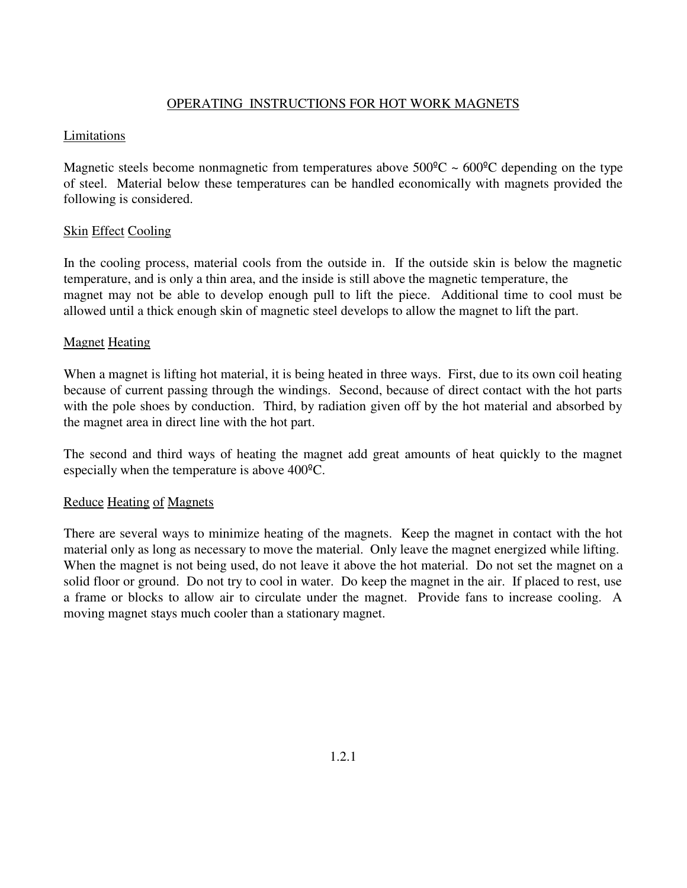# OPERATING INSTRUCTIONS FOR HOT WORK MAGNETS

## Limitations

Magnetic steels become nonmagnetic from temperatures above 500ºC ~ 600ºC depending on the type of steel. Material below these temperatures can be handled economically with magnets provided the following is considered.

## Skin Effect Cooling

In the cooling process, material cools from the outside in. If the outside skin is below the magnetic temperature, and is only a thin area, and the inside is still above the magnetic temperature, the magnet may not be able to develop enough pull to lift the piece. Additional time to cool must be allowed until a thick enough skin of magnetic steel develops to allow the magnet to lift the part.

## Magnet Heating

When a magnet is lifting hot material, it is being heated in three ways. First, due to its own coil heating because of current passing through the windings. Second, because of direct contact with the hot parts with the pole shoes by conduction. Third, by radiation given off by the hot material and absorbed by the magnet area in direct line with the hot part.

The second and third ways of heating the magnet add great amounts of heat quickly to the magnet especially when the temperature is above 400ºC.

## Reduce Heating of Magnets

There are several ways to minimize heating of the magnets. Keep the magnet in contact with the hot material only as long as necessary to move the material. Only leave the magnet energized while lifting. When the magnet is not being used, do not leave it above the hot material. Do not set the magnet on a solid floor or ground. Do not try to cool in water. Do keep the magnet in the air. If placed to rest, use a frame or blocks to allow air to circulate under the magnet. Provide fans to increase cooling. A moving magnet stays much cooler than a stationary magnet.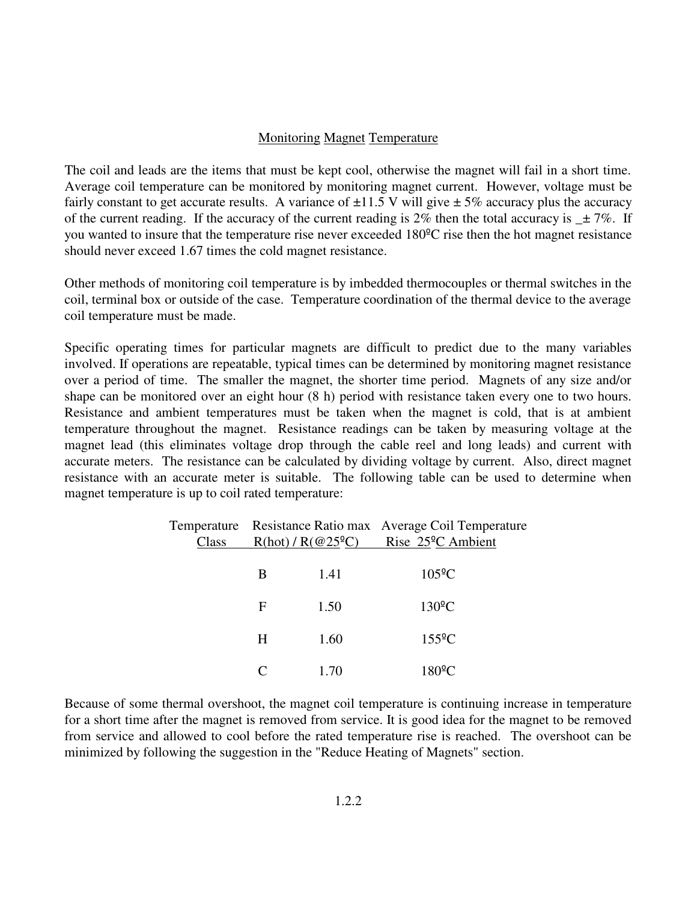## Monitoring Magnet Temperature

The coil and leads are the items that must be kept cool, otherwise the magnet will fail in a short time. Average coil temperature can be monitored by monitoring magnet current. However, voltage must be fairly constant to get accurate results. A variance of ±11.5 V will give ± 5% accuracy plus the accuracy of the current reading. If the accuracy of the current reading is 2% then the total accuracy is _± 7%. If you wanted to insure that the temperature rise never exceeded 180ºC rise then the hot magnet resistance should never exceed 1.67 times the cold magnet resistance.

Other methods of monitoring coil temperature is by imbedded thermocouples or thermal switches in the coil, terminal box or outside of the case. Temperature coordination of the thermal device to the average coil temperature must be made.

Specific operating times for particular magnets are difficult to predict due to the many variables involved. If operations are repeatable, typical times can be determined by monitoring magnet resistance over a period of time. The smaller the magnet, the shorter time period. Magnets of any size and/or shape can be monitored over an eight hour (8 h) period with resistance taken every one to two hours. Resistance and ambient temperatures must be taken when the magnet is cold, that is at ambient temperature throughout the magnet. Resistance readings can be taken by measuring voltage at the magnet lead (this eliminates voltage drop through the cable reel and long leads) and current with accurate meters. The resistance can be calculated by dividing voltage by current. Also, direct magnet resistance with an accurate meter is suitable. The following table can be used to determine when magnet temperature is up to coil rated temperature:

| Temperature Class | Resistance Ratio max R(hot) / R(@25ºC) | Average Coil Temperature Rise 25ºC Ambient |
|---|---|---|
| B | 1.41 | 105ºC |
| F | 1.50 | 130ºC |
| H | 1.60 | 155ºC |
| C | 1.70 | 180ºC |

Because of some thermal overshoot, the magnet coil temperature is continuing increase in temperature for a short time after the magnet is removed from service. It is good idea for the magnet to be removed from service and allowed to cool before the rated temperature rise is reached. The overshoot can be minimized by following the suggestion in the "Reduce Heating of Magnets" section.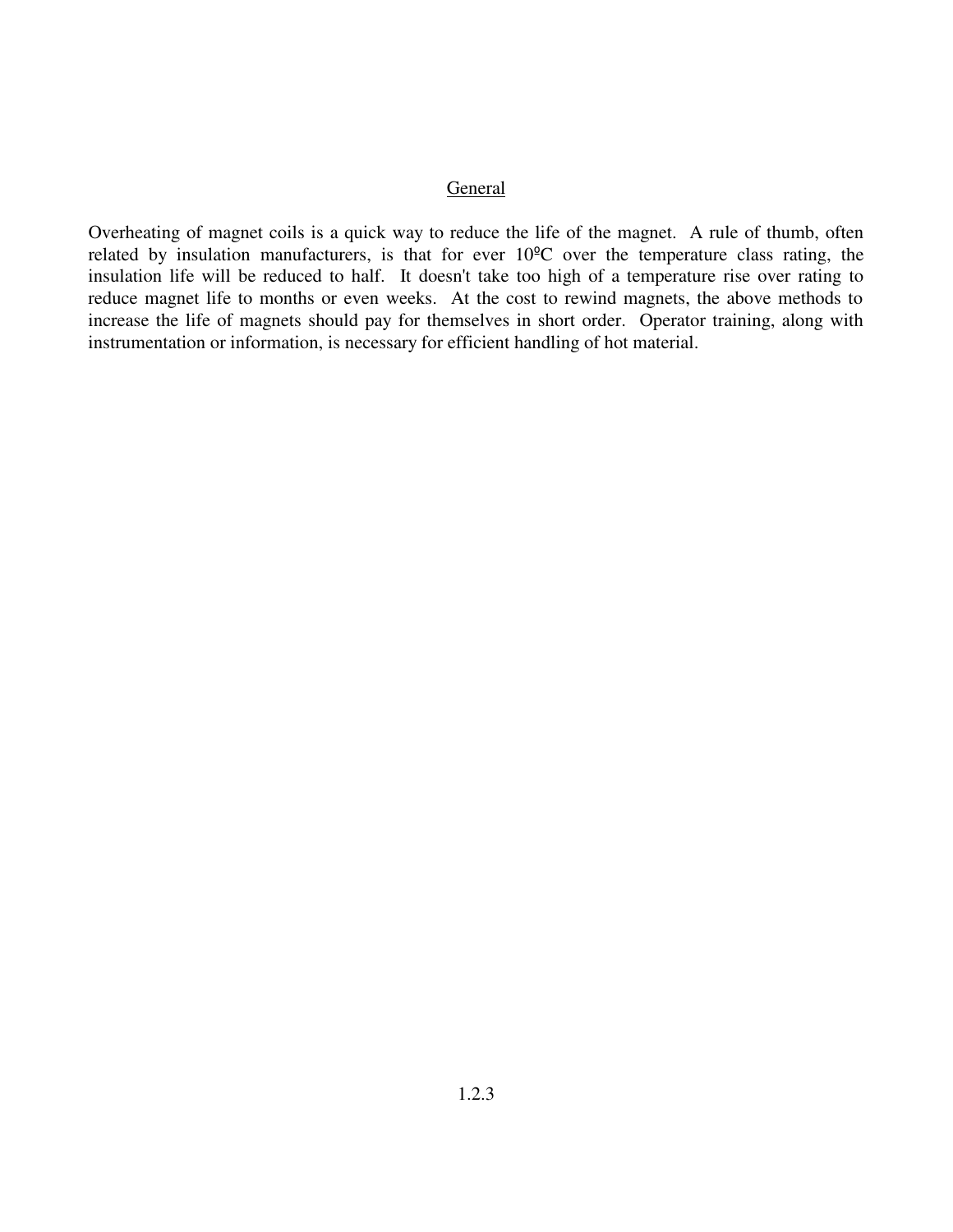## General

Overheating of magnet coils is a quick way to reduce the life of the magnet. A rule of thumb, often related by insulation manufacturers, is that for ever 10ºC over the temperature class rating, the insulation life will be reduced to half. It doesn't take too high of a temperature rise over rating to reduce magnet life to months or even weeks. At the cost to rewind magnets, the above methods to increase the life of magnets should pay for themselves in short order. Operator training, along with instrumentation or information, is necessary for efficient handling of hot material.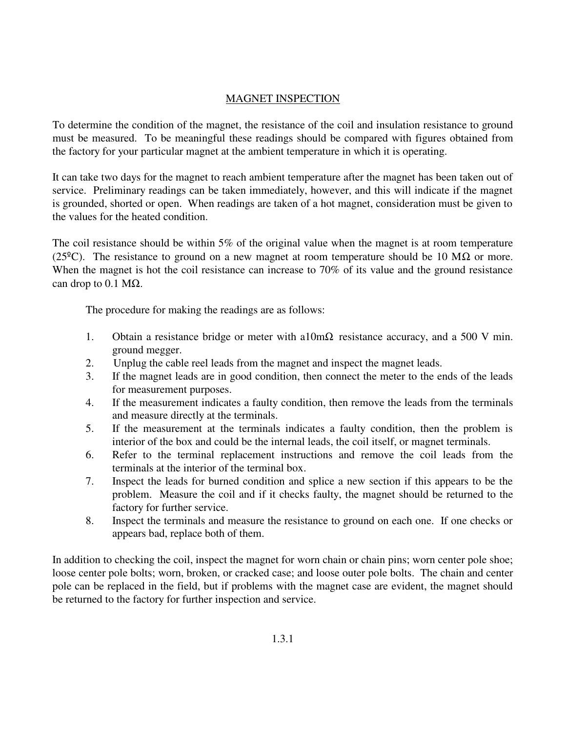## MAGNET INSPECTION

To determine the condition of the magnet, the resistance of the coil and insulation resistance to ground must be measured. To be meaningful these readings should be compared with figures obtained from the factory for your particular magnet at the ambient temperature in which it is operating.

It can take two days for the magnet to reach ambient temperature after the magnet has been taken out of service. Preliminary readings can be taken immediately, however, and this will indicate if the magnet is grounded, shorted or open. When readings are taken of a hot magnet, consideration must be given to the values for the heated condition.

The coil resistance should be within 5% of the original value when the magnet is at room temperature (25ºC). The resistance to ground on a new magnet at room temperature should be 10 MΩ or more. When the magnet is hot the coil resistance can increase to 70% of its value and the ground resistance can drop to 0.1 MΩ.

The procedure for making the readings are as follows:

1. Obtain a resistance bridge or meter with a10mΩ resistance accuracy, and a 500 V min. ground megger.
2. Unplug the cable reel leads from the magnet and inspect the magnet leads.
3. If the magnet leads are in good condition, then connect the meter to the ends of the leads for measurement purposes.
4. If the measurement indicates a faulty condition, then remove the leads from the terminals and measure directly at the terminals.
5. If the measurement at the terminals indicates a faulty condition, then the problem is interior of the box and could be the internal leads, the coil itself, or magnet terminals.
6. Refer to the terminal replacement instructions and remove the coil leads from the terminals at the interior of the terminal box.
7. Inspect the leads for burned condition and splice a new section if this appears to be the problem. Measure the coil and if it checks faulty, the magnet should be returned to the factory for further service.
8. Inspect the terminals and measure the resistance to ground on each one. If one checks or appears bad, replace both of them.

In addition to checking the coil, inspect the magnet for worn chain or chain pins; worn center pole shoe; loose center pole bolts; worn, broken, or cracked case; and loose outer pole bolts. The chain and center pole can be replaced in the field, but if problems with the magnet case are evident, the magnet should be returned to the factory for further inspection and service.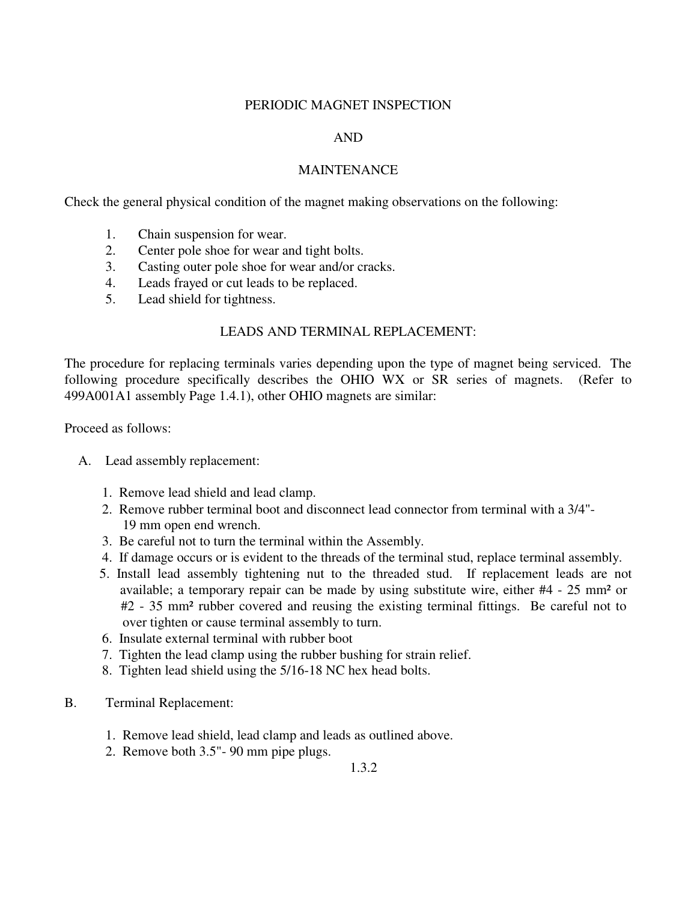# PERIODIC MAGNET INSPECTION

# AND

# MAINTENANCE

Check the general physical condition of the magnet making observations on the following:

1. Chain suspension for wear.
2. Center pole shoe for wear and tight bolts.
3. Casting outer pole shoe for wear and/or cracks.
4. Leads frayed or cut leads to be replaced.
5. Lead shield for tightness.

## LEADS AND TERMINAL REPLACEMENT:

The procedure for replacing terminals varies depending upon the type of magnet being serviced. The following procedure specifically describes the OHIO WX or SR series of magnets. (Refer to 499A001A1 assembly Page 1.4.1), other OHIO magnets are similar:

Proceed as follows:

A. Lead assembly replacement:

1. Remove lead shield and lead clamp.
2. Remove rubber terminal boot and disconnect lead connector from terminal with a 3/4"- 19 mm open end wrench.
3. Be careful not to turn the terminal within the Assembly.
4. If damage occurs or is evident to the threads of the terminal stud, replace terminal assembly.
5. Install lead assembly tightening nut to the threaded stud. If replacement leads are not available; a temporary repair can be made by using substitute wire, either #4 - 25 mm² or #2 - 35 mm² rubber covered and reusing the existing terminal fittings. Be careful not to over tighten or cause terminal assembly to turn.
6. Insulate external terminal with rubber boot
7. Tighten the lead clamp using the rubber bushing for strain relief.
8. Tighten lead shield using the 5/16-18 NC hex head bolts.

B. Terminal Replacement:

1. Remove lead shield, lead clamp and leads as outlined above.
2. Remove both 3.5"- 90 mm pipe plugs.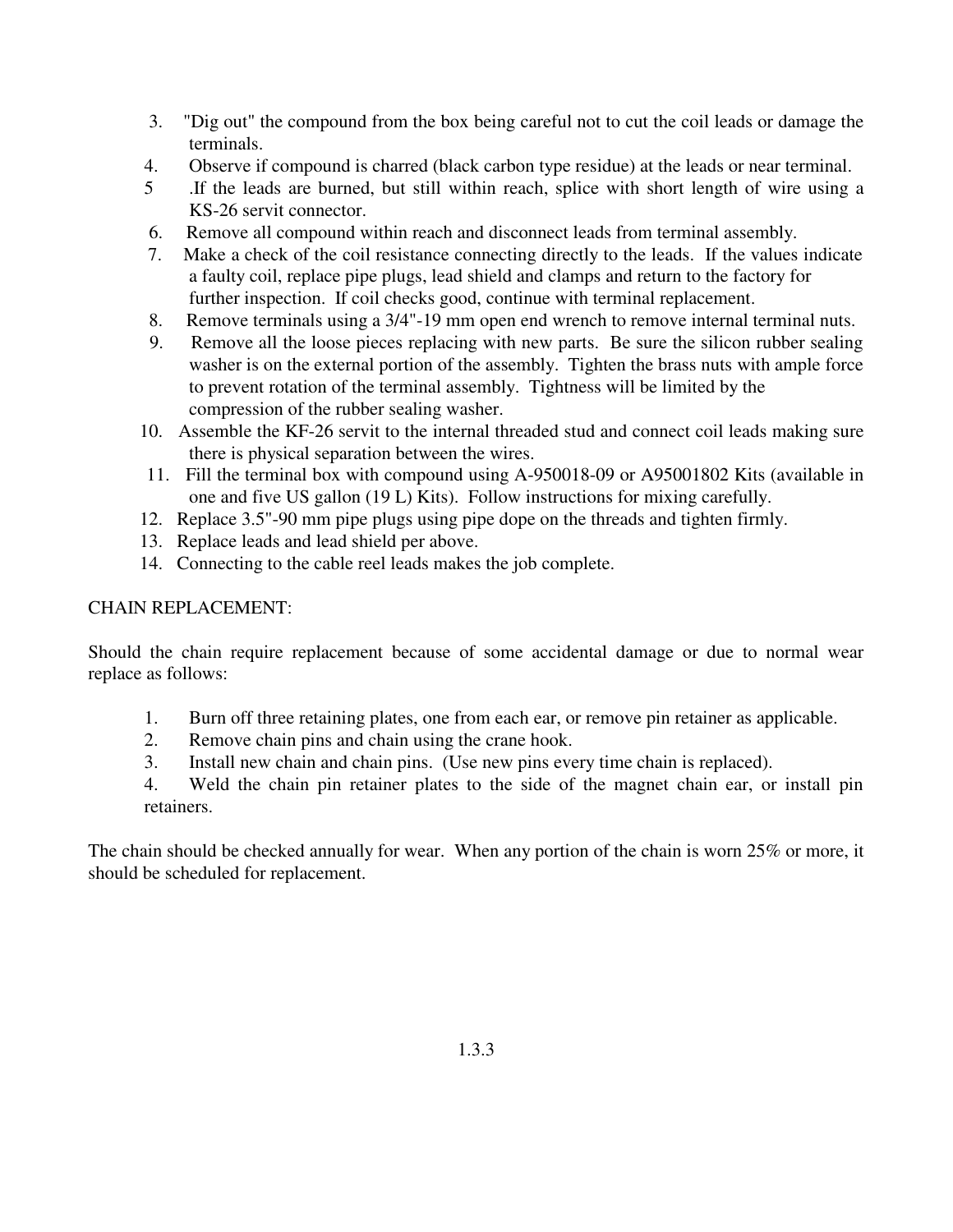3. "Dig out" the compound from the box being careful not to cut the coil leads or damage the terminals.
4. Observe if compound is charred (black carbon type residue) at the leads or near terminal.
5. If the leads are burned, but still within reach, splice with short length of wire using a KS-26 servit connector.
6. Remove all compound within reach and disconnect leads from terminal assembly.
7. Make a check of the coil resistance connecting directly to the leads. If the values indicate a faulty coil, replace pipe plugs, lead shield and clamps and return to the factory for further inspection. If coil checks good, continue with terminal replacement.
8. Remove terminals using a 3/4"-19 mm open end wrench to remove internal terminal nuts.
9. Remove all the loose pieces replacing with new parts. Be sure the silicon rubber sealing washer is on the external portion of the assembly. Tighten the brass nuts with ample force to prevent rotation of the terminal assembly. Tightness will be limited by the compression of the rubber sealing washer.
10. Assemble the KF-26 servit to the internal threaded stud and connect coil leads making sure there is physical separation between the wires.
11. Fill the terminal box with compound using A-950018-09 or A95001802 Kits (available in one and five US gallon (19 L) Kits). Follow instructions for mixing carefully.
12. Replace 3.5"-90 mm pipe plugs using pipe dope on the threads and tighten firmly.
13. Replace leads and lead shield per above.
14. Connecting to the cable reel leads makes the job complete.

CHAIN REPLACEMENT:

Should the chain require replacement because of some accidental damage or due to normal wear replace as follows:

1. Burn off three retaining plates, one from each ear, or remove pin retainer as applicable.
2. Remove chain pins and chain using the crane hook.
3. Install new chain and chain pins. (Use new pins every time chain is replaced).
4. Weld the chain pin retainer plates to the side of the magnet chain ear, or install pin retainers.

The chain should be checked annually for wear. When any portion of the chain is worn 25% or more, it should be scheduled for replacement.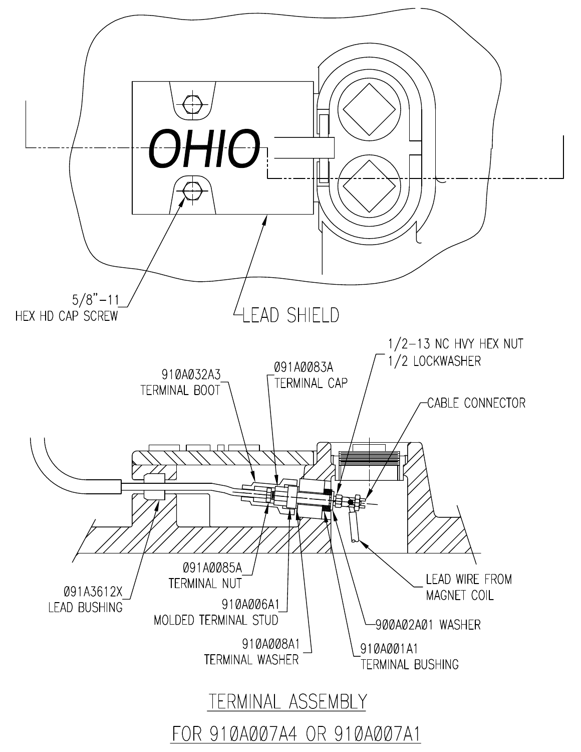OHIO

5/8"-11
HEX HD CAP SCREW

LEAD SHIELD

1/2-13 NC HVY HEX NUT
1/2 LOCKWASHER

910A032A3
TERMINAL BOOT

091A0083A
TERMINAL CAP

CABLE CONNECTOR

091A0085A
TERMINAL NUT

091A3612X
LEAD BUSHING

910A006A1
MOLDED TERMINAL STUD

910A008A1
TERMINAL WASHER

LEAD WIRE FROM
MAGNET COIL

900A02A01 WASHER

910A001A1
TERMINAL BUSHING

TERMINAL ASSEMBLY

FOR 910A007A4 OR 910A007A1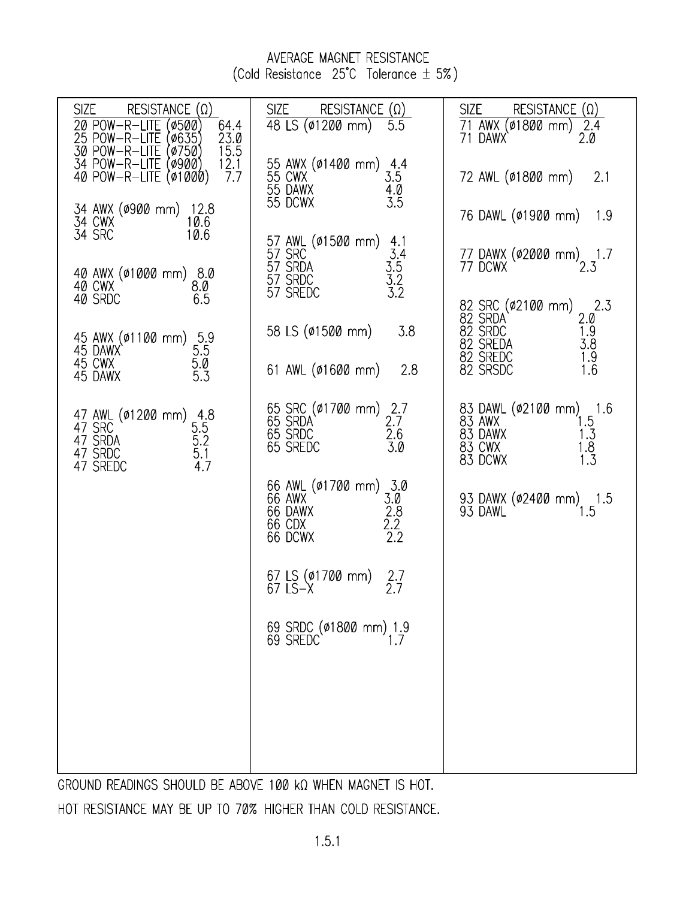# AVERAGE MAGNET RESISTANCE

(Cold Resistance 25°C Tolerance ± 5%)

| SIZE | RESISTANCE (Ω) |
|---|---|
| 20 POW-R-LITE (ø500) | 64.4 |
| 25 POW-R-LITE (ø635) | 23.0 |
| 30 POW-R-LITE (ø750) | 15.5 |
| 34 POW-R-LITE (ø900) | 12.1 |
| 40 POW-R-LITE (ø1000) | 7.7 |
| 34 AWX (ø900 mm) | 12.8 |
| 34 CWX | 10.6 |
| 34 SRC | 10.6 |
| 40 AWX (ø1000 mm) | 8.0 |
| 40 CWX | 8.0 |
| 40 SRDC | 6.5 |
| 45 AWX (ø1100 mm) | 5.9 |
| 45 DAWX | 5.5 |
| 45 CWX | 5.0 |
| 45 DAWX | 5.3 |
| 47 AWL (ø1200 mm) | 4.8 |
| 47 SRC | 5.5 |
| 47 SRDA | 5.2 |
| 47 SRDC | 5.1 |
| 47 SREDC | 4.7 |
| 48 LS (ø1200 mm) | 5.5 |
| 55 AWX (ø1400 mm) | 4.4 |
| 55 CWX | 3.5 |
| 55 DAWX | 4.0 |
| 55 DCWX | 3.5 |
| 57 AWL (ø1500 mm) | 4.1 |
| 57 SRC | 3.4 |
| 57 SRDA | 3.5 |
| 57 SRDC | 3.2 |
| 57 SREDC | 3.2 |
| 58 LS (ø1500 mm) | 3.8 |
| 61 AWL (ø1600 mm) | 2.8 |
| 65 SRC (ø1700 mm) | 2.7 |
| 65 SRDA | 2.7 |
| 65 SRDC | 2.6 |
| 65 SREDC | 3.0 |
| 66 AWL (ø1700 mm) | 3.0 |
| 66 AWX | 3.0 |
| 66 DAWX | 2.8 |
| 66 CDX | 2.2 |
| 66 DCWX | 2.2 |
| 67 LS (ø1700 mm) | 2.7 |
| 67 LS-X | 2.7 |
| 69 SRDC (ø1800 mm) | 1.9 |
| 69 SREDC | 1.7 |
| 71 AWX (ø1800 mm) | 2.4 |
| 71 DAWX | 2.0 |
| 72 AWL (ø1800 mm) | 2.1 |
| 76 DAWL (ø1900 mm) | 1.9 |
| 77 DAWX (ø2000 mm) | 1.7 |
| 77 DCWX | 2.3 |
| 82 SRC (ø2100 mm) | 2.3 |
| 82 SRDA | 2.0 |
| 82 SRDC | 1.9 |
| 82 SREDA | 3.8 |
| 82 SREDC | 1.9 |
| 82 SRSDC | 1.6 |
| 83 DAWL (ø2100 mm) | 1.6 |
| 83 AWX | 1.5 |
| 83 DAWX | 1.3 |
| 83 CWX | 1.8 |
| 83 DCWX | 1.3 |
| 93 DAWX (ø2400 mm) | 1.5 |
| 93 DAWL | 1.5 |

GROUND READINGS SHOULD BE ABOVE 100 kΩ WHEN MAGNET IS HOT.

HOT RESISTANCE MAY BE UP TO 70% HIGHER THAN COLD RESISTANCE.

1.5.1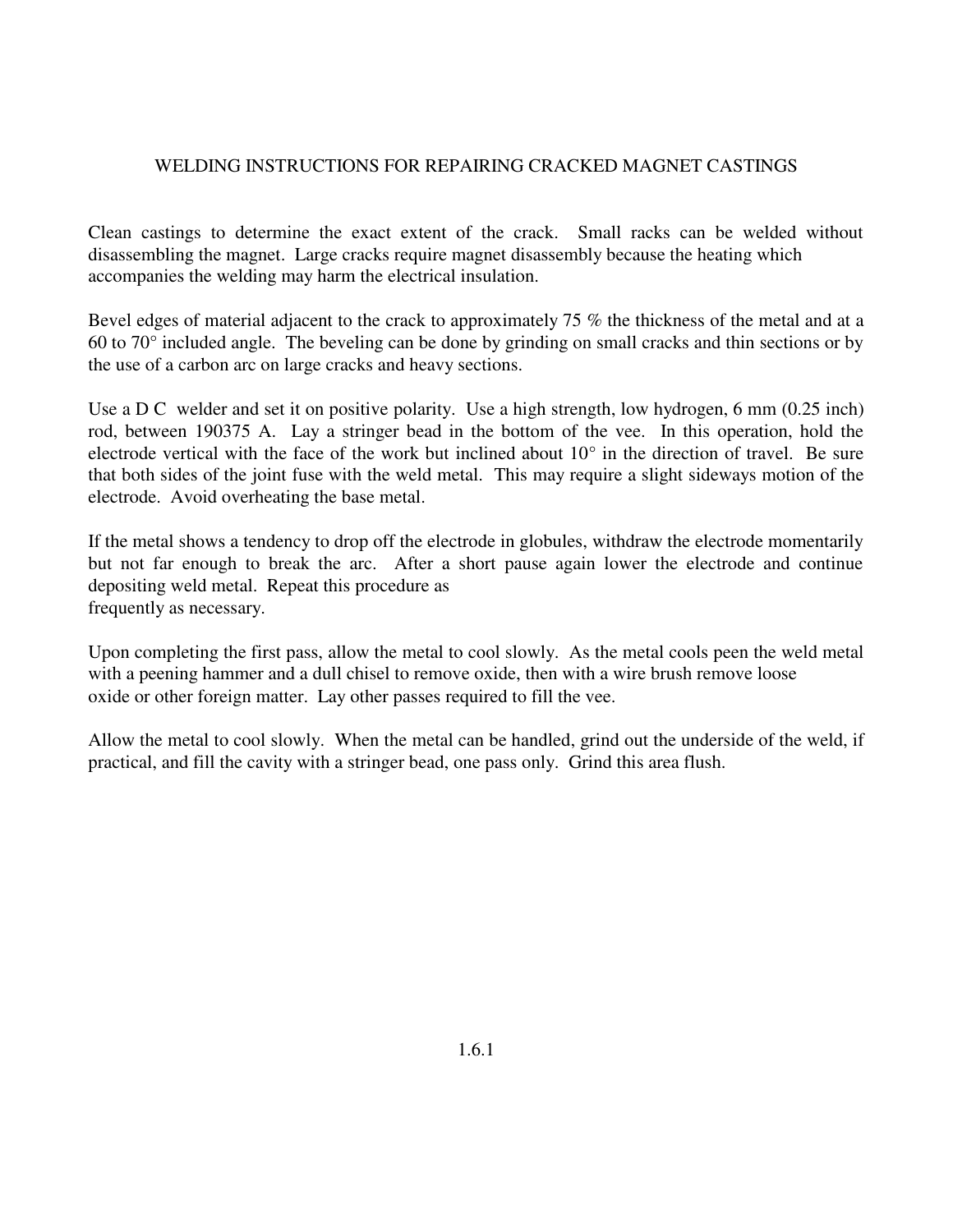# WELDING INSTRUCTIONS FOR REPAIRING CRACKED MAGNET CASTINGS

Clean castings to determine the exact extent of the crack. Small racks can be welded without disassembling the magnet. Large cracks require magnet disassembly because the heating which accompanies the welding may harm the electrical insulation.

Bevel edges of material adjacent to the crack to approximately 75 % the thickness of the metal and at a 60 to 70° included angle. The beveling can be done by grinding on small cracks and thin sections or by the use of a carbon arc on large cracks and heavy sections.

Use a D C welder and set it on positive polarity. Use a high strength, low hydrogen, 6 mm (0.25 inch) rod, between 190375 A. Lay a stringer bead in the bottom of the vee. In this operation, hold the electrode vertical with the face of the work but inclined about 10° in the direction of travel. Be sure that both sides of the joint fuse with the weld metal. This may require a slight sideways motion of the electrode. Avoid overheating the base metal.

If the metal shows a tendency to drop off the electrode in globules, withdraw the electrode momentarily but not far enough to break the arc. After a short pause again lower the electrode and continue depositing weld metal. Repeat this procedure as frequently as necessary.

Upon completing the first pass, allow the metal to cool slowly. As the metal cools peen the weld metal with a peening hammer and a dull chisel to remove oxide, then with a wire brush remove loose oxide or other foreign matter. Lay other passes required to fill the vee.

Allow the metal to cool slowly. When the metal can be handled, grind out the underside of the weld, if practical, and fill the cavity with a stringer bead, one pass only. Grind this area flush.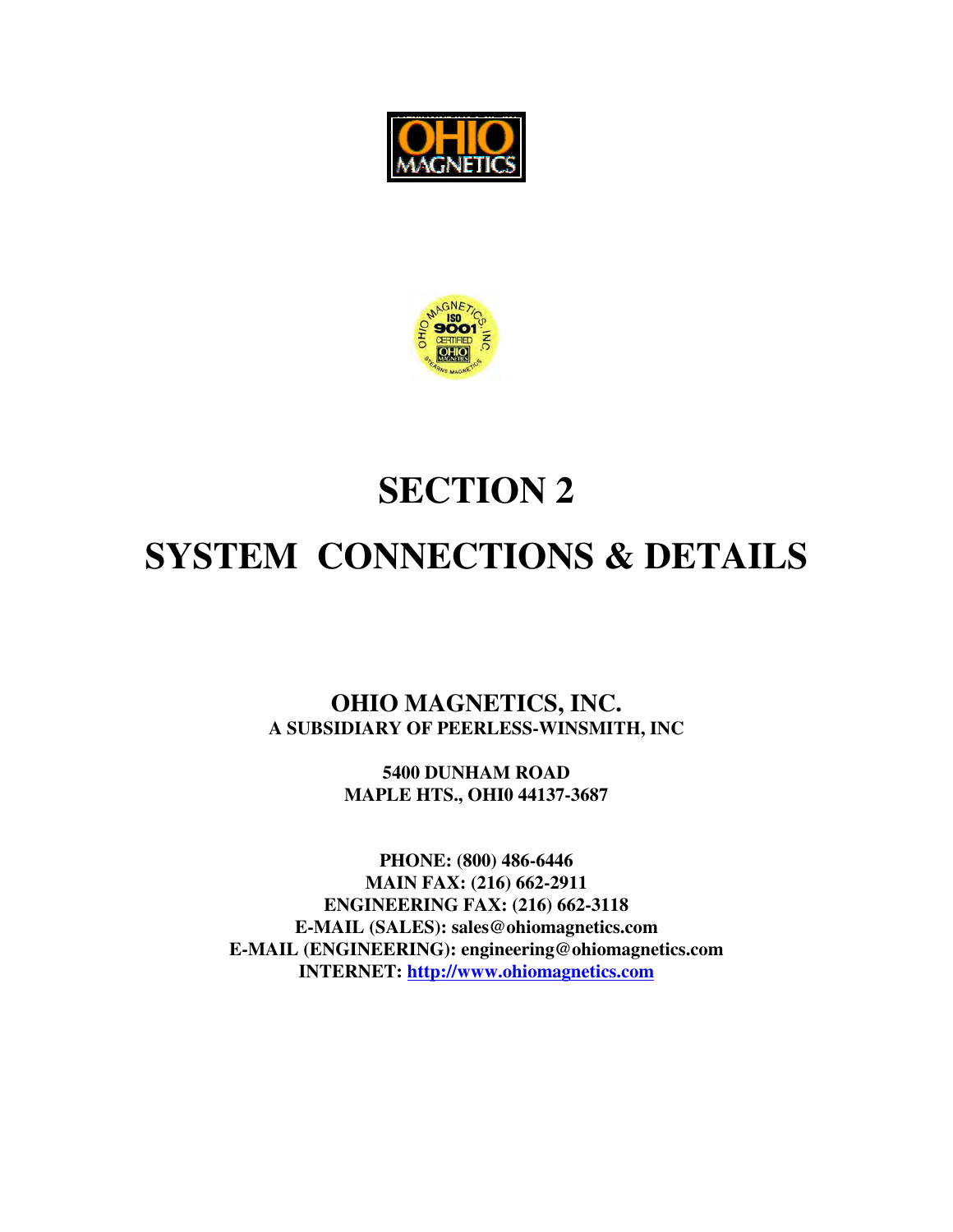# SECTION 2

# SYSTEM CONNECTIONS & DETAILS

**OHIO MAGNETICS, INC.**
**A SUBSIDIARY OF PEERLESS-WINSMITH, INC**

**5400 DUNHAM ROAD**
**MAPLE HTS., OHI0 44137-3687**

**PHONE: (800) 486-6446**
**MAIN FAX: (216) 662-2911**
**ENGINEERING FAX: (216) 662-3118**
**E-MAIL (SALES): sales@ohiomagnetics.com**
**E-MAIL (ENGINEERING): engineering@ohiomagnetics.com**
**INTERNET: http://www.ohiomagnetics.com**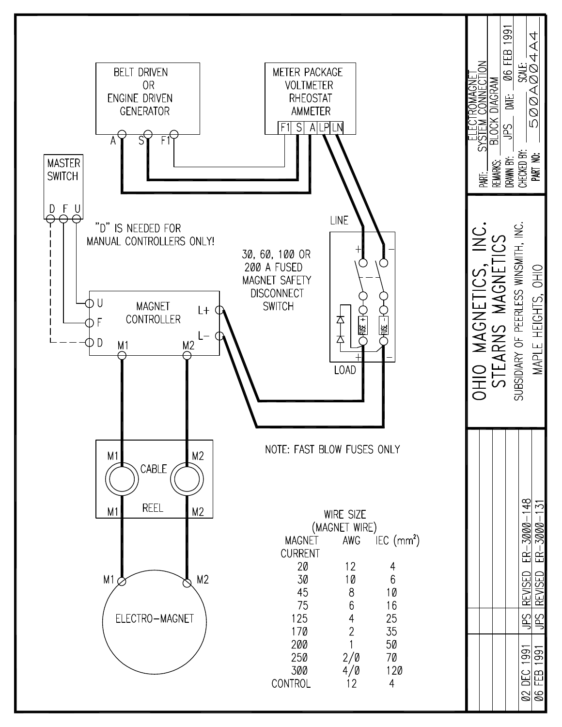BELT DRIVEN OR ENGINE DRIVEN GENERATOR

A S F1

METER PACKAGE
VOLTMETER
RHEOSTAT
AMMETER

F1 S A LP LN

MASTER SWITCH

D F U

"D" IS NEEDED FOR MANUAL CONTROLLERS ONLY!

30, 60, 100 OR 200 A FUSED MAGNET SAFETY DISCONNECT SWITCH

LINE

LOAD

MAGNET CONTROLLER

U F D M1 M2 L+ L–

CABLE REEL

M1 M2

ELECTRO-MAGNET

NOTE: FAST BLOW FUSES ONLY

WIRE SIZE (MAGNET WIRE)

| MAGNET CURRENT | AWG | IEC ($mm^2$) |
|---|---|---|
| 20 | 12 | 4 |
| 30 | 10 | 6 |
| 45 | 8 | 10 |
| 75 | 6 | 16 |
| 125 | 4 | 25 |
| 170 | 2 | 35 |
| 200 | 1 | 50 |
| 250 | 2/0 | 70 |
| 300 | 4/0 | 120 |
| CONTROL | 12 | 4 |

OHIO MAGNETICS, INC.
STEARNS MAGNETICS
SUBSIDIARY OF PEERLESS WINSMITH, INC.
MAPLE HEIGHTS, OHIO

PART: ELECTROMAGNET SYSTEM CONNECTION
REMARKS: BLOCK DIAGRAM
DRAWN BY: JPS DATE: 06 FEB 1991
CHECKED BY: SCALE:
PART NO: 500A004A4

| | | |
|---|---|---|
| 02 DEC 1991 | JPS | REVISED ER-3000-148 |
| 06 FEB 1991 | JPS | REVISED ER-3000-131 |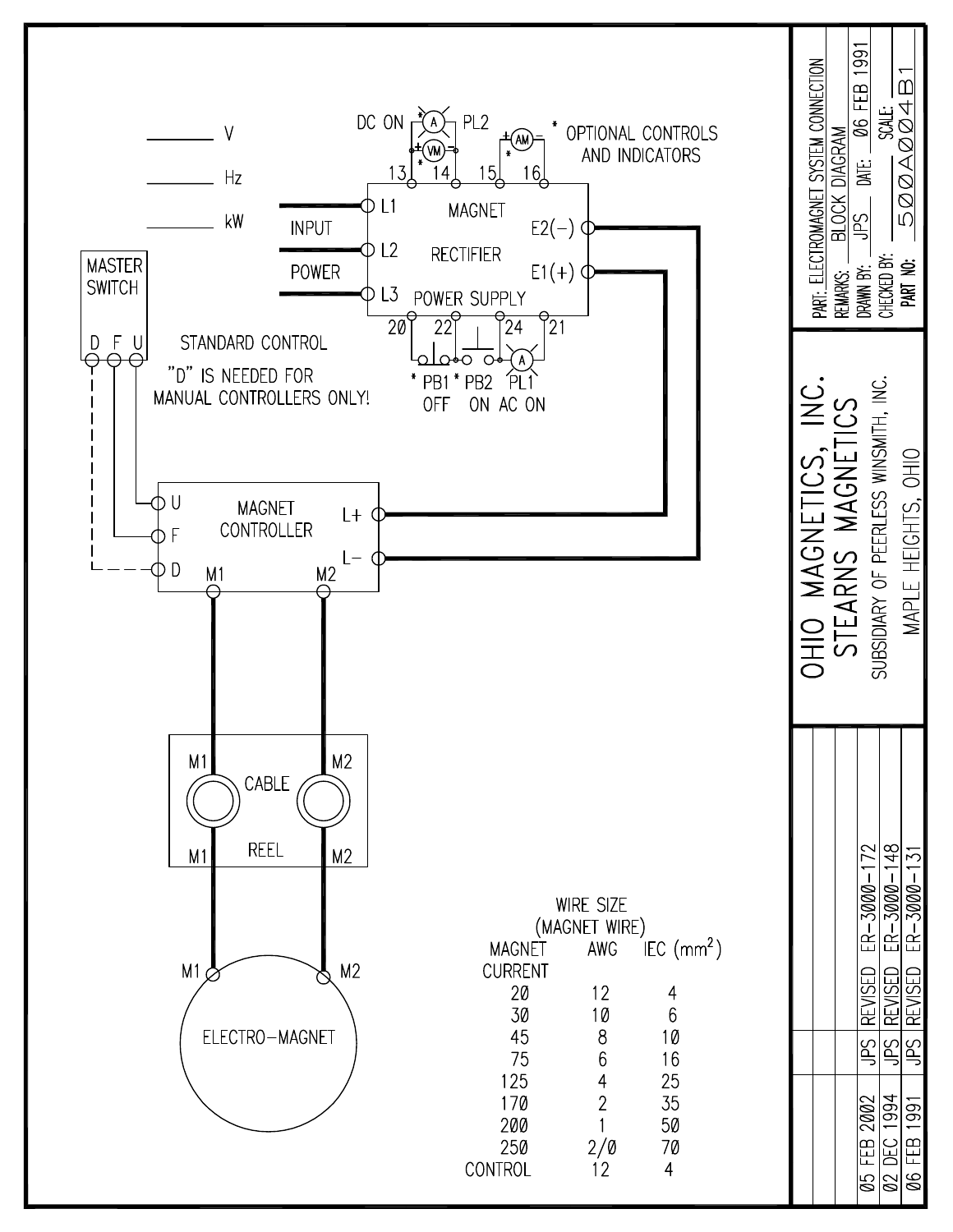V

Hz

kW

MASTER SWITCH

D F U

STANDARD CONTROL

"D" IS NEEDED FOR MANUAL CONTROLLERS ONLY!

DC ON (A) PL2

(VM)

(AM)

* OPTIONAL CONTROLS AND INDICATORS

13 14 15 16

INPUT POWER

L1 L2 L3

MAGNET RECTIFIER POWER SUPPLY

E2(−)

E1(+)

20 22 24 21

* PB1 OFF * PB2 ON PL1 AC ON

MAGNET CONTROLLER

U F D

L+ L−

M1 M2

CABLE REEL

M1 M2

M1 M2

ELECTRO-MAGNET

M1 M2

WIRE SIZE (MAGNET WIRE)

| MAGNET CURRENT | AWG | IEC ($mm^2$) |
|---|---|---|
| 20 | 12 | 4 |
| 30 | 10 | 6 |
| 45 | 8 | 10 |
| 75 | 6 | 16 |
| 125 | 4 | 25 |
| 170 | 2 | 35 |
| 200 | 1 | 50 |
| 250 | 2/0 | 70 |
| CONTROL | 12 | 4 |

PART: ELECTROMAGNET SYSTEM CONNECTION
REMARKS: BLOCK DIAGRAM
DRAWN BY: JPS DATE: 06 FEB 1991
CHECKED BY: SCALE:
PART NO: 500A004B1

OHIO MAGNETICS, INC.
STEARNS MAGNETICS
SUBSIDIARY OF PEERLESS WINSMITH, INC.
MAPLE HEIGHTS, OHIO

| Date | By | Revision |
|---|---|---|
| 05 FEB 2002 | JPS | REVISED ER-3000-172 |
| 02 DEC 1994 | JPS | REVISED ER-3000-148 |
| 06 FEB 1991 | JPS | REVISED ER-3000-131 |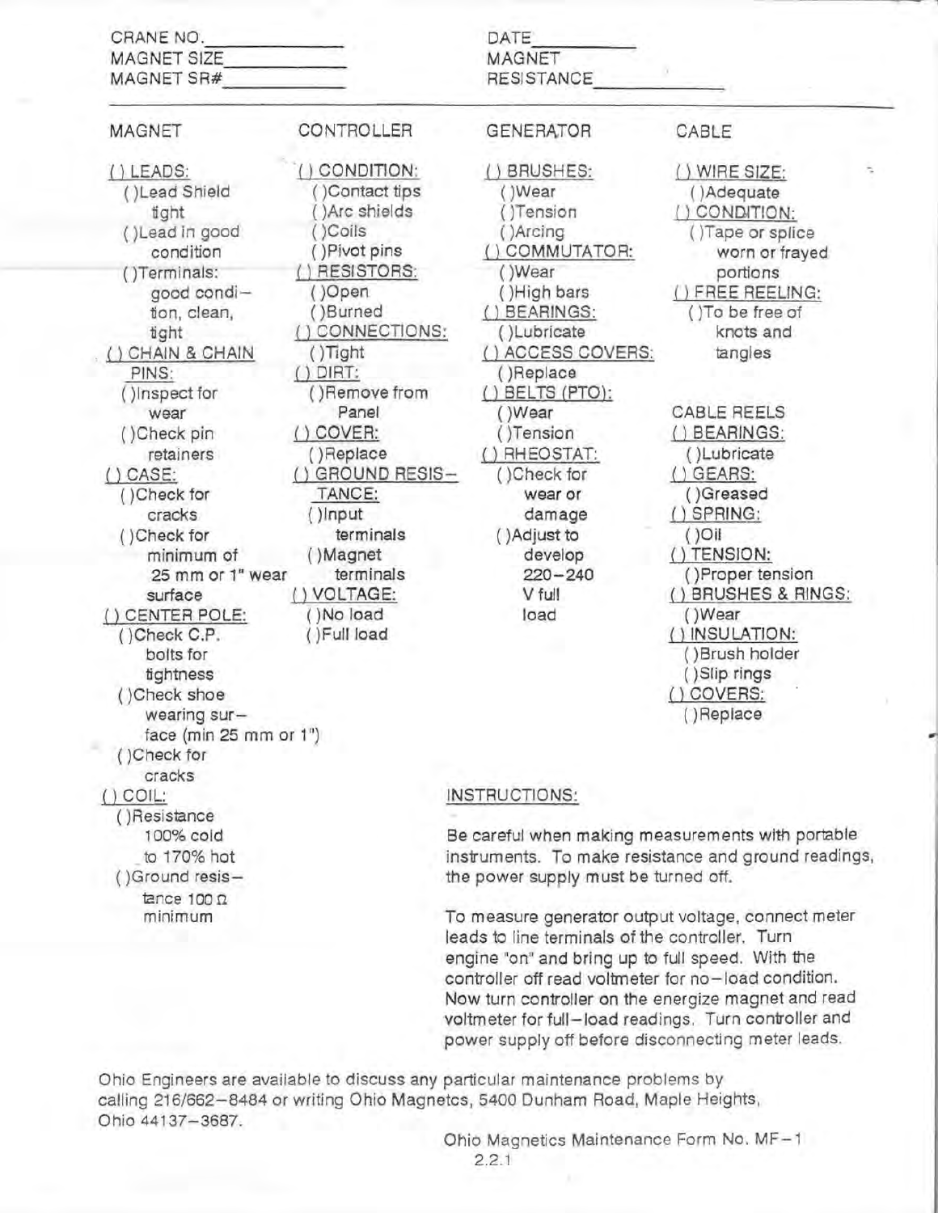CRANE NO.\_\_\_\_\_\_\_\_\_\_\_\_
MAGNET SIZE\_\_\_\_\_\_\_\_\_\_\_\_
MAGNET SR#\_\_\_\_\_\_\_\_\_\_\_\_

DATE\_\_\_\_\_\_\_\_\_\_
MAGNET RESISTANCE\_\_\_\_\_\_\_\_\_\_\_\_

---

**MAGNET**

( ) LEADS:
- ( )Lead Shield tight
- ( )Lead in good condition
- ( )Terminals: good condition, clean, tight

( ) CHAIN & CHAIN PINS:
- ( )Inspect for wear
- ( )Check pin retainers

( ) CASE:
- ( )Check for cracks
- ( )Check for minimum of 25 mm or 1" wear surface

( ) CENTER POLE:
- ( )Check C.P. bolts for tightness
- ( )Check shoe wearing surface (min 25 mm or 1")
- ( )Check for cracks

( ) COIL:
- ( )Resistance 100% cold to 170% hot
- ( )Ground resistance 100 Ω minimum

**CONTROLLER**

( ) CONDITION:
- ( )Contact tips
- ( )Arc shields
- ( )Coils
- ( )Pivot pins

( ) RESISTORS:
- ( )Open
- ( )Burned

( ) CONNECTIONS:
- ( )Tight

( ) DIRT:
- ( )Remove from Panel

( ) COVER:
- ( )Replace

( ) GROUND RESISTANCE:
- ( )Input terminals
- ( )Magnet terminals

( ) VOLTAGE:
- ( )No load
- ( )Full load

**GENERATOR**

( ) BRUSHES:
- ( )Wear
- ( )Tension
- ( )Arcing

( ) COMMUTATOR:
- ( )Wear
- ( )High bars

( ) BEARINGS:
- ( )Lubricate

( ) ACCESS COVERS:
- ( )Replace

( ) BELTS (PTO):
- ( )Wear
- ( )Tension

( ) RHEOSTAT:
- ( )Check for wear or damage
- ( )Adjust to develop 220–240 V full load

**CABLE**

( ) WIRE SIZE:
- ( )Adequate

( ) CONDITION:
- ( )Tape or splice worn or frayed portions

( ) FREE REELING:
- ( )To be free of knots and tangles

**CABLE REELS**

( ) BEARINGS:
- ( )Lubricate

( ) GEARS:
- ( )Greased

( ) SPRING:
- ( )Oil

( ) TENSION:
- ( )Proper tension

( ) BRUSHES & RINGS:
- ( )Wear

( ) INSULATION:
- ( )Brush holder
- ( )Slip rings

( ) COVERS:
- ( )Replace

**INSTRUCTIONS:**

Be careful when making measurements with portable instruments. To make resistance and ground readings, the power supply must be turned off.

To measure generator output voltage, connect meter leads to line terminals of the controller. Turn engine "on" and bring up to full speed. With the controller off read voltmeter for no–load condition. Now turn controller on the energize magnet and read voltmeter for full–load readings. Turn controller and power supply off before disconnecting meter leads.

Ohio Engineers are available to discuss any particular maintenance problems by calling 216/662–8484 or writing Ohio Magnetcs, 5400 Dunham Road, Maple Heights, Ohio 44137–3687.

Ohio Magnetics Maintenance Form No. MF–1
2.2.1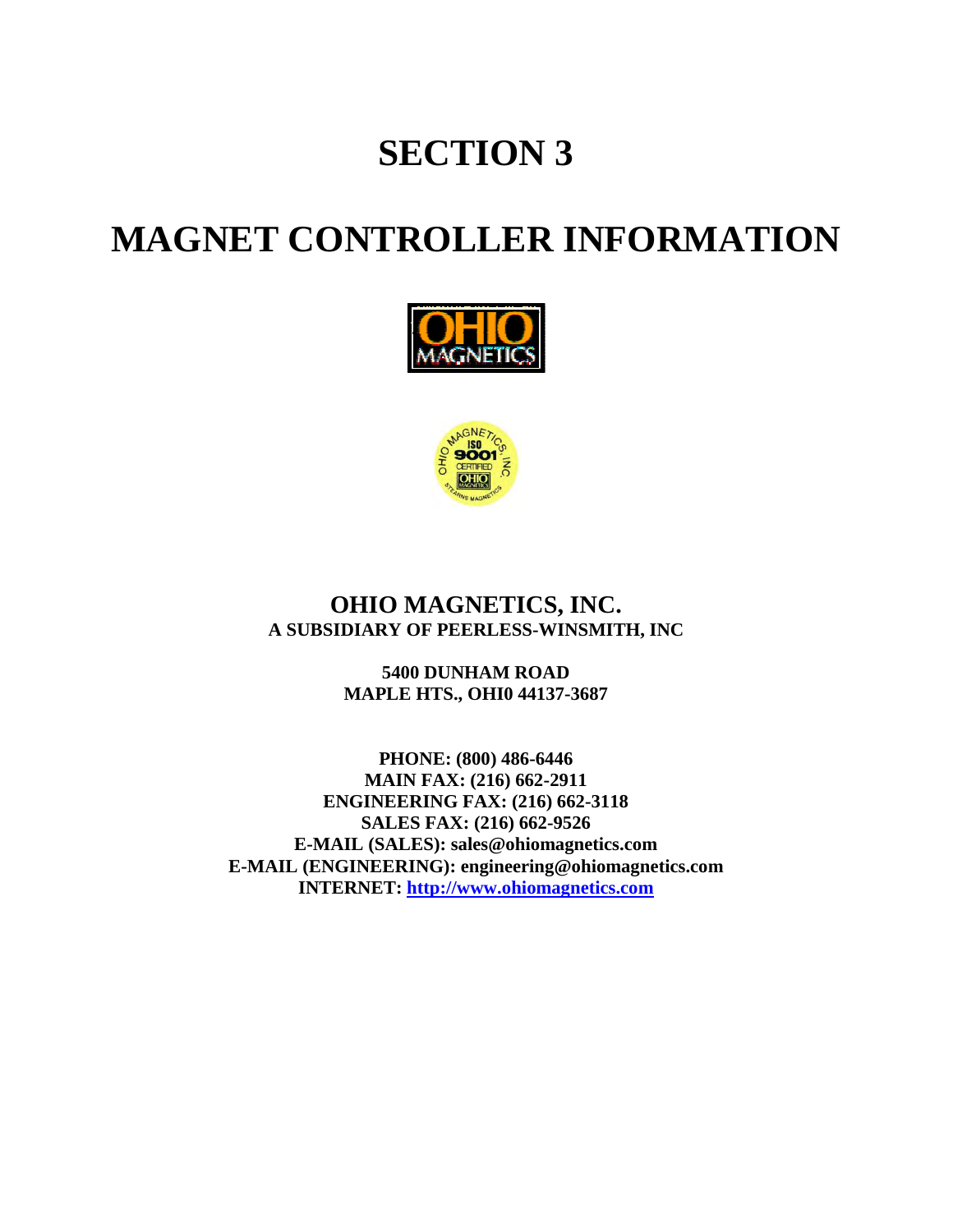# SECTION 3

# MAGNET CONTROLLER INFORMATION

**OHIO MAGNETICS, INC.**
**A SUBSIDIARY OF PEERLESS-WINSMITH, INC**

**5400 DUNHAM ROAD**
**MAPLE HTS., OHI0 44137-3687**

**PHONE: (800) 486-6446**
**MAIN FAX: (216) 662-2911**
**ENGINEERING FAX: (216) 662-3118**
**SALES FAX: (216) 662-9526**
**E-MAIL (SALES): sales@ohiomagnetics.com**
**E-MAIL (ENGINEERING): engineering@ohiomagnetics.com**
**INTERNET: http://www.ohiomagnetics.com**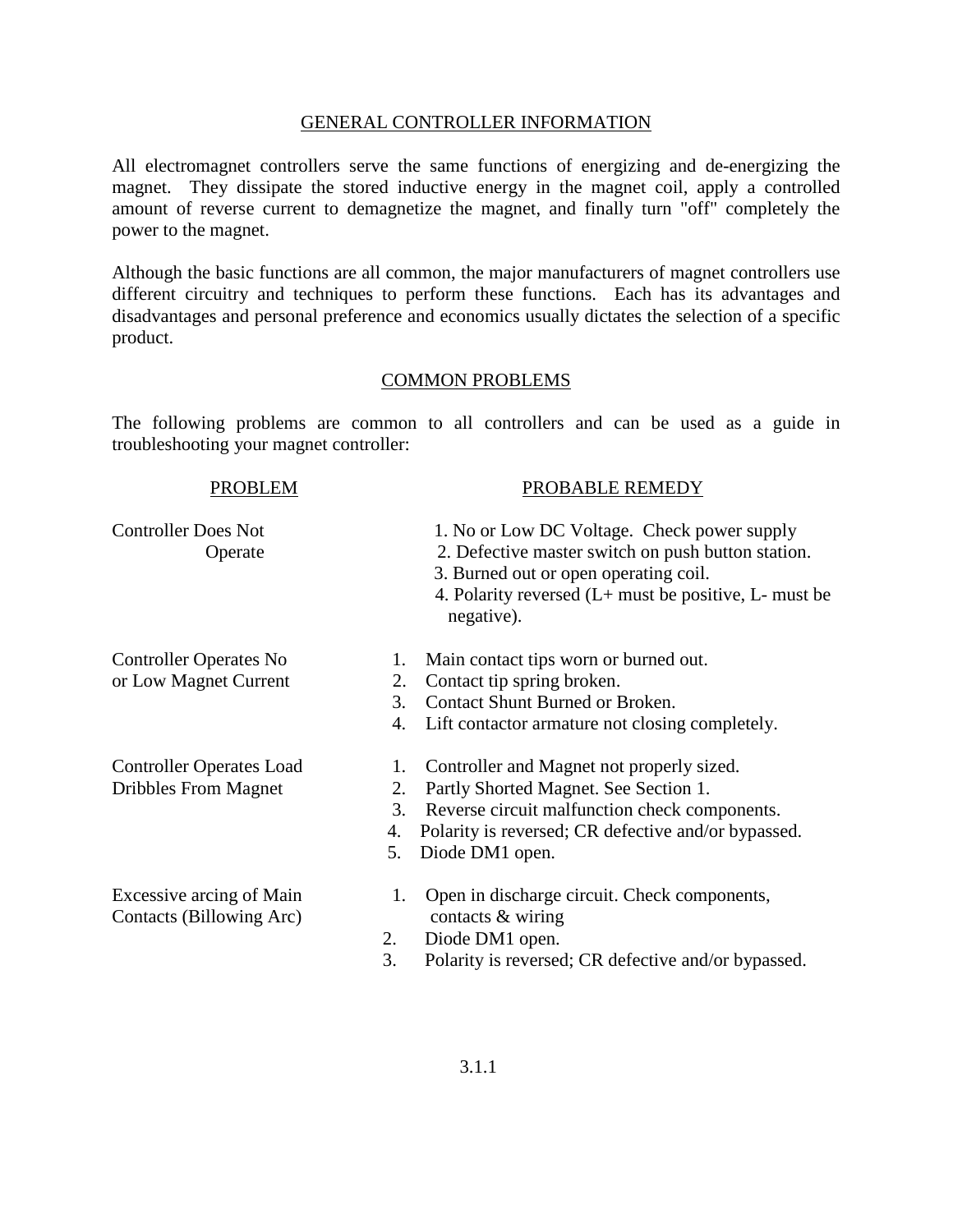## GENERAL CONTROLLER INFORMATION

All electromagnet controllers serve the same functions of energizing and de-energizing the magnet. They dissipate the stored inductive energy in the magnet coil, apply a controlled amount of reverse current to demagnetize the magnet, and finally turn "off" completely the power to the magnet.

Although the basic functions are all common, the major manufacturers of magnet controllers use different circuitry and techniques to perform these functions. Each has its advantages and disadvantages and personal preference and economics usually dictates the selection of a specific product.

## COMMON PROBLEMS

The following problems are common to all controllers and can be used as a guide in troubleshooting your magnet controller:

| PROBLEM | PROBABLE REMEDY |
|---|---|
| Controller Does Not Operate | 1. No or Low DC Voltage. Check power supply<br>2. Defective master switch on push button station.<br>3. Burned out or open operating coil.<br>4. Polarity reversed (L+ must be positive, L- must be negative). |
| Controller Operates No or Low Magnet Current | 1. Main contact tips worn or burned out.<br>2. Contact tip spring broken.<br>3. Contact Shunt Burned or Broken.<br>4. Lift contactor armature not closing completely. |
| Controller Operates Load Dribbles From Magnet | 1. Controller and Magnet not properly sized.<br>2. Partly Shorted Magnet. See Section 1.<br>3. Reverse circuit malfunction check components.<br>4. Polarity is reversed; CR defective and/or bypassed.<br>5. Diode DM1 open. |
| Excessive arcing of Main Contacts (Billowing Arc) | 1. Open in discharge circuit. Check components, contacts & wiring<br>2. Diode DM1 open.<br>3. Polarity is reversed; CR defective and/or bypassed. |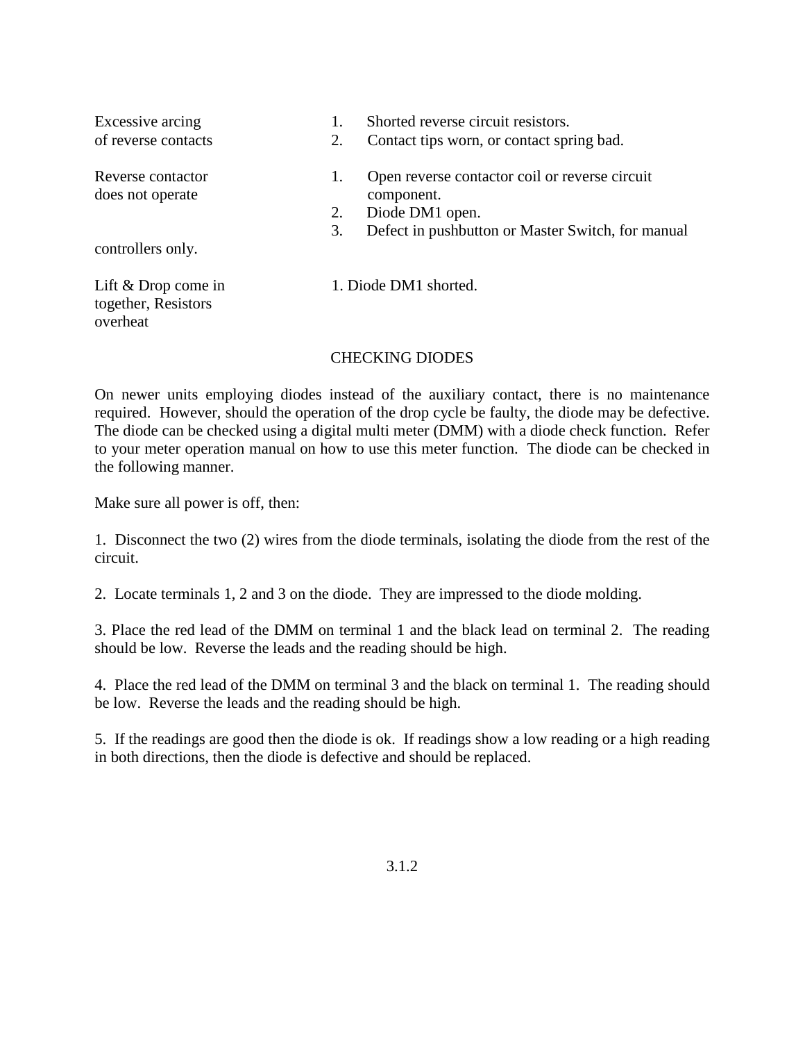| Trouble | Possible Cause |
|---|---|
| Excessive arcing of reverse contacts | 1. Shorted reverse circuit resistors.<br>2. Contact tips worn, or contact spring bad. |
| Reverse contactor does not operate | 1. Open reverse contactor coil or reverse circuit component.<br>2. Diode DM1 open.<br>3. Defect in pushbutton or Master Switch, for manual controllers only. |
| Lift & Drop come in together, Resistors overheat | 1. Diode DM1 shorted. |

## CHECKING DIODES

On newer units employing diodes instead of the auxiliary contact, there is no maintenance required. However, should the operation of the drop cycle be faulty, the diode may be defective. The diode can be checked using a digital multi meter (DMM) with a diode check function. Refer to your meter operation manual on how to use this meter function. The diode can be checked in the following manner.

Make sure all power is off, then:

1. Disconnect the two (2) wires from the diode terminals, isolating the diode from the rest of the circuit.

2. Locate terminals 1, 2 and 3 on the diode. They are impressed to the diode molding.

3. Place the red lead of the DMM on terminal 1 and the black lead on terminal 2. The reading should be low. Reverse the leads and the reading should be high.

4. Place the red lead of the DMM on terminal 3 and the black on terminal 1. The reading should be low. Reverse the leads and the reading should be high.

5. If the readings are good then the diode is ok. If readings show a low reading or a high reading in both directions, then the diode is defective and should be replaced.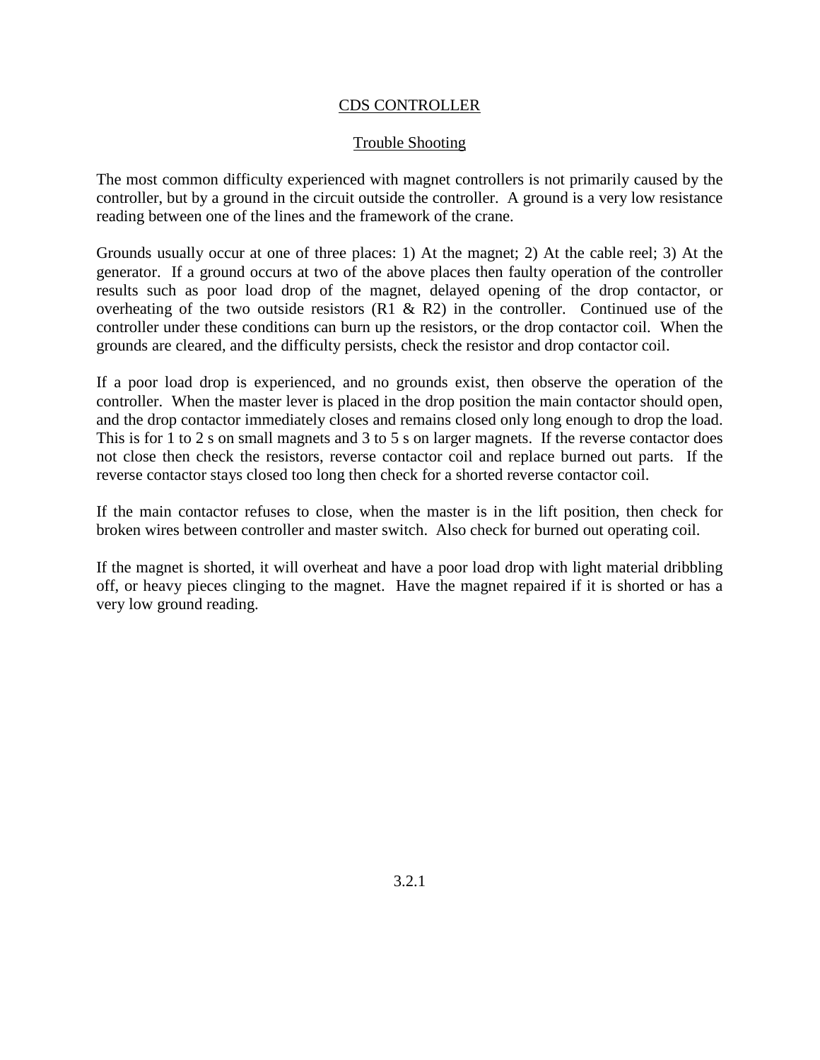## CDS CONTROLLER

### Trouble Shooting

The most common difficulty experienced with magnet controllers is not primarily caused by the controller, but by a ground in the circuit outside the controller. A ground is a very low resistance reading between one of the lines and the framework of the crane.

Grounds usually occur at one of three places: 1) At the magnet; 2) At the cable reel; 3) At the generator. If a ground occurs at two of the above places then faulty operation of the controller results such as poor load drop of the magnet, delayed opening of the drop contactor, or overheating of the two outside resistors (R1 & R2) in the controller. Continued use of the controller under these conditions can burn up the resistors, or the drop contactor coil. When the grounds are cleared, and the difficulty persists, check the resistor and drop contactor coil.

If a poor load drop is experienced, and no grounds exist, then observe the operation of the controller. When the master lever is placed in the drop position the main contactor should open, and the drop contactor immediately closes and remains closed only long enough to drop the load. This is for 1 to 2 s on small magnets and 3 to 5 s on larger magnets. If the reverse contactor does not close then check the resistors, reverse contactor coil and replace burned out parts. If the reverse contactor stays closed too long then check for a shorted reverse contactor coil.

If the main contactor refuses to close, when the master is in the lift position, then check for broken wires between controller and master switch. Also check for burned out operating coil.

If the magnet is shorted, it will overheat and have a poor load drop with light material dribbling off, or heavy pieces clinging to the magnet. Have the magnet repaired if it is shorted or has a very low ground reading.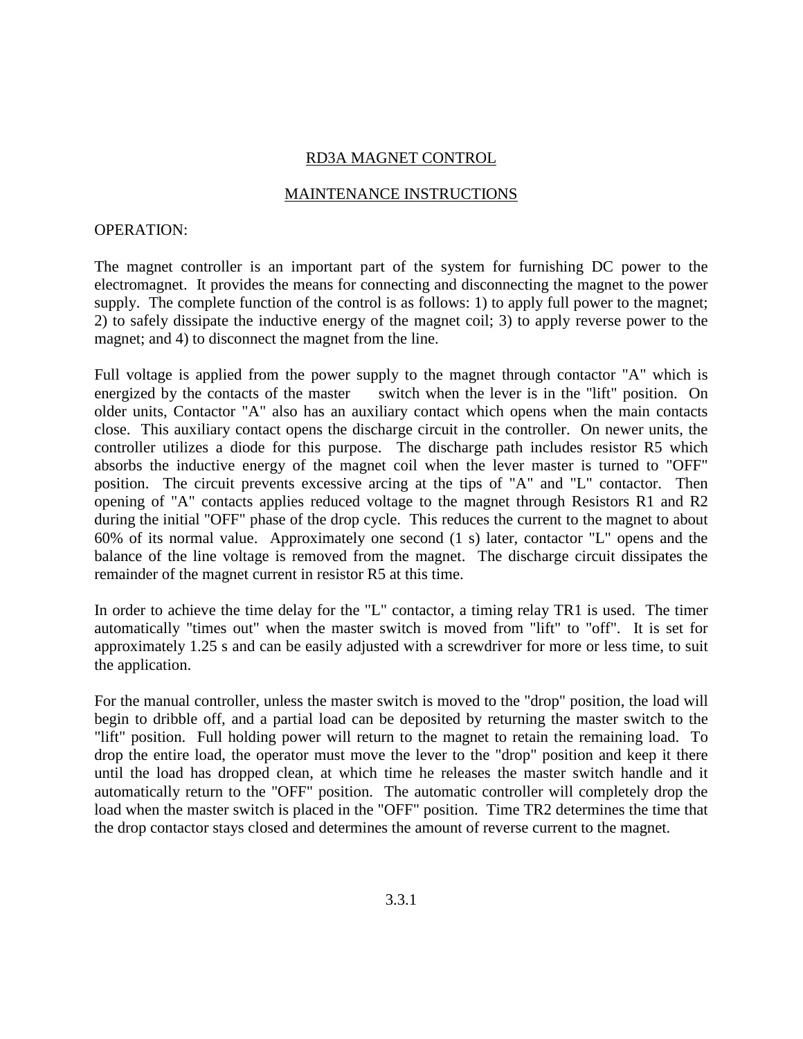# RD3A MAGNET CONTROL

## MAINTENANCE INSTRUCTIONS

OPERATION:

The magnet controller is an important part of the system for furnishing DC power to the electromagnet. It provides the means for connecting and disconnecting the magnet to the power supply. The complete function of the control is as follows: 1) to apply full power to the magnet; 2) to safely dissipate the inductive energy of the magnet coil; 3) to apply reverse power to the magnet; and 4) to disconnect the magnet from the line.

Full voltage is applied from the power supply to the magnet through contactor "A" which is energized by the contacts of the master switch when the lever is in the "lift" position. On older units, Contactor "A" also has an auxiliary contact which opens when the main contacts close. This auxiliary contact opens the discharge circuit in the controller. On newer units, the controller utilizes a diode for this purpose. The discharge path includes resistor R5 which absorbs the inductive energy of the magnet coil when the lever master is turned to "OFF" position. The circuit prevents excessive arcing at the tips of "A" and "L" contactor. Then opening of "A" contacts applies reduced voltage to the magnet through Resistors R1 and R2 during the initial "OFF" phase of the drop cycle. This reduces the current to the magnet to about 60% of its normal value. Approximately one second (1 s) later, contactor "L" opens and the balance of the line voltage is removed from the magnet. The discharge circuit dissipates the remainder of the magnet current in resistor R5 at this time.

In order to achieve the time delay for the "L" contactor, a timing relay TR1 is used. The timer automatically "times out" when the master switch is moved from "lift" to "off". It is set for approximately 1.25 s and can be easily adjusted with a screwdriver for more or less time, to suit the application.

For the manual controller, unless the master switch is moved to the "drop" position, the load will begin to dribble off, and a partial load can be deposited by returning the master switch to the "lift" position. Full holding power will return to the magnet to retain the remaining load. To drop the entire load, the operator must move the lever to the "drop" position and keep it there until the load has dropped clean, at which time he releases the master switch handle and it automatically return to the "OFF" position. The automatic controller will completely drop the load when the master switch is placed in the "OFF" position. Time TR2 determines the time that the drop contactor stays closed and determines the amount of reverse current to the magnet.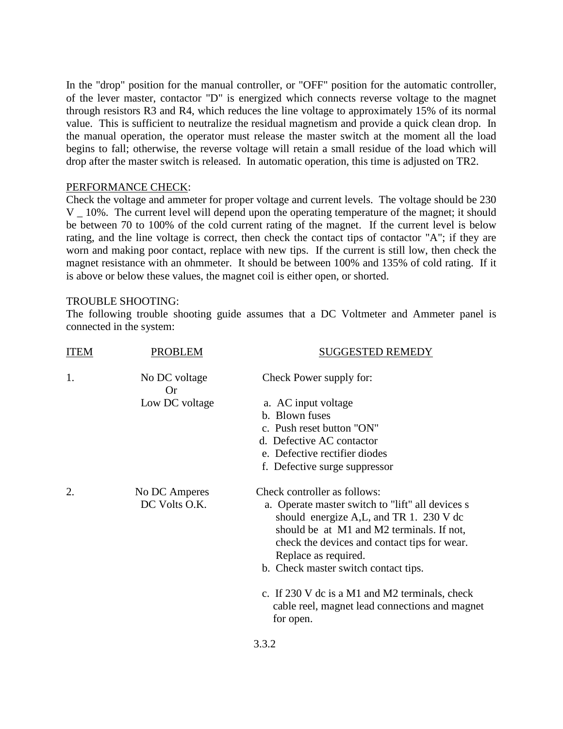In the "drop" position for the manual controller, or "OFF" position for the automatic controller, of the lever master, contactor "D" is energized which connects reverse voltage to the magnet through resistors R3 and R4, which reduces the line voltage to approximately 15% of its normal value. This is sufficient to neutralize the residual magnetism and provide a quick clean drop. In the manual operation, the operator must release the master switch at the moment all the load begins to fall; otherwise, the reverse voltage will retain a small residue of the load which will drop after the master switch is released. In automatic operation, this time is adjusted on TR2.

PERFORMANCE CHECK:

Check the voltage and ammeter for proper voltage and current levels. The voltage should be 230 V _ 10%. The current level will depend upon the operating temperature of the magnet; it should be between 70 to 100% of the cold current rating of the magnet. If the current level is below rating, and the line voltage is correct, then check the contact tips of contactor "A"; if they are worn and making poor contact, replace with new tips. If the current is still low, then check the magnet resistance with an ohmmeter. It should be between 100% and 135% of cold rating. If it is above or below these values, the magnet coil is either open, or shorted.

TROUBLE SHOOTING:

The following trouble shooting guide assumes that a DC Voltmeter and Ammeter panel is connected in the system:

| ITEM | PROBLEM | SUGGESTED REMEDY |
|---|---|---|
| 1. | No DC voltage Or Low DC voltage | Check Power supply for:<br>a. AC input voltage<br>b. Blown fuses<br>c. Push reset button "ON"<br>d. Defective AC contactor<br>e. Defective rectifier diodes<br>f. Defective surge suppressor |
| 2. | No DC Amperes DC Volts O.K. | Check controller as follows:<br>a. Operate master switch to "lift" all devices s should energize A,L, and TR 1. 230 V dc should be at M1 and M2 terminals. If not, check the devices and contact tips for wear. Replace as required.<br>b. Check master switch contact tips.<br>c. If 230 V dc is a M1 and M2 terminals, check cable reel, magnet lead connections and magnet for open. |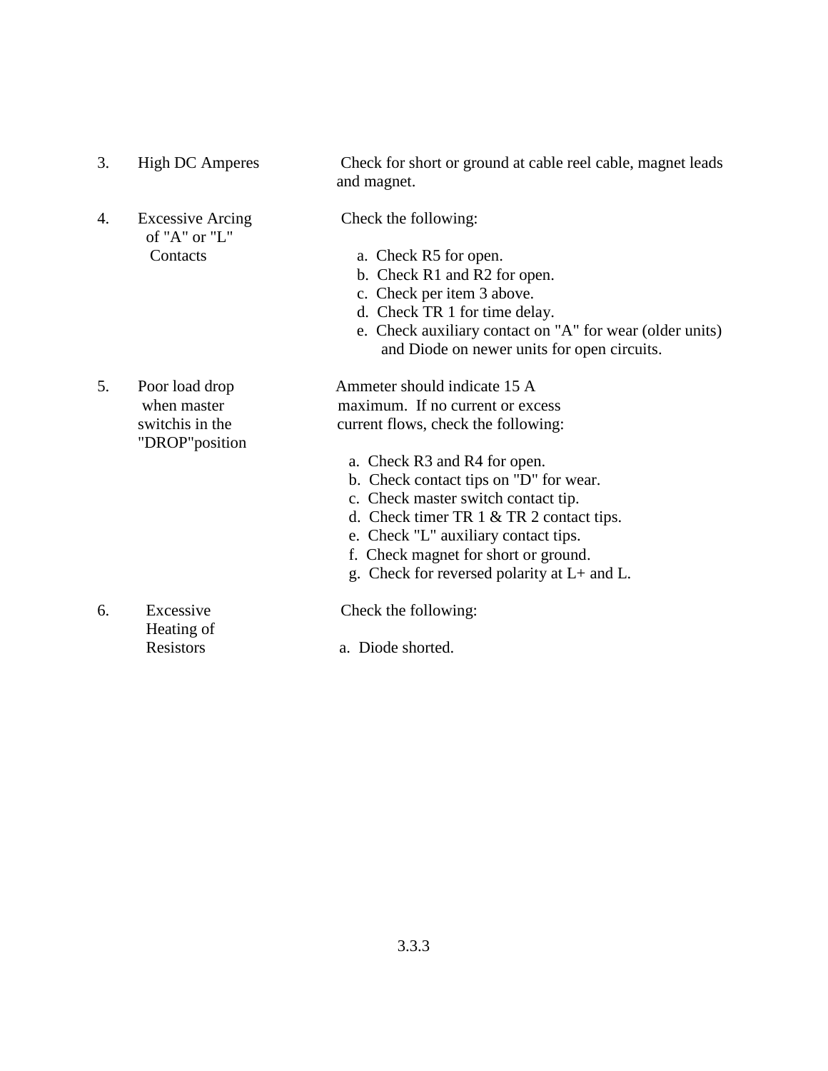| | | |
|---|---|---|
| 3. | High DC Amperes | Check for short or ground at cable reel cable, magnet leads and magnet. |
| 4. | Excessive Arcing of "A" or "L" Contacts | Check the following:<br><br>a. Check R5 for open.<br>b. Check R1 and R2 for open.<br>c. Check per item 3 above.<br>d. Check TR 1 for time delay.<br>e. Check auxiliary contact on "A" for wear (older units) and Diode on newer units for open circuits. |
| 5. | Poor load drop when master switchis in the "DROP"position | Ammeter should indicate 15 A maximum. If no current or excess current flows, check the following:<br><br>a. Check R3 and R4 for open.<br>b. Check contact tips on "D" for wear.<br>c. Check master switch contact tip.<br>d. Check timer TR 1 & TR 2 contact tips.<br>e. Check "L" auxiliary contact tips.<br>f. Check magnet for short or ground.<br>g. Check for reversed polarity at L+ and L. |
| 6. | Excessive Heating of Resistors | Check the following:<br><br>a. Diode shorted. |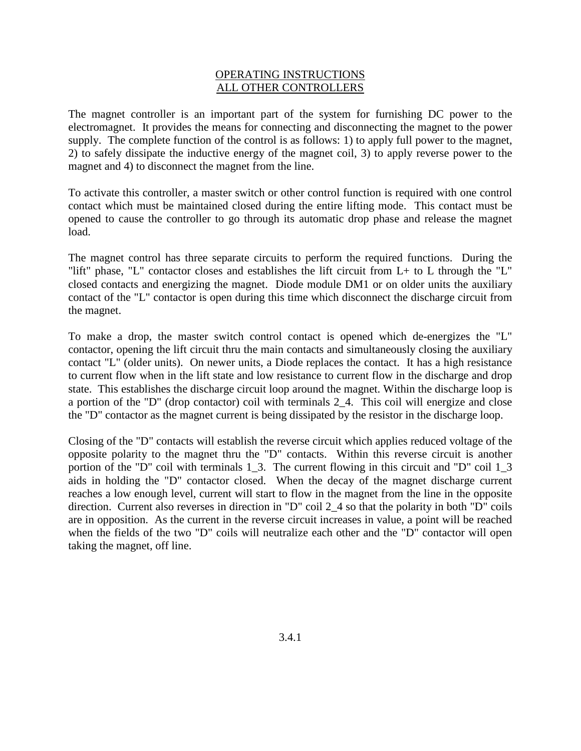# OPERATING INSTRUCTIONS
## ALL OTHER CONTROLLERS

The magnet controller is an important part of the system for furnishing DC power to the electromagnet. It provides the means for connecting and disconnecting the magnet to the power supply. The complete function of the control is as follows: 1) to apply full power to the magnet, 2) to safely dissipate the inductive energy of the magnet coil, 3) to apply reverse power to the magnet and 4) to disconnect the magnet from the line.

To activate this controller, a master switch or other control function is required with one control contact which must be maintained closed during the entire lifting mode. This contact must be opened to cause the controller to go through its automatic drop phase and release the magnet load.

The magnet control has three separate circuits to perform the required functions. During the "lift" phase, "L" contactor closes and establishes the lift circuit from L+ to L through the "L" closed contacts and energizing the magnet. Diode module DM1 or on older units the auxiliary contact of the "L" contactor is open during this time which disconnect the discharge circuit from the magnet.

To make a drop, the master switch control contact is opened which de-energizes the "L" contactor, opening the lift circuit thru the main contacts and simultaneously closing the auxiliary contact "L" (older units). On newer units, a Diode replaces the contact. It has a high resistance to current flow when in the lift state and low resistance to current flow in the discharge and drop state. This establishes the discharge circuit loop around the magnet. Within the discharge loop is a portion of the "D" (drop contactor) coil with terminals 2_4. This coil will energize and close the "D" contactor as the magnet current is being dissipated by the resistor in the discharge loop.

Closing of the "D" contacts will establish the reverse circuit which applies reduced voltage of the opposite polarity to the magnet thru the "D" contacts. Within this reverse circuit is another portion of the "D" coil with terminals 1_3. The current flowing in this circuit and "D" coil 1_3 aids in holding the "D" contactor closed. When the decay of the magnet discharge current reaches a low enough level, current will start to flow in the magnet from the line in the opposite direction. Current also reverses in direction in "D" coil 2_4 so that the polarity in both "D" coils are in opposition. As the current in the reverse circuit increases in value, a point will be reached when the fields of the two "D" coils will neutralize each other and the "D" contactor will open taking the magnet, off line.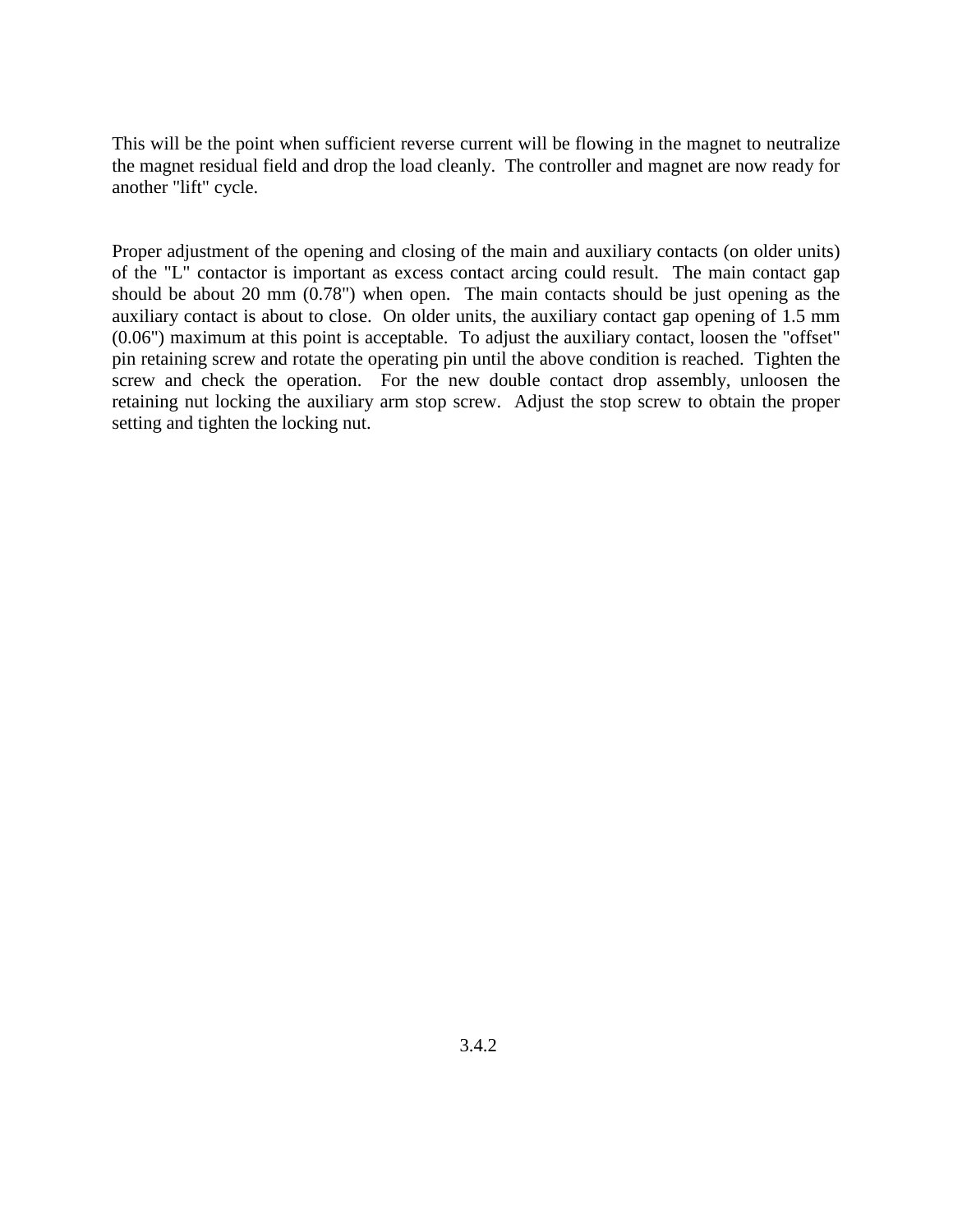This will be the point when sufficient reverse current will be flowing in the magnet to neutralize the magnet residual field and drop the load cleanly. The controller and magnet are now ready for another "lift" cycle.

Proper adjustment of the opening and closing of the main and auxiliary contacts (on older units) of the "L" contactor is important as excess contact arcing could result. The main contact gap should be about 20 mm (0.78") when open. The main contacts should be just opening as the auxiliary contact is about to close. On older units, the auxiliary contact gap opening of 1.5 mm (0.06") maximum at this point is acceptable. To adjust the auxiliary contact, loosen the "offset" pin retaining screw and rotate the operating pin until the above condition is reached. Tighten the screw and check the operation. For the new double contact drop assembly, unloosen the retaining nut locking the auxiliary arm stop screw. Adjust the stop screw to obtain the proper setting and tighten the locking nut.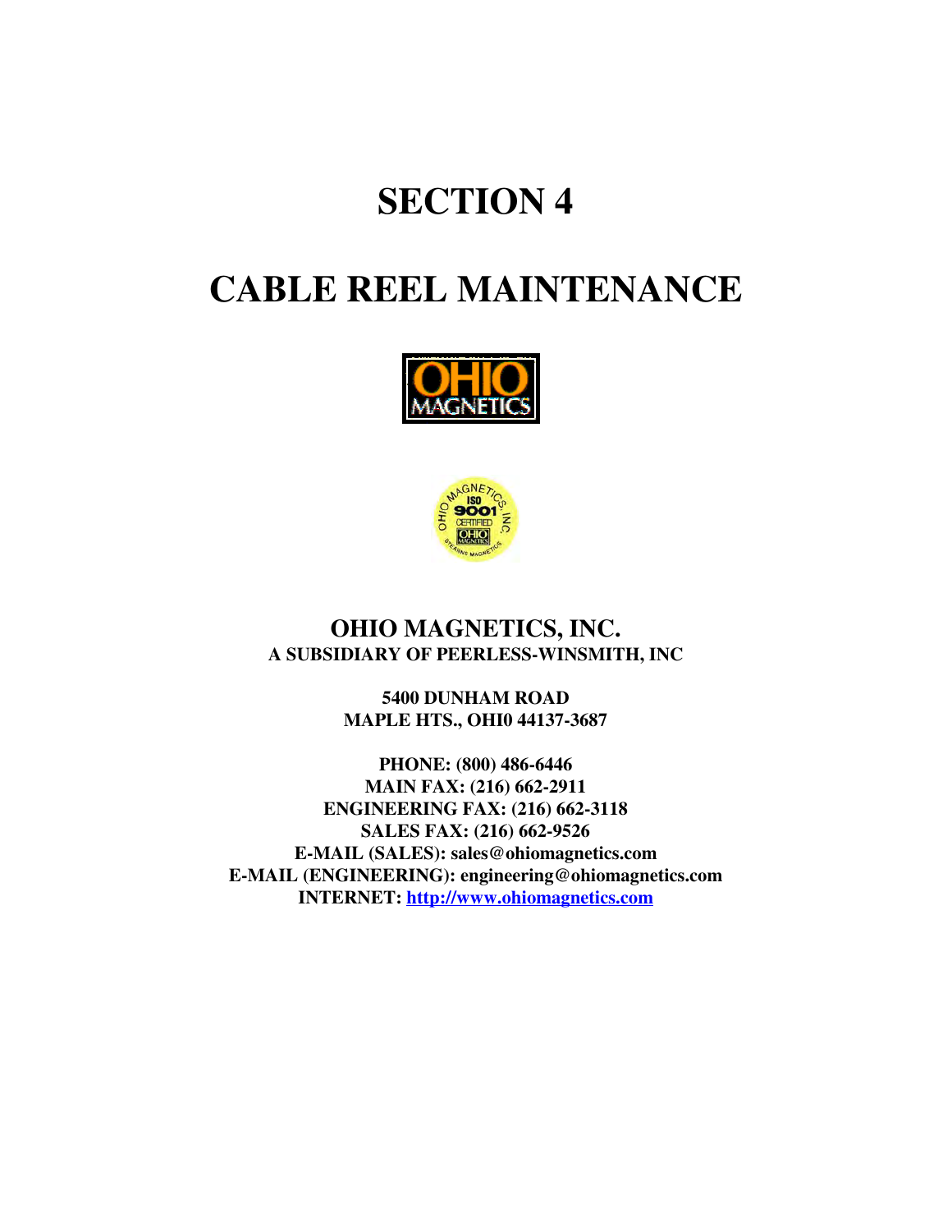# SECTION 4

# CABLE REEL MAINTENANCE

**OHIO MAGNETICS, INC.**
**A SUBSIDIARY OF PEERLESS-WINSMITH, INC**

**5400 DUNHAM ROAD**
**MAPLE HTS., OHI0 44137-3687**

**PHONE: (800) 486-6446**
**MAIN FAX: (216) 662-2911**
**ENGINEERING FAX: (216) 662-3118**
**SALES FAX: (216) 662-9526**
**E-MAIL (SALES): sales@ohiomagnetics.com**
**E-MAIL (ENGINEERING): engineering@ohiomagnetics.com**
**INTERNET: http://www.ohiomagnetics.com**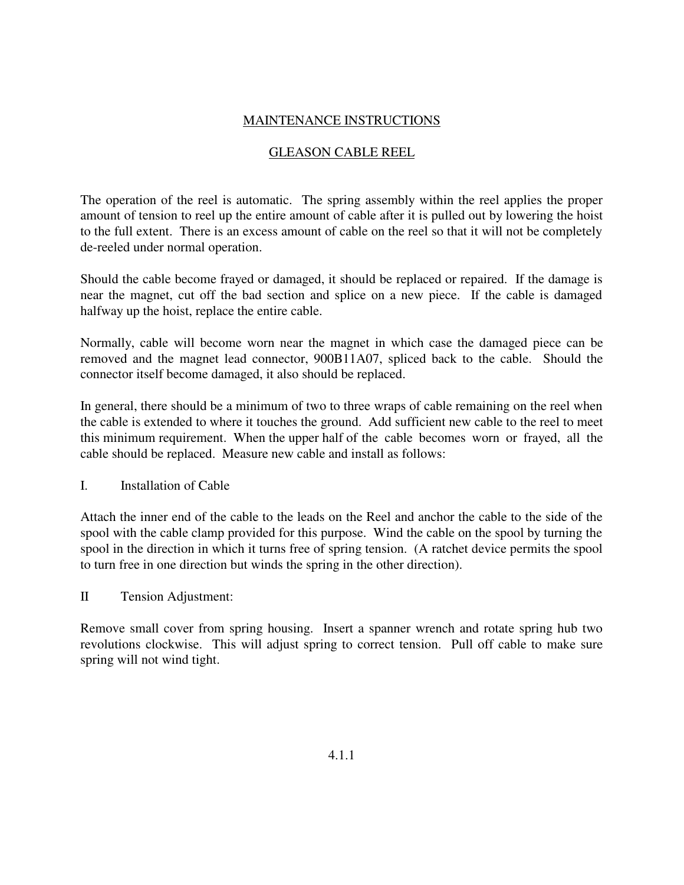# MAINTENANCE INSTRUCTIONS

## GLEASON CABLE REEL

The operation of the reel is automatic. The spring assembly within the reel applies the proper amount of tension to reel up the entire amount of cable after it is pulled out by lowering the hoist to the full extent. There is an excess amount of cable on the reel so that it will not be completely de-reeled under normal operation.

Should the cable become frayed or damaged, it should be replaced or repaired. If the damage is near the magnet, cut off the bad section and splice on a new piece. If the cable is damaged halfway up the hoist, replace the entire cable.

Normally, cable will become worn near the magnet in which case the damaged piece can be removed and the magnet lead connector, 900B11A07, spliced back to the cable. Should the connector itself become damaged, it also should be replaced.

In general, there should be a minimum of two to three wraps of cable remaining on the reel when the cable is extended to where it touches the ground. Add sufficient new cable to the reel to meet this minimum requirement. When the upper half of the cable becomes worn or frayed, all the cable should be replaced. Measure new cable and install as follows:

### I. Installation of Cable

Attach the inner end of the cable to the leads on the Reel and anchor the cable to the side of the spool with the cable clamp provided for this purpose. Wind the cable on the spool by turning the spool in the direction in which it turns free of spring tension. (A ratchet device permits the spool to turn free in one direction but winds the spring in the other direction).

### II Tension Adjustment:

Remove small cover from spring housing. Insert a spanner wrench and rotate spring hub two revolutions clockwise. This will adjust spring to correct tension. Pull off cable to make sure spring will not wind tight.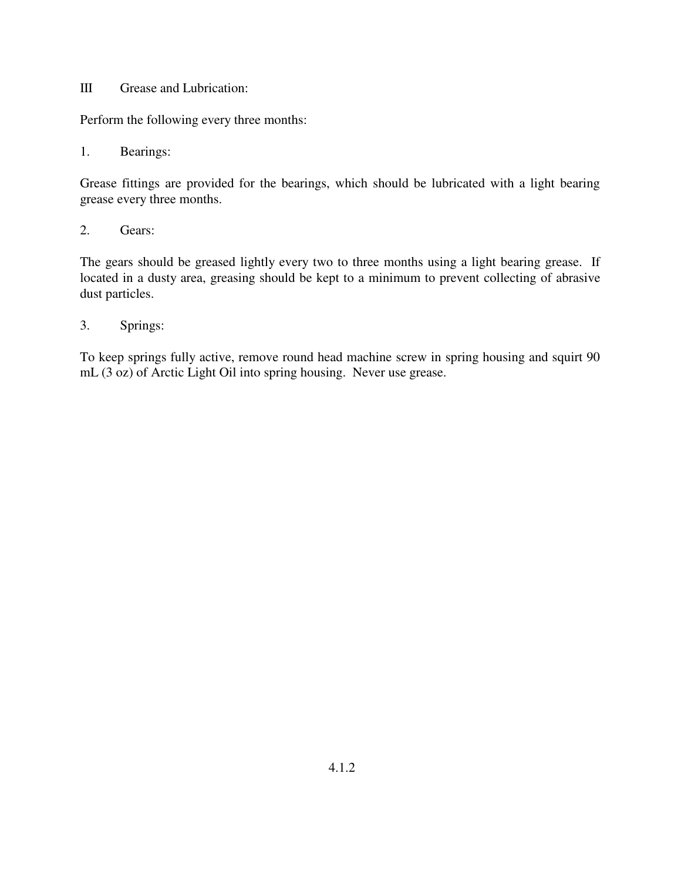## III Grease and Lubrication:

Perform the following every three months:

### 1. Bearings:

Grease fittings are provided for the bearings, which should be lubricated with a light bearing grease every three months.

### 2. Gears:

The gears should be greased lightly every two to three months using a light bearing grease. If located in a dusty area, greasing should be kept to a minimum to prevent collecting of abrasive dust particles.

### 3. Springs:

To keep springs fully active, remove round head machine screw in spring housing and squirt 90 mL (3 oz) of Arctic Light Oil into spring housing. Never use grease.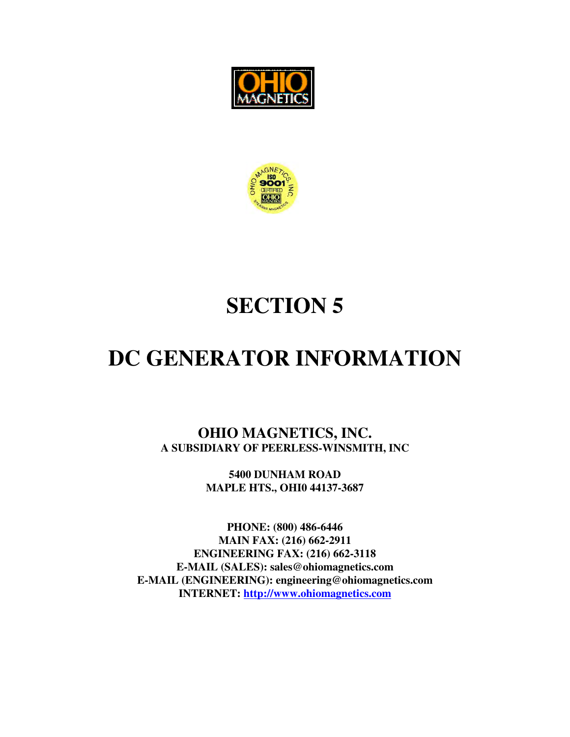OHIO MAGNETICS

OHIO MAGNETICS, INC. ISO 9001 CERTIFIED OHIO MAGNETICS STEARNS MAGNETICS

# SECTION 5

# DC GENERATOR INFORMATION

**OHIO MAGNETICS, INC.**
**A SUBSIDIARY OF PEERLESS-WINSMITH, INC**

**5400 DUNHAM ROAD**
**MAPLE HTS., OHI0 44137-3687**

**PHONE: (800) 486-6446**
**MAIN FAX: (216) 662-2911**
**ENGINEERING FAX: (216) 662-3118**
**E-MAIL (SALES): sales@ohiomagnetics.com**
**E-MAIL (ENGINEERING): engineering@ohiomagnetics.com**
**INTERNET: http://www.ohiomagnetics.com**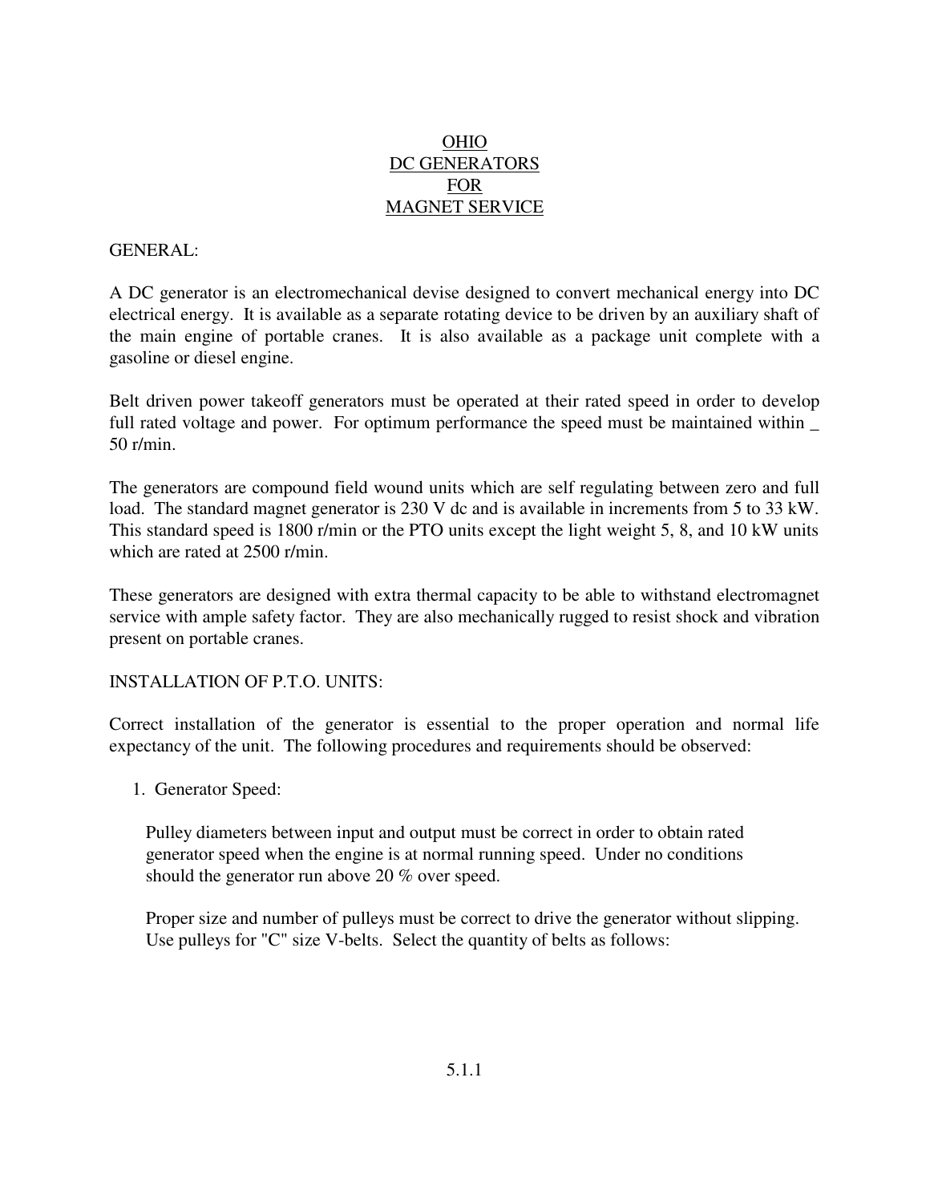# OHIO DC GENERATORS FOR MAGNET SERVICE

GENERAL:

A DC generator is an electromechanical devise designed to convert mechanical energy into DC electrical energy. It is available as a separate rotating device to be driven by an auxiliary shaft of the main engine of portable cranes. It is also available as a package unit complete with a gasoline or diesel engine.

Belt driven power takeoff generators must be operated at their rated speed in order to develop full rated voltage and power. For optimum performance the speed must be maintained within _ 50 r/min.

The generators are compound field wound units which are self regulating between zero and full load. The standard magnet generator is 230 V dc and is available in increments from 5 to 33 kW. This standard speed is 1800 r/min or the PTO units except the light weight 5, 8, and 10 kW units which are rated at 2500 r/min.

These generators are designed with extra thermal capacity to be able to withstand electromagnet service with ample safety factor. They are also mechanically rugged to resist shock and vibration present on portable cranes.

INSTALLATION OF P.T.O. UNITS:

Correct installation of the generator is essential to the proper operation and normal life expectancy of the unit. The following procedures and requirements should be observed:

1. Generator Speed:

   Pulley diameters between input and output must be correct in order to obtain rated generator speed when the engine is at normal running speed. Under no conditions should the generator run above 20 % over speed.

   Proper size and number of pulleys must be correct to drive the generator without slipping. Use pulleys for "C" size V-belts. Select the quantity of belts as follows: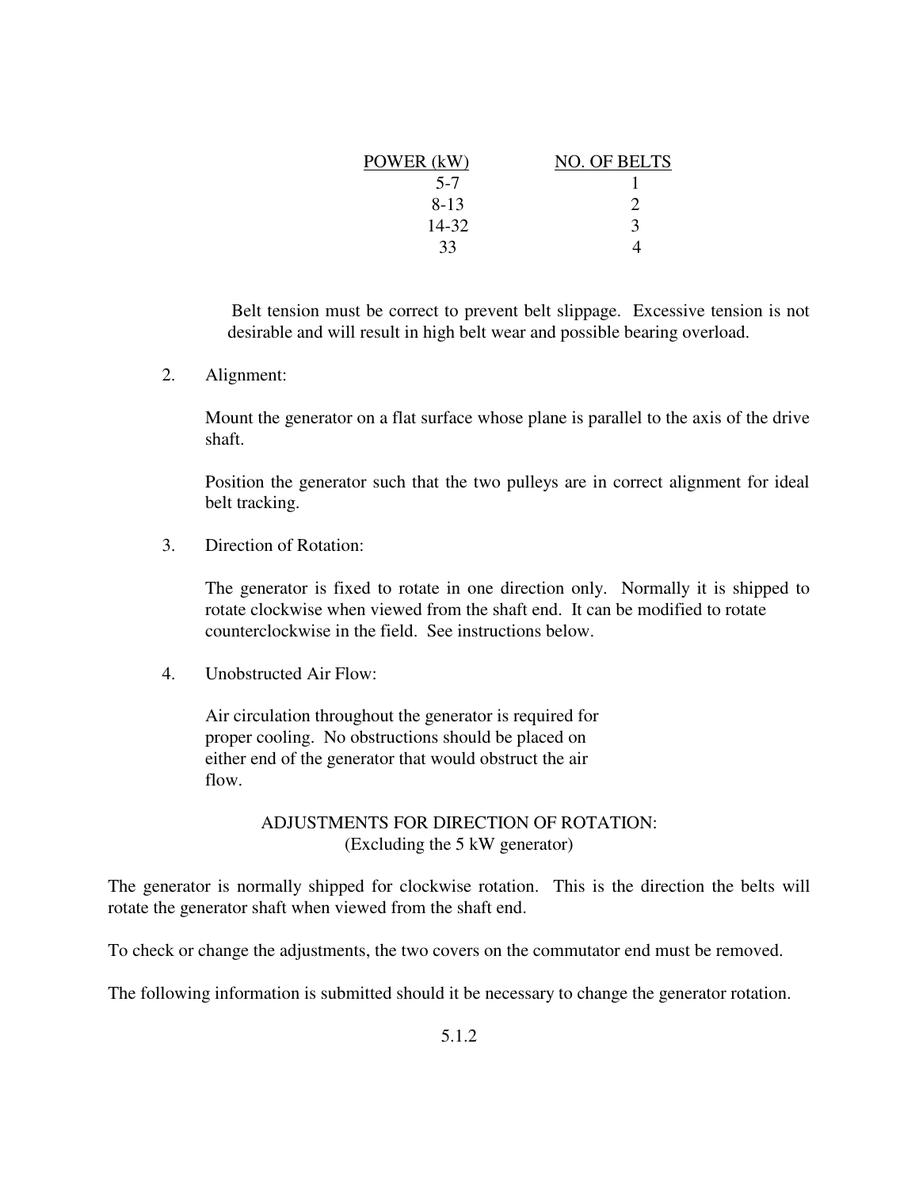| POWER (kW) | NO. OF BELTS |
|---|---|
| 5-7 | 1 |
| 8-13 | 2 |
| 14-32 | 3 |
| 33 | 4 |

Belt tension must be correct to prevent belt slippage. Excessive tension is not desirable and will result in high belt wear and possible bearing overload.

2. Alignment:

   Mount the generator on a flat surface whose plane is parallel to the axis of the drive shaft.

   Position the generator such that the two pulleys are in correct alignment for ideal belt tracking.

3. Direction of Rotation:

   The generator is fixed to rotate in one direction only. Normally it is shipped to rotate clockwise when viewed from the shaft end. It can be modified to rotate counterclockwise in the field. See instructions below.

4. Unobstructed Air Flow:

   Air circulation throughout the generator is required for proper cooling. No obstructions should be placed on either end of the generator that would obstruct the air flow.

## ADJUSTMENTS FOR DIRECTION OF ROTATION: (Excluding the 5 kW generator)

The generator is normally shipped for clockwise rotation. This is the direction the belts will rotate the generator shaft when viewed from the shaft end.

To check or change the adjustments, the two covers on the commutator end must be removed.

The following information is submitted should it be necessary to change the generator rotation.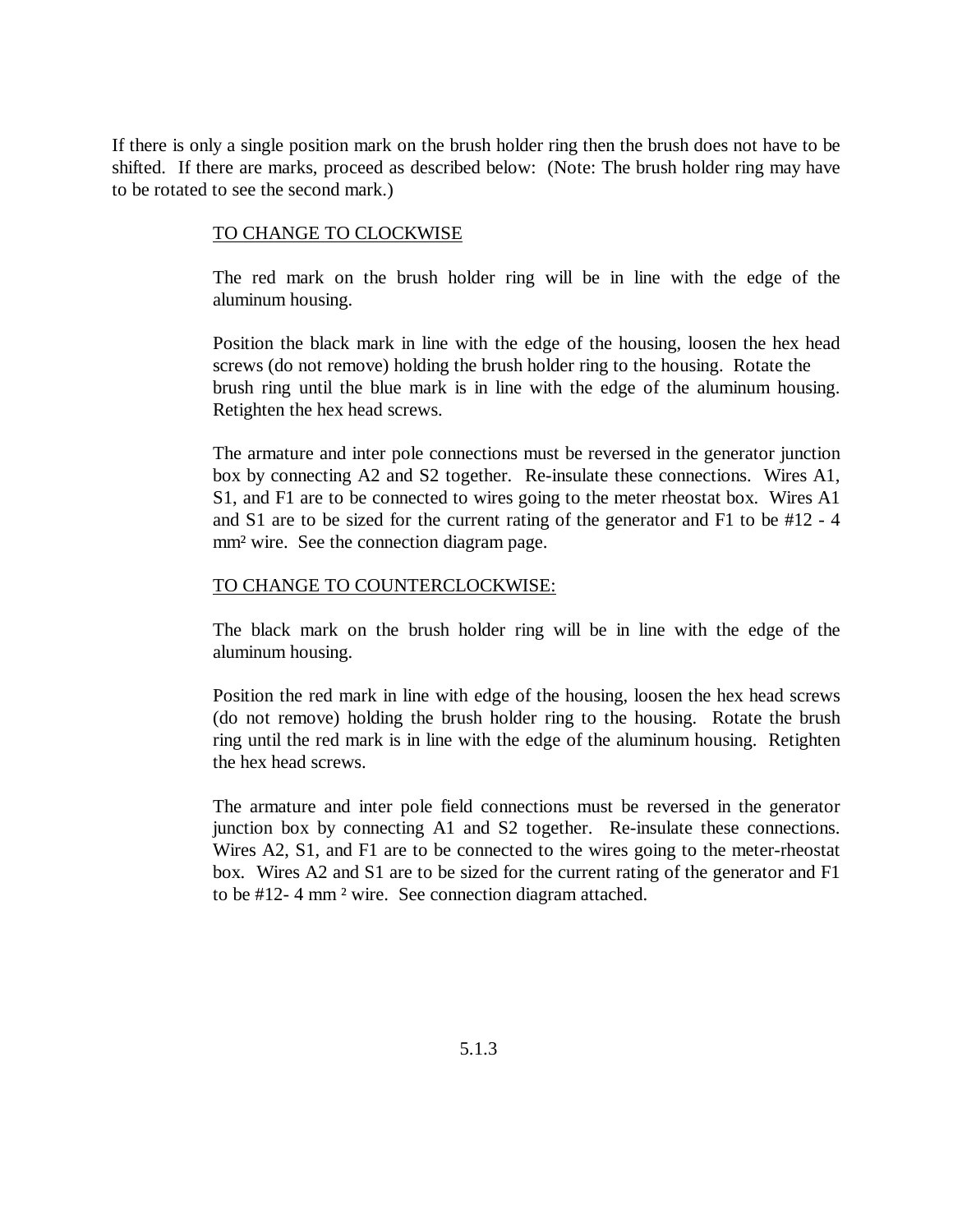If there is only a single position mark on the brush holder ring then the brush does not have to be shifted. If there are marks, proceed as described below: (Note: The brush holder ring may have to be rotated to see the second mark.)

TO CHANGE TO CLOCKWISE

The red mark on the brush holder ring will be in line with the edge of the aluminum housing.

Position the black mark in line with the edge of the housing, loosen the hex head screws (do not remove) holding the brush holder ring to the housing. Rotate the brush ring until the blue mark is in line with the edge of the aluminum housing. Retighten the hex head screws.

The armature and inter pole connections must be reversed in the generator junction box by connecting A2 and S2 together. Re-insulate these connections. Wires A1, S1, and F1 are to be connected to wires going to the meter rheostat box. Wires A1 and S1 are to be sized for the current rating of the generator and F1 to be #12 - 4 mm² wire. See the connection diagram page.

TO CHANGE TO COUNTERCLOCKWISE:

The black mark on the brush holder ring will be in line with the edge of the aluminum housing.

Position the red mark in line with edge of the housing, loosen the hex head screws (do not remove) holding the brush holder ring to the housing. Rotate the brush ring until the red mark is in line with the edge of the aluminum housing. Retighten the hex head screws.

The armature and inter pole field connections must be reversed in the generator junction box by connecting A1 and S2 together. Re-insulate these connections. Wires A2, S1, and F1 are to be connected to the wires going to the meter-rheostat box. Wires A2 and S1 are to be sized for the current rating of the generator and F1 to be #12- 4 mm ² wire. See connection diagram attached.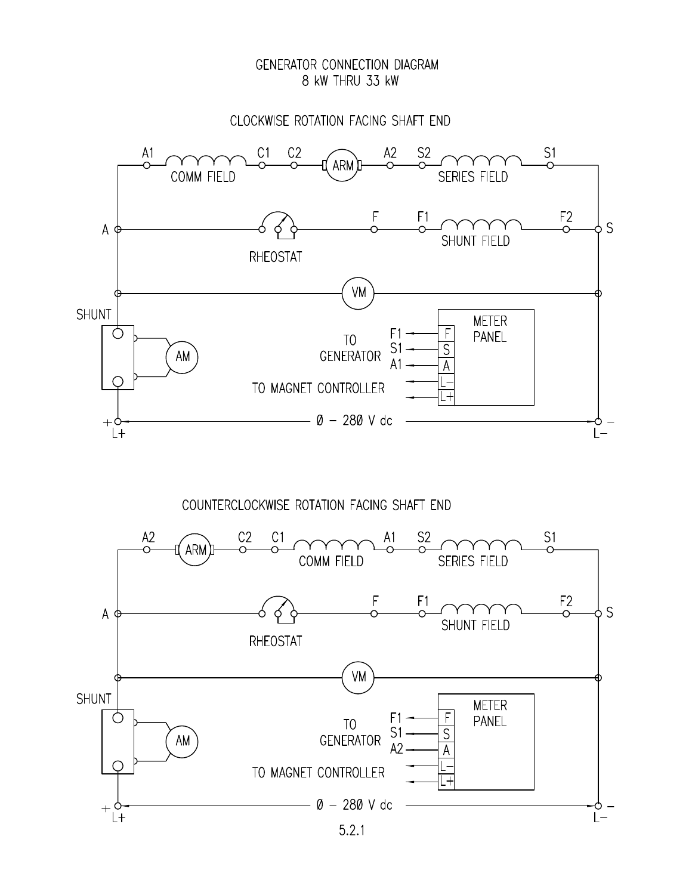# GENERATOR CONNECTION DIAGRAM
## 8 kW THRU 33 kW

### CLOCKWISE ROTATION FACING SHAFT END

A1 — COMM FIELD — C1 C2 — ARM — A2 S2 — SERIES FIELD — S1

A — RHEOSTAT — F F1 — SHUNT FIELD — F2 — S

VM

SHUNT

AM

TO GENERATOR: F1 → F, S1 → S, A1 → A

TO MAGNET CONTROLLER: L−, L+

METER PANEL

+ L+ — 0 − 280 V dc — L− −

### COUNTERCLOCKWISE ROTATION FACING SHAFT END

A2 — ARM — C2 C1 — COMM FIELD — A1 S2 — SERIES FIELD — S1

A — RHEOSTAT — F F1 — SHUNT FIELD — F2 — S

VM

SHUNT

AM

TO GENERATOR: F1 → F, S1 → S, A2 → A

TO MAGNET CONTROLLER: L−, L+

METER PANEL

+ L+ — 0 − 280 V dc — L− −

5.2.1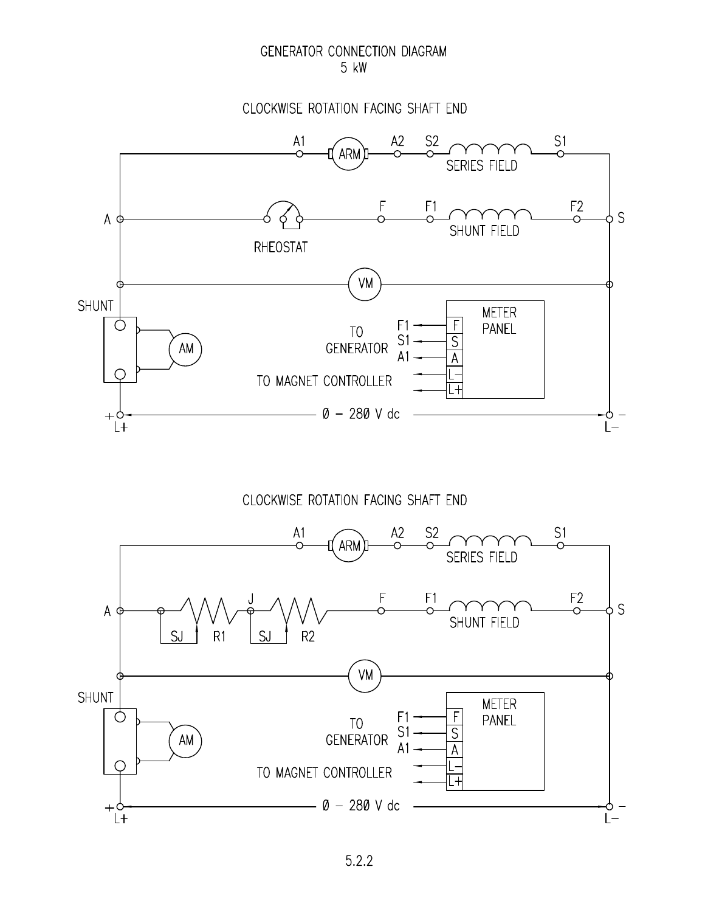# GENERATOR CONNECTION DIAGRAM
## 5 kW

### CLOCKWISE ROTATION FACING SHAFT END

A1 ARM A2 S2 SERIES FIELD S1

A RHEOSTAT F F1 SHUNT FIELD F2 S

VM

SHUNT

AM

TO GENERATOR: F1 → F, S1 → S, A1 → A

TO MAGNET CONTROLLER: L–, L+

METER PANEL

+ L+ Ø – 280 V dc L– –

### CLOCKWISE ROTATION FACING SHAFT END

A1 ARM A2 S2 SERIES FIELD S1

A SJ R1 J SJ R2 F F1 SHUNT FIELD F2 S

VM

SHUNT

AM

TO GENERATOR: F1 → F, S1 → S, A1 → A

TO MAGNET CONTROLLER: L–, L+

METER PANEL

+ L+ Ø – 280 V dc L– –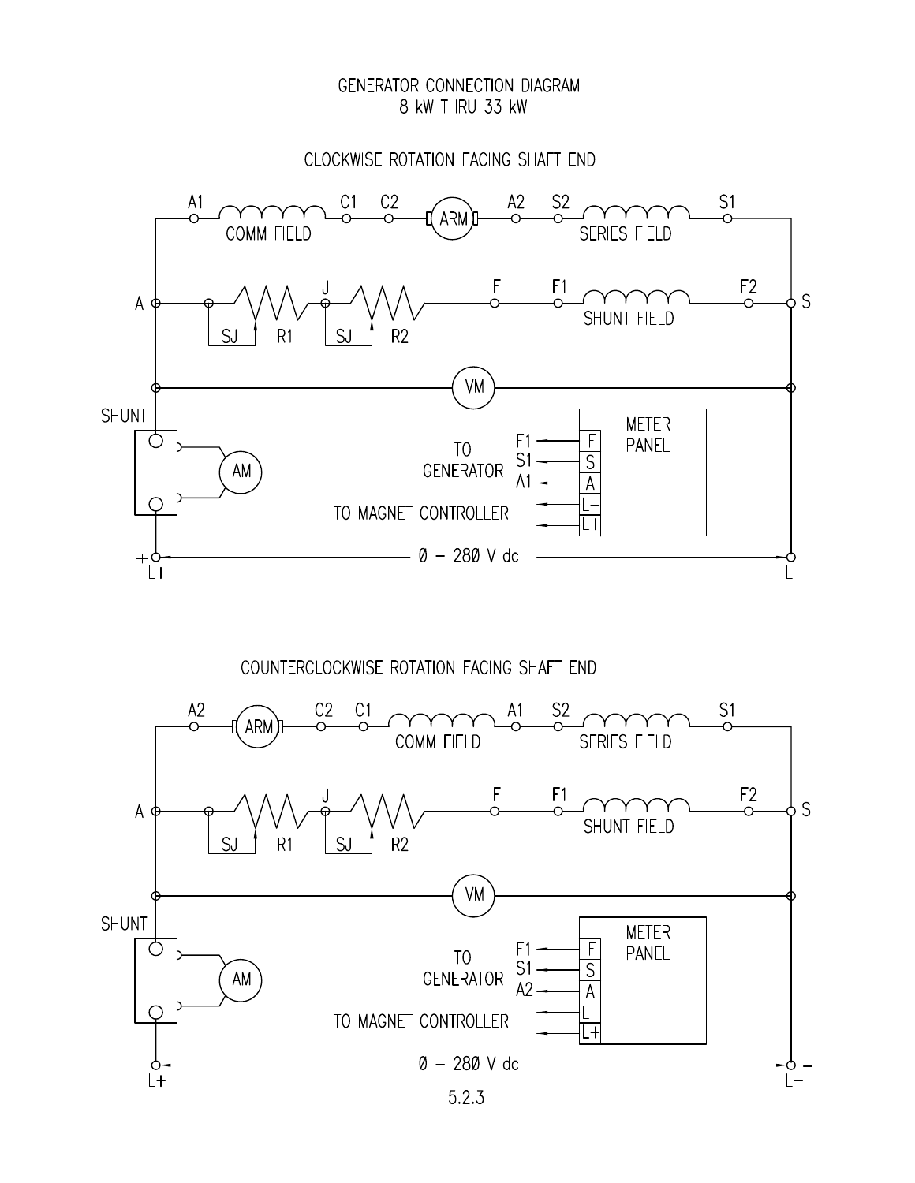# GENERATOR CONNECTION DIAGRAM
## 8 kW THRU 33 kW

### CLOCKWISE ROTATION FACING SHAFT END

A1 — COMM FIELD — C1 — C2 — ARM — A2 — S2 — SERIES FIELD — S1

A — SJ — R1 — J — SJ — R2 — F — F1 — SHUNT FIELD — F2 — S

VM

SHUNT

AM

METER PANEL

TO GENERATOR: F1 → F, S1 → S, A1 → A

TO MAGNET CONTROLLER: L−, L+

+ L+ — 0 − 280 V dc — − L−

### COUNTERCLOCKWISE ROTATION FACING SHAFT END

A2 — ARM — C2 — C1 — COMM FIELD — A1 — S2 — SERIES FIELD — S1

A — SJ — R1 — J — SJ — R2 — F — F1 — SHUNT FIELD — F2 — S

VM

SHUNT

AM

METER PANEL

TO GENERATOR: F1 → F, S1 → S, A2 → A

TO MAGNET CONTROLLER: L−, L+

+ L+ — 0 − 280 V dc — − L−

5.2.3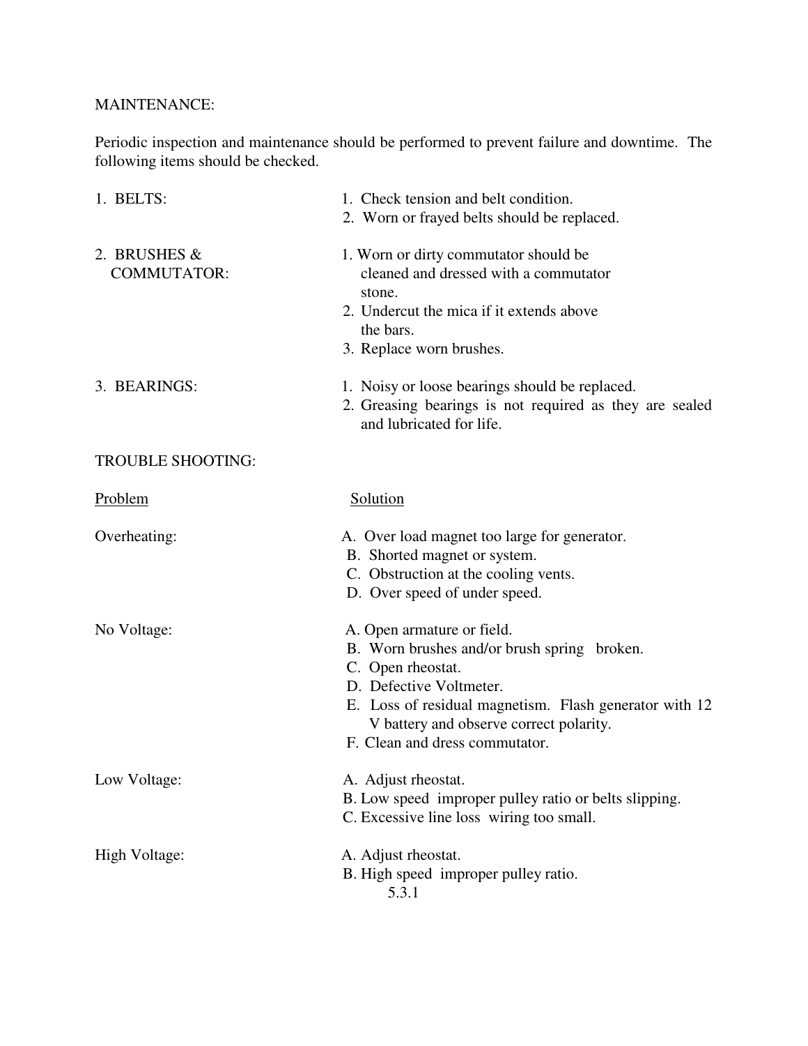MAINTENANCE:

Periodic inspection and maintenance should be performed to prevent failure and downtime. The following items should be checked.

1. BELTS:
   1. Check tension and belt condition.
   2. Worn or frayed belts should be replaced.

2. BRUSHES & COMMUTATOR:
   1. Worn or dirty commutator should be cleaned and dressed with a commutator stone.
   2. Undercut the mica if it extends above the bars.
   3. Replace worn brushes.

3. BEARINGS:
   1. Noisy or loose bearings should be replaced.
   2. Greasing bearings is not required as they are sealed and lubricated for life.

TROUBLE SHOOTING:

| Problem | Solution |
|---|---|
| Overheating: | A. Over load magnet too large for generator.<br>B. Shorted magnet or system.<br>C. Obstruction at the cooling vents.<br>D. Over speed of under speed. |
| No Voltage: | A. Open armature or field.<br>B. Worn brushes and/or brush spring broken.<br>C. Open rheostat.<br>D. Defective Voltmeter.<br>E. Loss of residual magnetism. Flash generator with 12 V battery and observe correct polarity.<br>F. Clean and dress commutator. |
| Low Voltage: | A. Adjust rheostat.<br>B. Low speed improper pulley ratio or belts slipping.<br>C. Excessive line loss wiring too small. |
| High Voltage: | A. Adjust rheostat.<br>B. High speed improper pulley ratio. |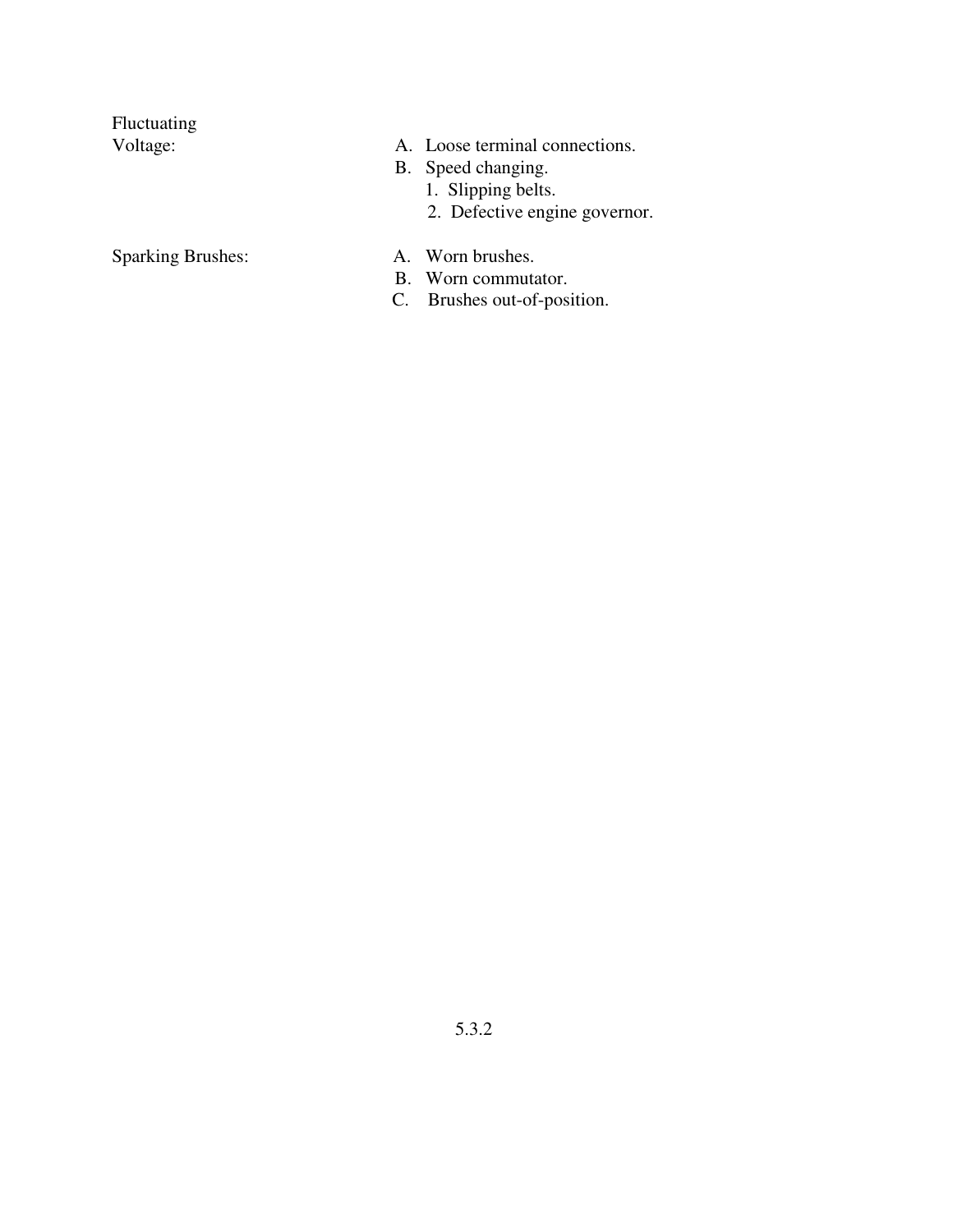**Fluctuating Voltage:**

- A. Loose terminal connections.
- B. Speed changing.
  1. Slipping belts.
  2. Defective engine governor.

**Sparking Brushes:**

- A. Worn brushes.
- B. Worn commutator.
- C. Brushes out-of-position.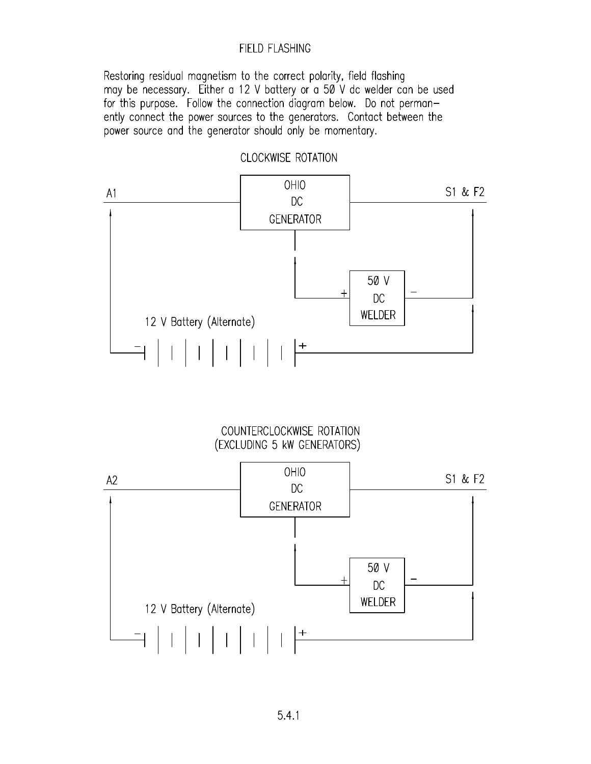# FIELD FLASHING

Restoring residual magnetism to the correct polarity, field flashing may be necessary. Either a 12 V battery or a 50 V dc welder can be used for this purpose. Follow the connection diagram below. Do not permanently connect the power sources to the generators. Contact between the power source and the generator should only be momentary.

## CLOCKWISE ROTATION

A1

OHIO DC GENERATOR

S1 & F2

50 V DC WELDER

12 V Battery (Alternate)

## COUNTERCLOCKWISE ROTATION (EXCLUDING 5 kW GENERATORS)

A2

OHIO DC GENERATOR

S1 & F2

50 V DC WELDER

12 V Battery (Alternate)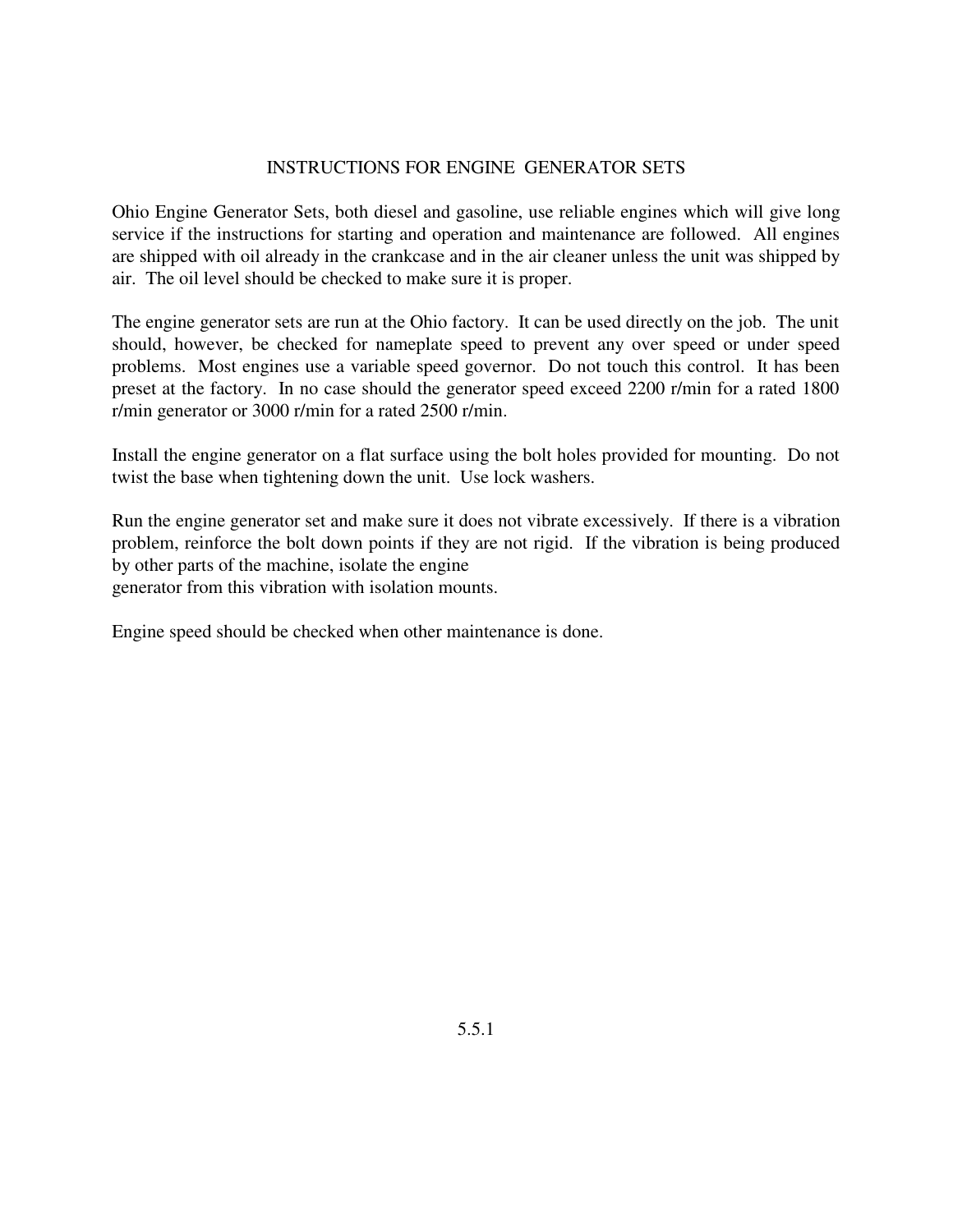# INSTRUCTIONS FOR ENGINE GENERATOR SETS

Ohio Engine Generator Sets, both diesel and gasoline, use reliable engines which will give long service if the instructions for starting and operation and maintenance are followed. All engines are shipped with oil already in the crankcase and in the air cleaner unless the unit was shipped by air. The oil level should be checked to make sure it is proper.

The engine generator sets are run at the Ohio factory. It can be used directly on the job. The unit should, however, be checked for nameplate speed to prevent any over speed or under speed problems. Most engines use a variable speed governor. Do not touch this control. It has been preset at the factory. In no case should the generator speed exceed 2200 r/min for a rated 1800 r/min generator or 3000 r/min for a rated 2500 r/min.

Install the engine generator on a flat surface using the bolt holes provided for mounting. Do not twist the base when tightening down the unit. Use lock washers.

Run the engine generator set and make sure it does not vibrate excessively. If there is a vibration problem, reinforce the bolt down points if they are not rigid. If the vibration is being produced by other parts of the machine, isolate the engine generator from this vibration with isolation mounts.

Engine speed should be checked when other maintenance is done.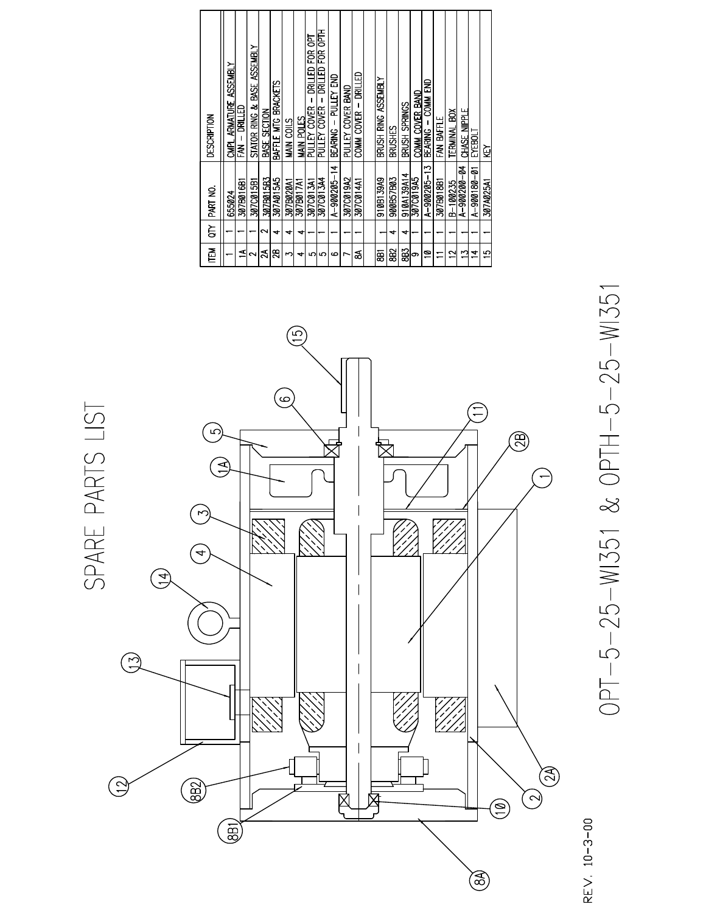# SPARE PARTS LIST

| ITEM | QTY | PART NO. | DESCRIPTION |
|---|---|---|---|
| 1 | 1 | 655024 | CMPL ARMATURE ASSEMBLY |
| 1A | 1 | 307B016B1 | FAN - DRILLED |
| 2 | 1 | 307C015B1 | STATOR RING & BASE ASSEMBLY |
| 2A | 2 | 307B015B3 | BASE SECTION |
| 2B | 4 | 307A015A5 | BAFFLE MTG BRACKETS |
| 3 | 4 | 307B020A1 | MAIN COILS |
| 4 | 4 | 307B017A1 | MAIN POLES |
| 5 | 1 | 307C013A1 | PULLEY COVER - DRILLED FOR OPT |
| 5 | 1 | 307C013A4 | PULLEY COVER - DRILLED FOR OPTH |
| 6 | 1 | A-900205-14 | BEARING - PULLEY END |
| 7 | 1 | 307C019A2 | PULLEY COVER BAND |
| 8A | 1 | 307C014A1 | COMM COVER - DRILLED |
| 8B1 | 1 | 910B139A9 | BRUSH RING ASSEMBLY |
| 8B2 | 4 | 900B57B03 | BRUSHES |
| 8B3 | 4 | 910A139A14 | BRUSH SPRINGS |
| 9 | 1 | 307C019A5 | COMM COVER BAND |
| 10 | 1 | A-900205-13 | BEARING - COMM END |
| 11 | 1 | 307B018B1 | FAN BAFFLE |
| 12 | 1 | B-100235 | TERMINAL BOX |
| 13 | 1 | A-900200-04 | CHASE NIPPLE |
| 14 | 1 | A-900180-01 | EYEBOLT |
| 15 | 1 | 307A025A1 | KEY |

OPT-5-25-WI351 & OPTH-5-25-WI351

REV. 10-3-00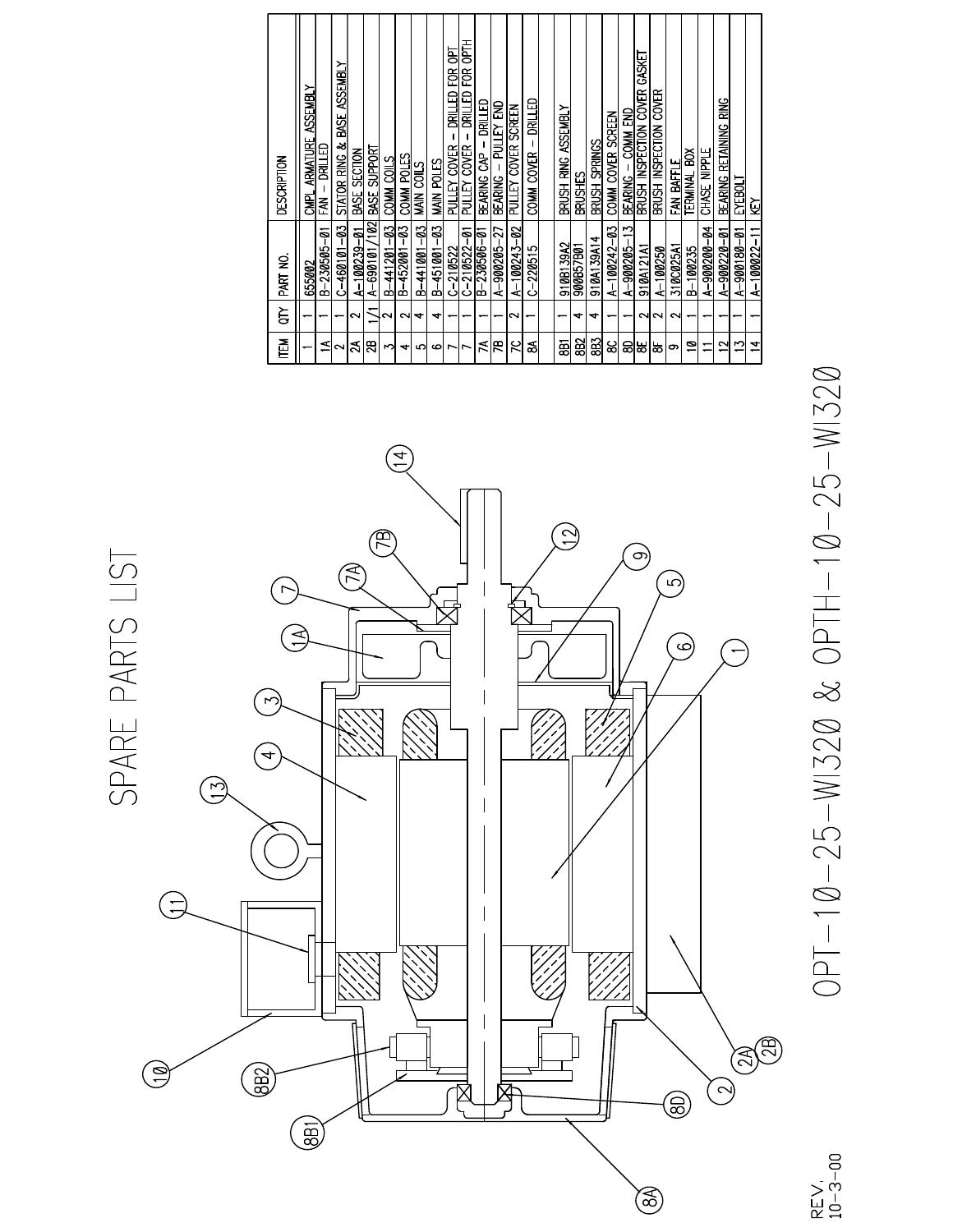# SPARE PARTS LIST

| ITEM | QTY | PART NO. | DESCRIPTION |
|---|---|---|---|
| 1 | 1 | 655002 | CMPL ARMATURE ASSEMBLY |
| 1A | 1 | B-230505-01 | FAN - DRILLED |
| 2 | 1 | C-460101-03 | STATOR RING & BASE ASSEMBLY |
| 2A | 2 | A-100239-01 | BASE SECTION |
| 2B | 1/1 | A-690101/102 | BASE SUPPORT |
| 3 | 2 | B-441201-03 | COMM COILS |
| 4 | 2 | B-452001-03 | COMM POLES |
| 5 | 4 | B-441001-03 | MAIN COILS |
| 6 | 4 | B-451001-03 | MAIN POLES |
| 7 | 1 | C-210522 | PULLEY COVER - DRILLED FOR OPT |
| 7 | 1 | C-210522-01 | PULLEY COVER - DRILLED FOR OPTH |
| 7A | 1 | B-230506-01 | BEARING CAP - DRILLED |
| 7B | 1 | A-900205-27 | BEARING - PULLEY END |
| 7C | 2 | A-100243-02 | PULLEY COVER SCREEN |
| 8A | 1 | C-220515 | COMM COVER - DRILLED |
| 8B1 | 1 | 910B139A2 | BRUSH RING ASSEMBLY |
| 8B2 | 4 | 900B57B01 | BRUSHES |
| 8B3 | 4 | 910A139A14 | BRUSH SPRINGS |
| 8C | 1 | A-100242-03 | COMM COVER SCREEN |
| 8D | 1 | A-900205-13 | BEARING - COMM END |
| 8E | 2 | 910A121A1 | BRUSH INSPECTION COVER GASKET |
| 8F | 2 | A-100250 | BRUSH INSPECTION COVER |
| 9 | 2 | 310C025A1 | FAN BAFFLE |
| 10 | 1 | B-100235 | TERMINAL BOX |
| 11 | 1 | A-900200-04 | CHASE NIPPLE |
| 12 | 1 | A-900220-01 | BEARING RETAINING RING |
| 13 | 1 | A-900180-01 | EYEBOLT |
| 14 | 1 | A-100022-11 | KEY |

OPT-10-25-WI320 & OPTH-10-25-WI320

REV. 10-3-00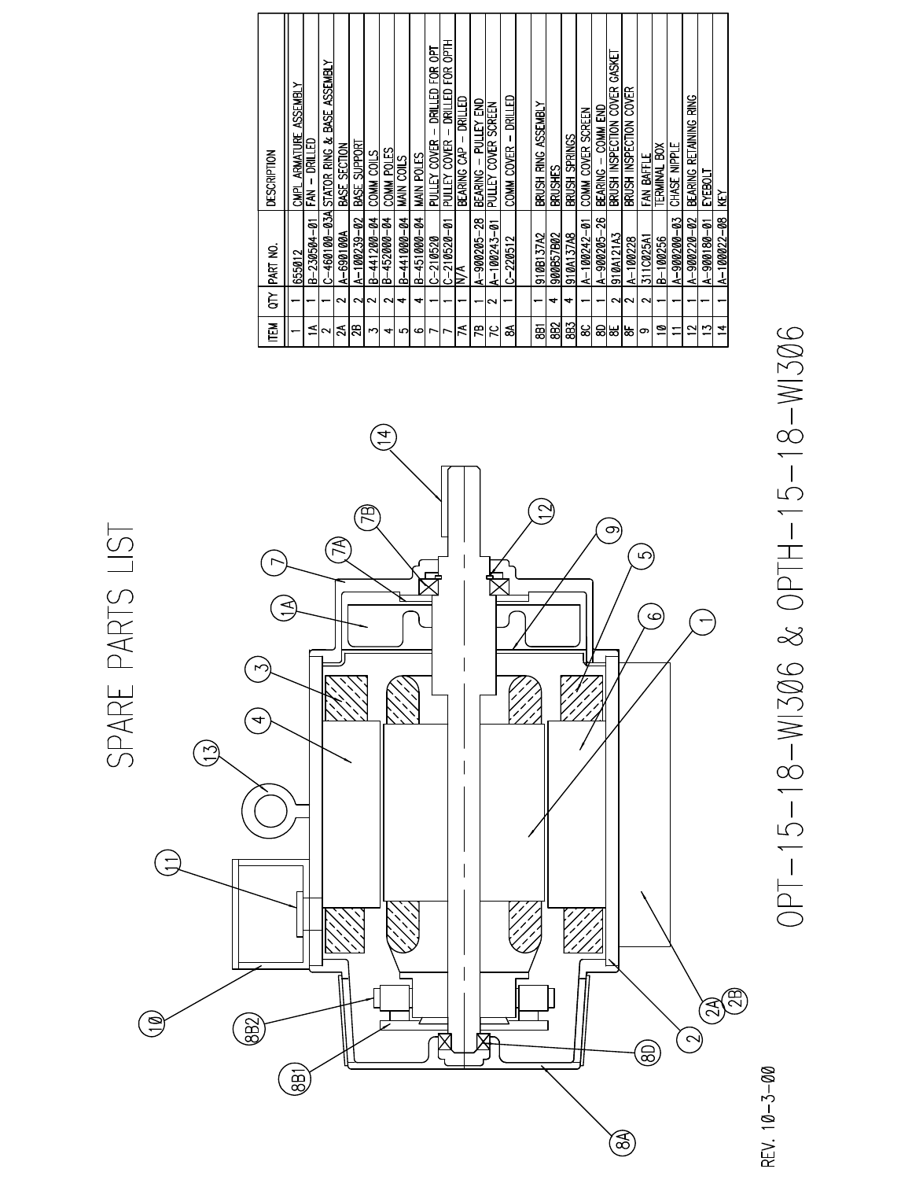# SPARE PARTS LIST

| ITEM | QTY | PART NO. | DESCRIPTION |
|---|---|---|---|
| 1 | 1 | 655012 | CMPL ARMATURE ASSEMBLY |
| 1A | 1 | B-230504-01 | FAN - DRILLED |
| 2 | 1 | C-460100-03A | STATOR RING & BASE ASSEMBLY |
| 2A | 2 | A-690100A | BASE SECTION |
| 2B | 2 | A-100239-02 | BASE SUPPORT |
| 3 | 2 | B-441200-04 | COMM COILS |
| 4 | 2 | B-452000-04 | COMM POLES |
| 5 | 4 | B-441000-04 | MAIN COILS |
| 6 | 4 | B-451000-04 | MAIN POLES |
| 7 | 1 | C-210520 | PULLEY COVER - DRILLED FOR OPT |
| 7 | 1 | C-210520-01 | PULLEY COVER - DRILLED FOR OPTH |
| 7A | 1 | N/A | BEARING CAP - DRILLED |
| 7B | 1 | A-900205-28 | BEARING - PULLEY END |
| 7C | 2 | A-100243-01 | PULLEY COVER SCREEN |
| 8A | 1 | C-220512 | COMM COVER - DRILLED |
| 8B1 | 1 | 910B137A2 | BRUSH RING ASSEMBLY |
| 8B2 | 4 | 900B57B02 | BRUSHES |
| 8B3 | 4 | 910A137A8 | BRUSH SPRINGS |
| 8C | 1 | A-100242-01 | COMM COVER SCREEN |
| 8D | 1 | A-900205-26 | BEARING - COMM END |
| 8E | 2 | 910A121A3 | BRUSH INSPECTION COVER GASKET |
| 8F | 2 | A-100228 | BRUSH INSPECTION COVER |
| 9 | 2 | 311C025A1 | FAN BAFFLE |
| 10 | 1 | B-100256 | TERMINAL BOX |
| 11 | 1 | A-900200-03 | CHASE NIPPLE |
| 12 | 1 | A-900220-02 | BEARING RETAINING RING |
| 13 | 1 | A-900180-01 | EYEBOLT |
| 14 | 1 | A-100022-08 | KEY |

OPT-15-18-WI306 & OPTH-15-18-WI306

REV. 10-3-00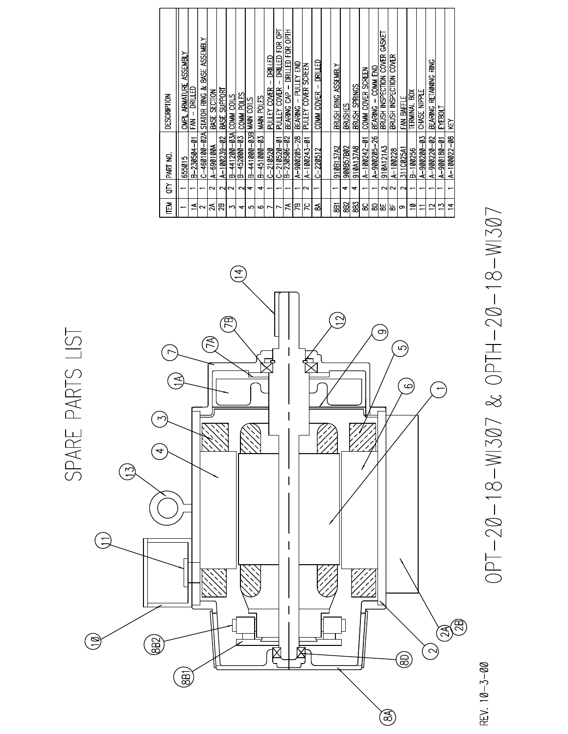# SPARE PARTS LIST

| ITEM | QTY | PART NO. | DESCRIPTION |
|---|---|---|---|
| 1 | 1 | 655015 | CMPL ARMATURE ASSEMBLY |
| 1A | 1 | B-230504-01 | FAN – DRILLED |
| 2 | 1 | C-460100-02A | STATOR RING & BASE ASSEMBLY |
| 2A | 2 | A-690100A | BASE SECTION |
| 2B | 2 | A-100239-02 | BASE SUPPORT |
| 3 | 2 | B-441200-03A | COMM COILS |
| 4 | 2 | B-452000-03 | COMM POLES |
| 5 | 4 | B-441000-03B | MAIN COILS |
| 6 | 4 | B-451000-03 | MAIN POLES |
| 7 | 1 | C-210520 | PULLEY COVER – DRILLED |
| 7 | 1 | C-210520-01 | PULLEY COVER – DRILLED FOR OPT |
| 7A | 1 | B-230506-02 | BEARING CAP – DRILLED FOR OPTH |
| 7B | 1 | A-900205-28 | BEARING – PULLEY END |
| 7C | 2 | A-100243-01 | PULLEY COVER SCREEN |
| 8A | 1 | C-220512 | COMM COVER – DRILLED |
| 8B1 | 1 | 910B137A2 | BRUSH RING ASSEMBLY |
| 8B2 | 4 | 900B57B02 | BRUSHES |
| 8B3 | 4 | 910A137A8 | BRUSH SPRINGS |
| 8C | 1 | A-100242-01 | COMM COVER SCREEN |
| 8D | 1 | A-900205-26 | BEARING – COMM END |
| 8E | 2 | 910A121A3 | BRUSH INSPECTION COVER GASKET |
| 8F | 2 | A-100228 | BRUSH INSPECTION COVER |
| 9 | 2 | 311C025A1 | FAN BAFFLE |
| 10 | 1 | B-100256 | TERMINAL BOX |
| 11 | 1 | A-900200-03 | CHASE NIPPLE |
| 12 | 1 | A-900220-02 | BEARING RETAINING RING |
| 13 | 1 | A-900180-01 | EYEBOLT |
| 14 | 1 | A-100022-08 | KEY |

OPT-20-18-W1307 & OPTH-20-18-W1307

REV. 10-3-00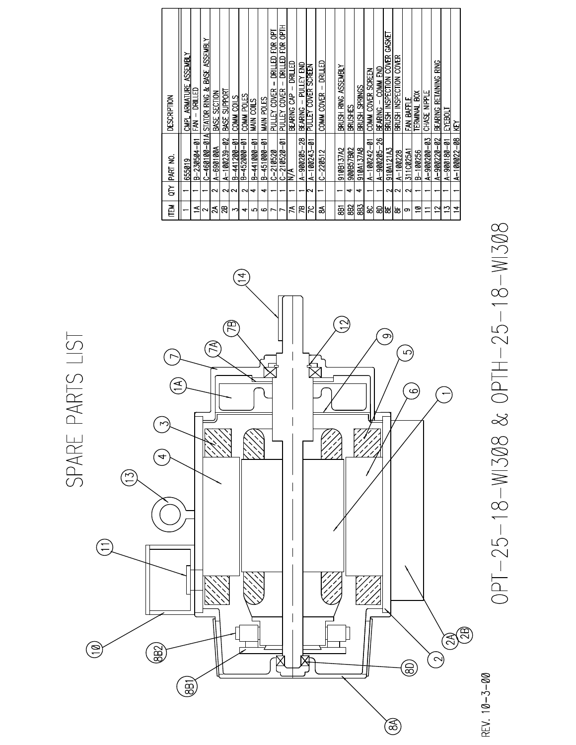# SPARE PARTS LIST

| ITEM | QTY | PART NO. | DESCRIPTION |
|---|---|---|---|
| 1 | 1 | 655019 | CMPL ARMATURE ASSEMBLY |
| 1A | 1 | B-230504-01 | FAN - DRILLED |
| 2 | 1 | C-460100-01A | STATOR RING & BASE ASSEMBLY |
| 2A | 2 | A-690100A | BASE SECTION |
| 2B | 2 | A-100239-02 | BASE SUPPORT |
| 3 | 2 | B-441200-01 | COMM COILS |
| 4 | 2 | B-452000-01 | COMM POLES |
| 5 | 4 | B-441000-01 | MAIN COILS |
| 6 | 4 | B-451000-01 | MAIN POLES |
| 7 | 1 | C-210520 | PULLEY COVER - DRILLED FOR OPT |
| 7 | 1 | C-210520-01 | PULLEY COVER - DRILLED FOR OPTH |
| 7A | 1 | N/A | BEARING CAP - DRILLED |
| 7B | 1 | A-900205-28 | BEARING - PULLEY END |
| 7C | 2 | A-100243-01 | PULLEY COVER SCREEN |
| 8A | 1 | C-220512 | COMM COVER - DRILLED |
| 8B1 | 1 | 910B137A2 | BRUSH RING ASSEMBLY |
| 8B2 | 4 | 900B57B02 | BRUSHES |
| 8B3 | 4 | 910A137A8 | BRUSH SPRINGS |
| 8C | 1 | A-100242-01 | COMM COVER SCREEN |
| 8D | 1 | A-900205-26 | BEARING - COMM END |
| 8E | 2 | 910A121A3 | BRUSH INSPECTION COVER GASKET |
| 8F | 2 | A-100228 | BRUSH INSPECTION COVER |
| 9 | 2 | 311C025A1 | FAN BAFFLE |
| 10 | 1 | B-100256 | TERMINAL BOX |
| 11 | 1 | A-900200-03 | CHASE NIPPLE |
| 12 | 1 | A-900220-02 | BEARING RETAINING RING |
| 13 | 1 | A-900180-01 | EYEBOLT |
| 14 | 1 | A-100022-08 | KEY |

OPT-25-18-W1308 & OPTH-25-18-W1308

REV. 10-3-00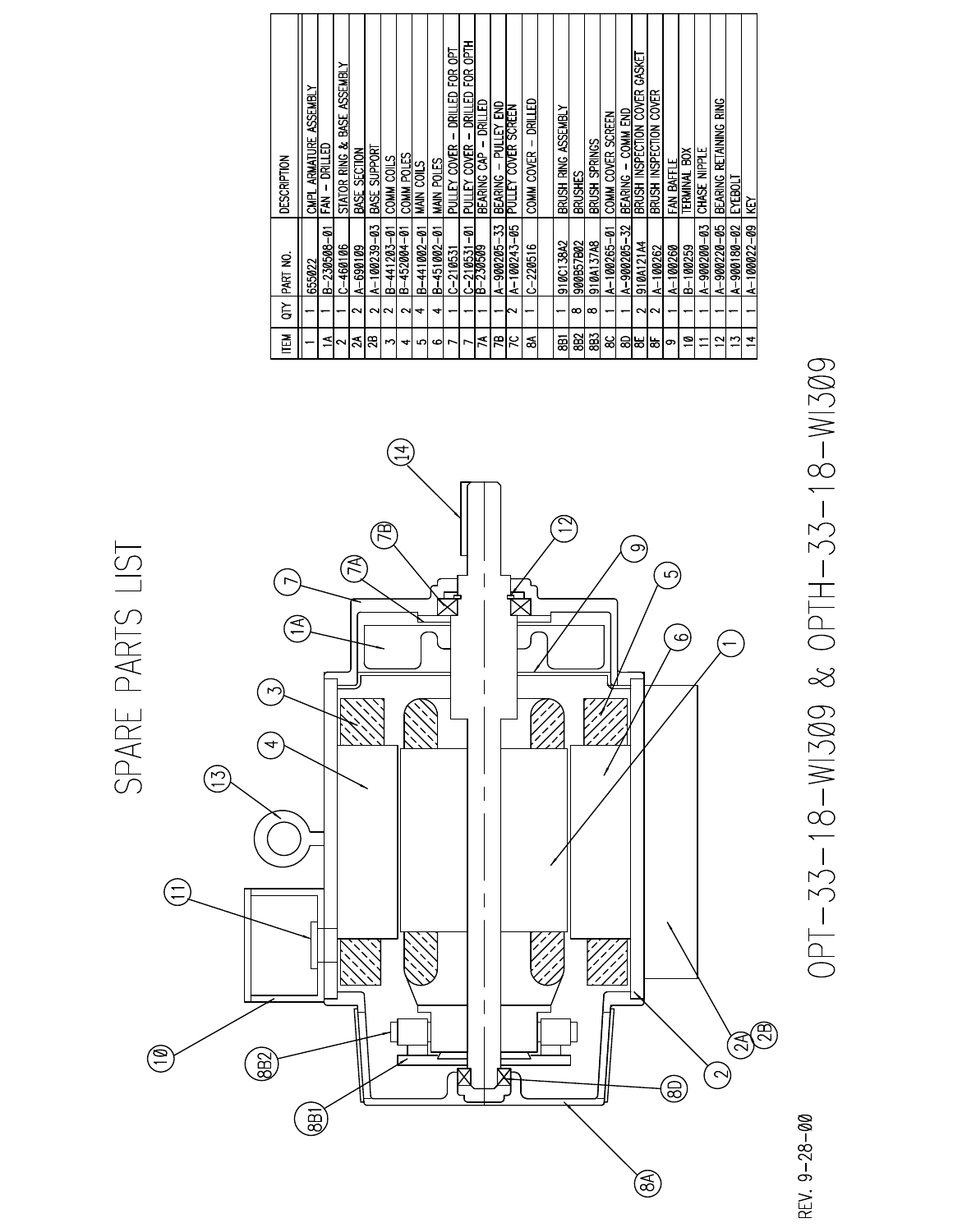# SPARE PARTS LIST

| ITEM | QTY | PART NO. | DESCRIPTION |
|---|---|---|---|
| 1 | 1 | 655022 | CMPL ARMATURE ASSEMBLY |
| 1A | 1 | B-230508-01 | FAN - DRILLED |
| 2 | 1 | C-460106 | STATOR RING & BASE ASSEMBLY |
| 2A | 2 | A-690109 | BASE SECTION |
| 2B | 2 | A-100239-03 | BASE SUPPORT |
| 3 | 2 | B-441203-01 | COMM COILS |
| 4 | 2 | B-452004-01 | COMM POLES |
| 5 | 4 | B-441002-01 | MAIN COILS |
| 6 | 4 | B-451002-01 | MAIN POLES |
| 7 | 1 | C-210531 | PULLEY COVER - DRILLED FOR OPT |
| 7 | 1 | C-210531-01 | PULLEY COVER - DRILLED FOR OPTH |
| 7A | 1 | B-230509 | BEARING CAP - DRILLED |
| 7B | 1 | A-900205-33 | BEARING - PULLEY END |
| 7C | 2 | A-100243-05 | PULLEY COVER SCREEN |
| 8A | 1 | C-220516 | COMM COVER - DRILLED |
| | | | |
| 8B1 | 1 | 910C138A2 | BRUSH RING ASSEMBLY |
| 8B2 | 8 | 900B57B02 | BRUSHES |
| 8B3 | 8 | 910A137A8 | BRUSH SPRINGS |
| 8C | 1 | A-100265-01 | COMM COVER SCREEN |
| 8D | 1 | A-900205-32 | BEARING - COMM END |
| 8E | 2 | 910A121A4 | BRUSH INSPECTION COVER GASKET |
| 8F | 2 | A-100262 | BRUSH INSPECTION COVER |
| 9 | 1 | A-100260 | FAN BAFFLE |
| 10 | 1 | B-100259 | TERMINAL BOX |
| 11 | 1 | A-900200-03 | CHASE NIPPLE |
| 12 | 1 | A-900220-05 | BEARING RETAINING RING |
| 13 | 1 | A-900180-02 | EYEBOLT |
| 14 | 1 | A-100022-09 | KEY |

OPT-33-18-W1309 & OPTH-33-18-W1309

REV. 9-28-00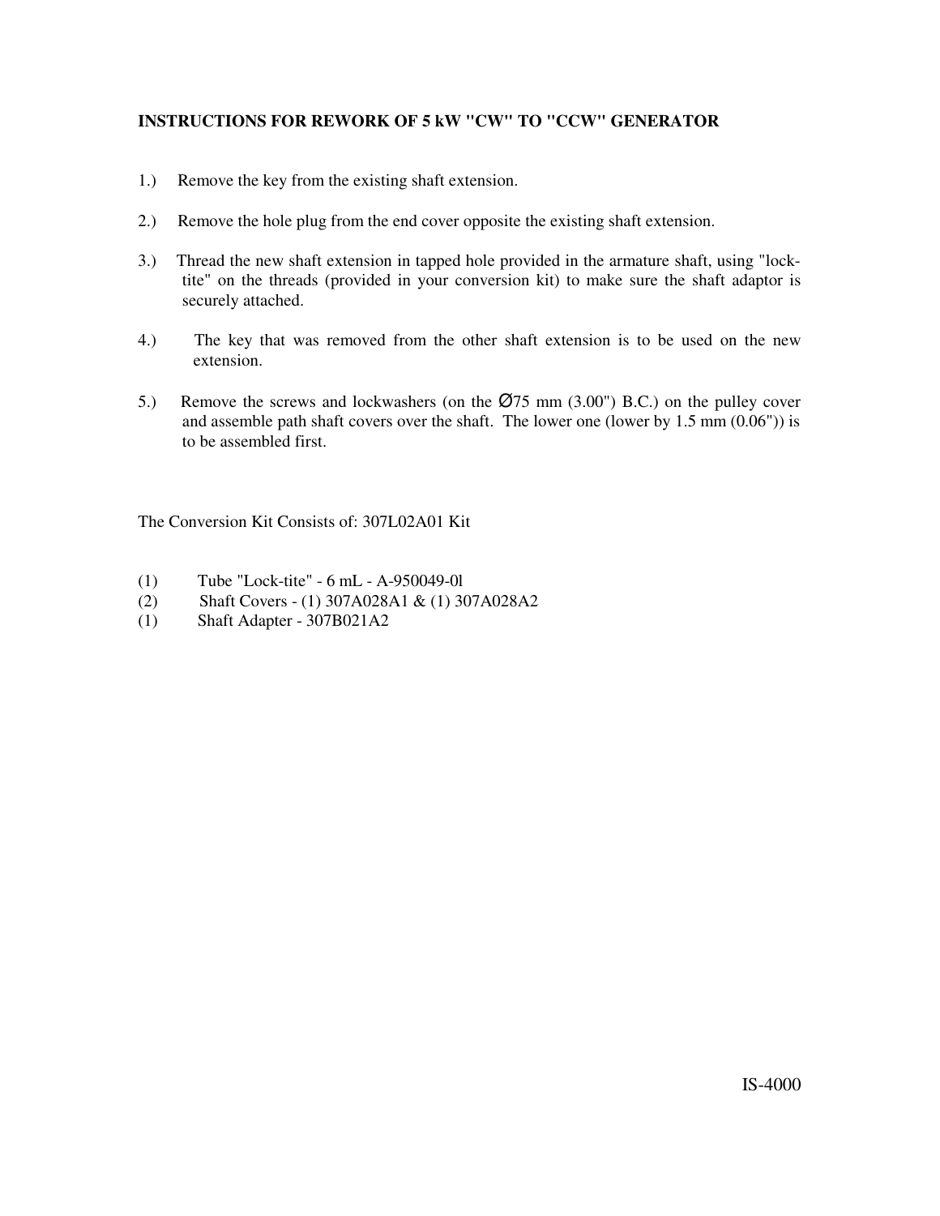**INSTRUCTIONS FOR REWORK OF 5 kW "CW" TO "CCW" GENERATOR**

1.) Remove the key from the existing shaft extension.

2.) Remove the hole plug from the end cover opposite the existing shaft extension.

3.) Thread the new shaft extension in tapped hole provided in the armature shaft, using "lock-tite" on the threads (provided in your conversion kit) to make sure the shaft adaptor is securely attached.

4.) The key that was removed from the other shaft extension is to be used on the new extension.

5.) Remove the screws and lockwashers (on the Ø75 mm (3.00") B.C.) on the pulley cover and assemble path shaft covers over the shaft. The lower one (lower by 1.5 mm (0.06")) is to be assembled first.

The Conversion Kit Consists of: 307L02A01 Kit

(1) Tube "Lock-tite" - 6 mL - A-950049-0l
(2) Shaft Covers - (1) 307A028A1 & (1) 307A028A2
(1) Shaft Adapter - 307B021A2

IS-4000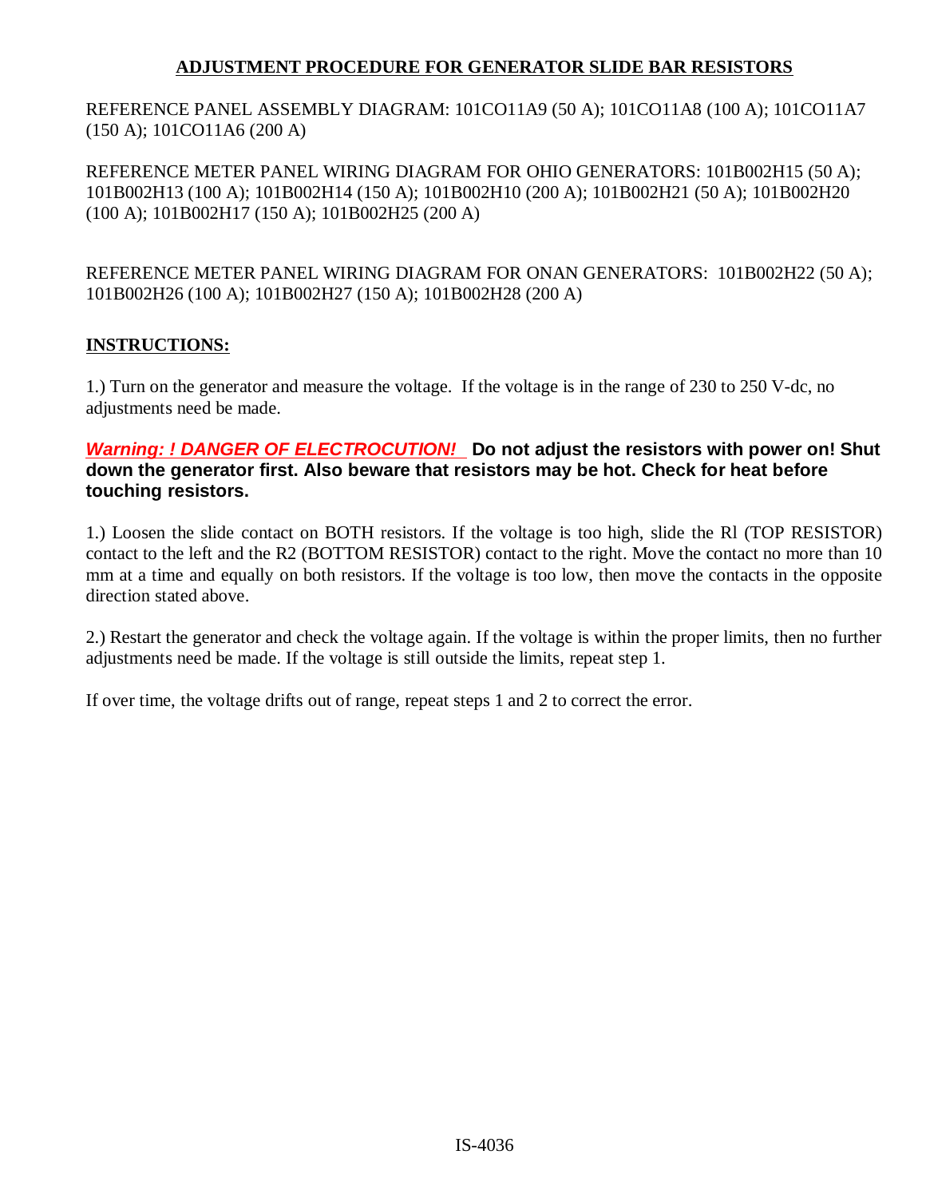## ADJUSTMENT PROCEDURE FOR GENERATOR SLIDE BAR RESISTORS

REFERENCE PANEL ASSEMBLY DIAGRAM: 101CO11A9 (50 A); 101CO11A8 (100 A); 101CO11A7 (150 A); 101CO11A6 (200 A)

REFERENCE METER PANEL WIRING DIAGRAM FOR OHIO GENERATORS: 101B002H15 (50 A); 101B002H13 (100 A); 101B002H14 (150 A); 101B002H10 (200 A); 101B002H21 (50 A); 101B002H20 (100 A); 101B002H17 (150 A); 101B002H25 (200 A)

REFERENCE METER PANEL WIRING DIAGRAM FOR ONAN GENERATORS: 101B002H22 (50 A); 101B002H26 (100 A); 101B002H27 (150 A); 101B002H28 (200 A)

**INSTRUCTIONS:**

1.) Turn on the generator and measure the voltage. If the voltage is in the range of 230 to 250 V-dc, no adjustments need be made.

***Warning: ! DANGER OF ELECTROCUTION!*** **Do not adjust the resistors with power on! Shut down the generator first. Also beware that resistors may be hot. Check for heat before touching resistors.**

1.) Loosen the slide contact on BOTH resistors. If the voltage is too high, slide the Rl (TOP RESISTOR) contact to the left and the R2 (BOTTOM RESISTOR) contact to the right. Move the contact no more than 10 mm at a time and equally on both resistors. If the voltage is too low, then move the contacts in the opposite direction stated above.

2.) Restart the generator and check the voltage again. If the voltage is within the proper limits, then no further adjustments need be made. If the voltage is still outside the limits, repeat step 1.

If over time, the voltage drifts out of range, repeat steps 1 and 2 to correct the error.

IS-4036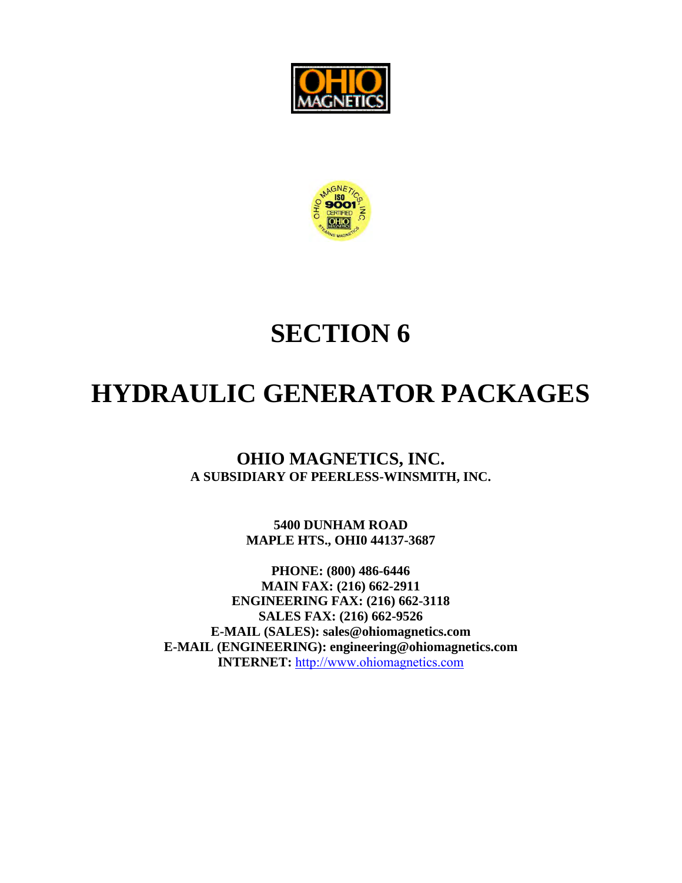# SECTION 6

# HYDRAULIC GENERATOR PACKAGES

**OHIO MAGNETICS, INC.**
**A SUBSIDIARY OF PEERLESS-WINSMITH, INC.**

**5400 DUNHAM ROAD**
**MAPLE HTS., OHI0 44137-3687**

**PHONE: (800) 486-6446**
**MAIN FAX: (216) 662-2911**
**ENGINEERING FAX: (216) 662-3118**
**SALES FAX: (216) 662-9526**
**E-MAIL (SALES): sales@ohiomagnetics.com**
**E-MAIL (ENGINEERING): engineering@ohiomagnetics.com**
**INTERNET:** http://www.ohiomagnetics.com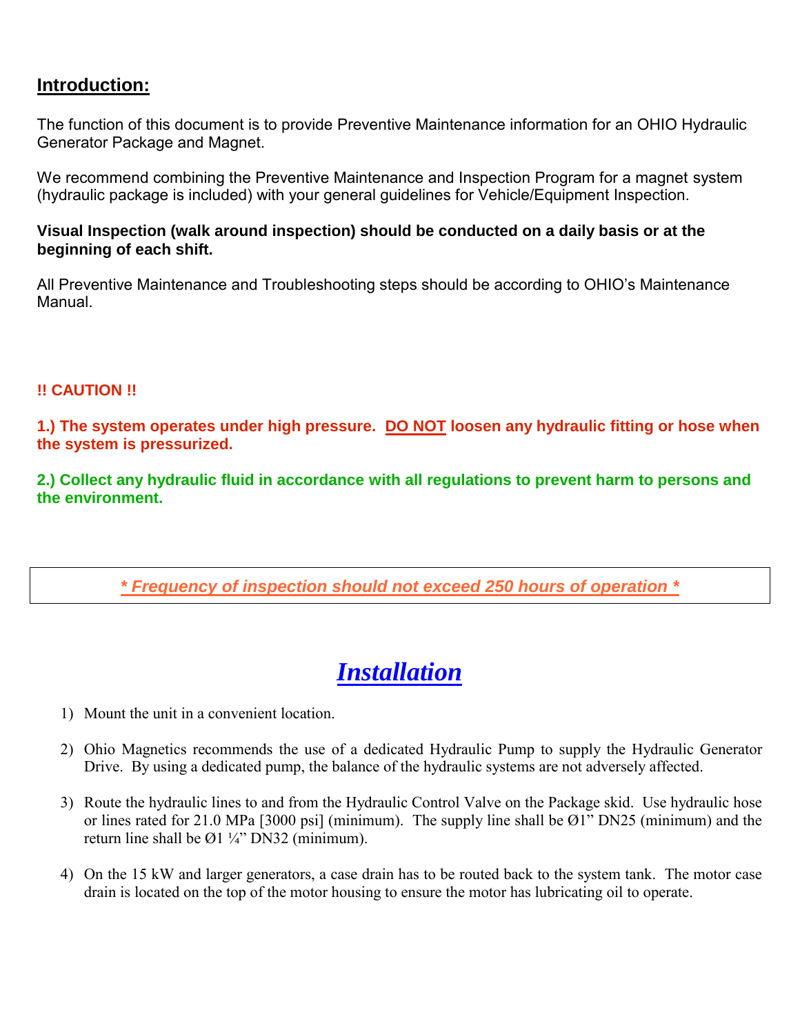## **Introduction:**

The function of this document is to provide Preventive Maintenance information for an OHIO Hydraulic Generator Package and Magnet.

We recommend combining the Preventive Maintenance and Inspection Program for a magnet system (hydraulic package is included) with your general guidelines for Vehicle/Equipment Inspection.

**Visual Inspection (walk around inspection) should be conducted on a daily basis or at the beginning of each shift.**

All Preventive Maintenance and Troubleshooting steps should be according to OHIO's Maintenance Manual.

**!! CAUTION !!**

**1.) The system operates under high pressure. DO NOT loosen any hydraulic fitting or hose when the system is pressurized.**

**2.) Collect any hydraulic fluid in accordance with all regulations to prevent harm to persons and the environment.**

***\* Frequency of inspection should not exceed 250 hours of operation \****

# ***Installation***

1) Mount the unit in a convenient location.

2) Ohio Magnetics recommends the use of a dedicated Hydraulic Pump to supply the Hydraulic Generator Drive. By using a dedicated pump, the balance of the hydraulic systems are not adversely affected.

3) Route the hydraulic lines to and from the Hydraulic Control Valve on the Package skid. Use hydraulic hose or lines rated for 21.0 MPa [3000 psi] (minimum). The supply line shall be Ø1" DN25 (minimum) and the return line shall be Ø1 ¼" DN32 (minimum).

4) On the 15 kW and larger generators, a case drain has to be routed back to the system tank. The motor case drain is located on the top of the motor housing to ensure the motor has lubricating oil to operate.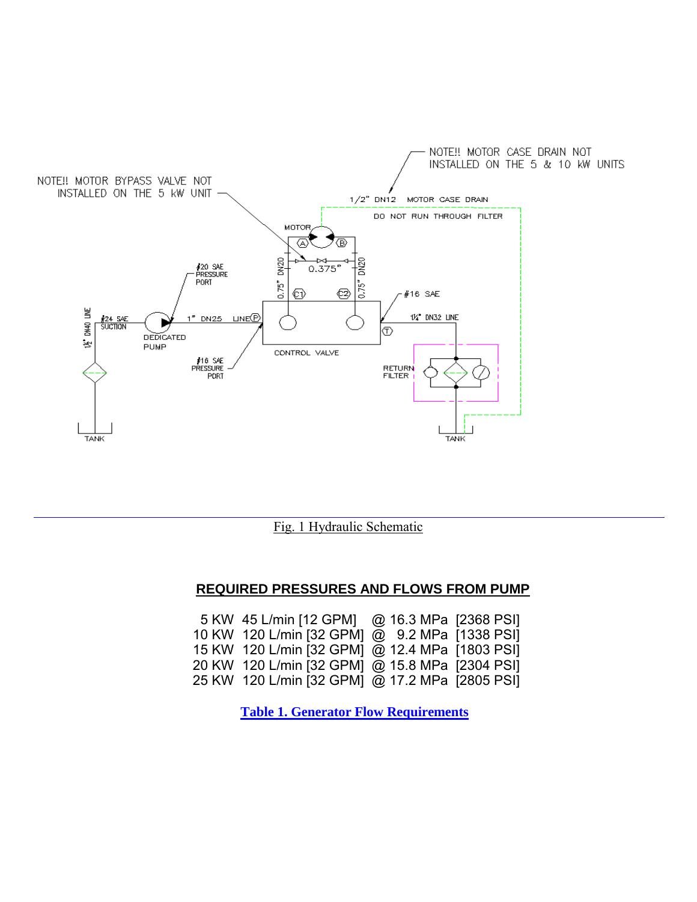Fig. 1 Hydraulic Schematic

## REQUIRED PRESSURES AND FLOWS FROM PUMP

| | | | |
|---|---|---|---|
| 5 KW | 45 L/min [12 GPM] | @ 16.3 MPa | [2368 PSI] |
| 10 KW | 120 L/min [32 GPM] | @ 9.2 MPa | [1338 PSI] |
| 15 KW | 120 L/min [32 GPM] | @ 12.4 MPa | [1803 PSI] |
| 20 KW | 120 L/min [32 GPM] | @ 15.8 MPa | [2304 PSI] |
| 25 KW | 120 L/min [32 GPM] | @ 17.2 MPa | [2805 PSI] |

**Table 1. Generator Flow Requirements**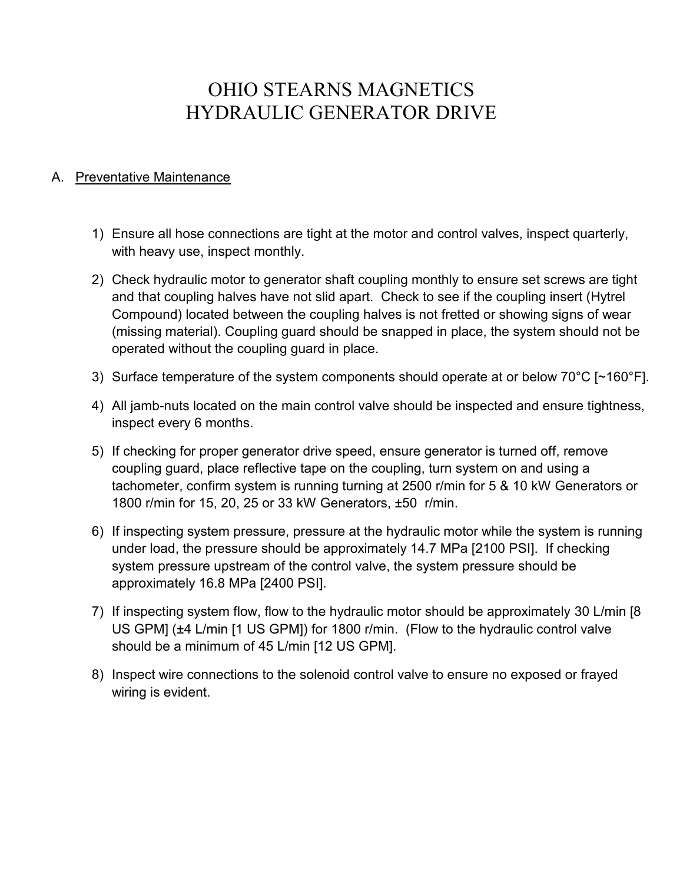# OHIO STEARNS MAGNETICS
# HYDRAULIC GENERATOR DRIVE

## A. Preventative Maintenance

1) Ensure all hose connections are tight at the motor and control valves, inspect quarterly, with heavy use, inspect monthly.

2) Check hydraulic motor to generator shaft coupling monthly to ensure set screws are tight and that coupling halves have not slid apart. Check to see if the coupling insert (Hytrel Compound) located between the coupling halves is not fretted or showing signs of wear (missing material). Coupling guard should be snapped in place, the system should not be operated without the coupling guard in place.

3) Surface temperature of the system components should operate at or below 70°C [~160°F].

4) All jamb-nuts located on the main control valve should be inspected and ensure tightness, inspect every 6 months.

5) If checking for proper generator drive speed, ensure generator is turned off, remove coupling guard, place reflective tape on the coupling, turn system on and using a tachometer, confirm system is running turning at 2500 r/min for 5 & 10 kW Generators or 1800 r/min for 15, 20, 25 or 33 kW Generators, ±50 r/min.

6) If inspecting system pressure, pressure at the hydraulic motor while the system is running under load, the pressure should be approximately 14.7 MPa [2100 PSI]. If checking system pressure upstream of the control valve, the system pressure should be approximately 16.8 MPa [2400 PSI].

7) If inspecting system flow, flow to the hydraulic motor should be approximately 30 L/min [8 US GPM] (±4 L/min [1 US GPM]) for 1800 r/min. (Flow to the hydraulic control valve should be a minimum of 45 L/min [12 US GPM].

8) Inspect wire connections to the solenoid control valve to ensure no exposed or frayed wiring is evident.